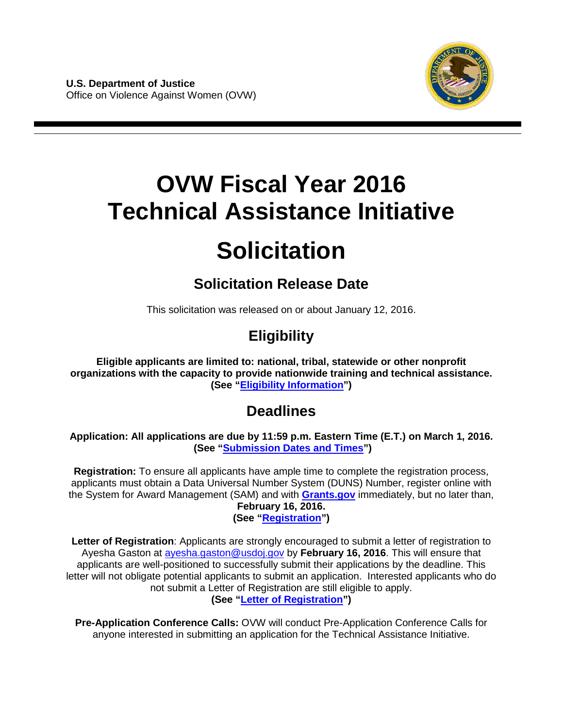**U.S. Department of Justice**
Office on Violence Against Women (OVW)

# OVW Fiscal Year 2016 Technical Assistance Initiative

# Solicitation

## Solicitation Release Date

This solicitation was released on or about January 12, 2016.

## Eligibility

**Eligible applicants are limited to: national, tribal, statewide or other nonprofit organizations with the capacity to provide nationwide training and technical assistance. (See "Eligibility Information")**

## Deadlines

**Application: All applications are due by 11:59 p.m. Eastern Time (E.T.) on March 1, 2016. (See "Submission Dates and Times")**

**Registration:** To ensure all applicants have ample time to complete the registration process, applicants must obtain a Data Universal Number System (DUNS) Number, register online with the System for Award Management (SAM) and with **Grants.gov** immediately, but no later than, **February 16, 2016. (See "Registration")**

**Letter of Registration**: Applicants are strongly encouraged to submit a letter of registration to Ayesha Gaston at ayesha.gaston@usdoj.gov by **February 16, 2016**. This will ensure that applicants are well-positioned to successfully submit their applications by the deadline. This letter will not obligate potential applicants to submit an application. Interested applicants who do not submit a Letter of Registration are still eligible to apply. **(See "Letter of Registration")**

**Pre-Application Conference Calls:** OVW will conduct Pre-Application Conference Calls for anyone interested in submitting an application for the Technical Assistance Initiative.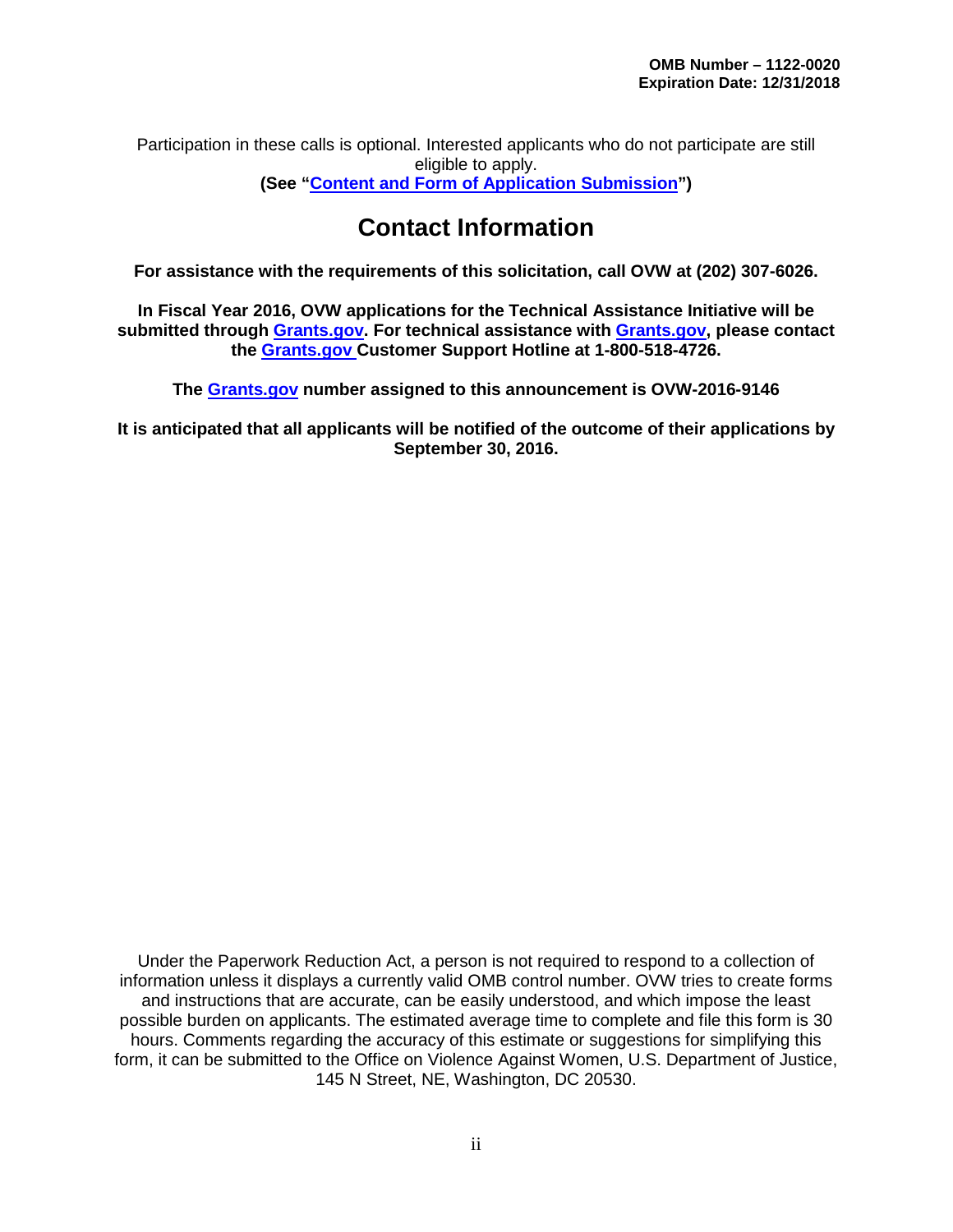Participation in these calls is optional. Interested applicants who do not participate are still eligible to apply.

**(See "Content and Form of Application Submission")**

## Contact Information

**For assistance with the requirements of this solicitation, call OVW at (202) 307-6026.**

**In Fiscal Year 2016, OVW applications for the Technical Assistance Initiative will be submitted through Grants.gov. For technical assistance with Grants.gov, please contact the Grants.gov Customer Support Hotline at 1-800-518-4726.**

**The Grants.gov number assigned to this announcement is OVW-2016-9146**

**It is anticipated that all applicants will be notified of the outcome of their applications by September 30, 2016.**

Under the Paperwork Reduction Act, a person is not required to respond to a collection of information unless it displays a currently valid OMB control number. OVW tries to create forms and instructions that are accurate, can be easily understood, and which impose the least possible burden on applicants. The estimated average time to complete and file this form is 30 hours. Comments regarding the accuracy of this estimate or suggestions for simplifying this form, it can be submitted to the Office on Violence Against Women, U.S. Department of Justice, 145 N Street, NE, Washington, DC 20530.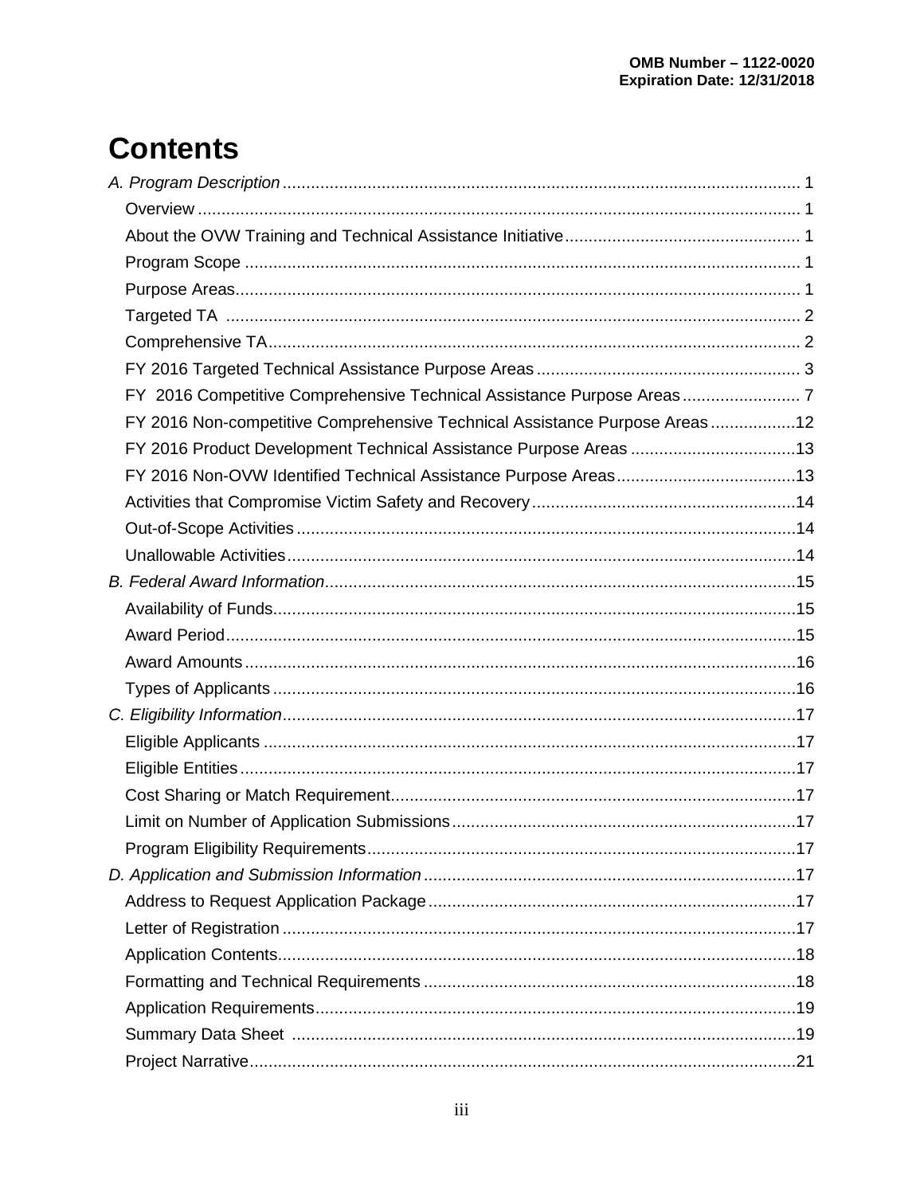OMB Number – 1122-0020
Expiration Date: 12/31/2018

# Contents

*A. Program Description* ..... 1
- Overview ..... 1
- About the OVW Training and Technical Assistance Initiative ..... 1
- Program Scope ..... 1
- Purpose Areas ..... 1
- Targeted TA ..... 2
- Comprehensive TA ..... 2
- FY 2016 Targeted Technical Assistance Purpose Areas ..... 3
- FY 2016 Competitive Comprehensive Technical Assistance Purpose Areas ..... 7
- FY 2016 Non-competitive Comprehensive Technical Assistance Purpose Areas ..... 12
- FY 2016 Product Development Technical Assistance Purpose Areas ..... 13
- FY 2016 Non-OVW Identified Technical Assistance Purpose Areas ..... 13
- Activities that Compromise Victim Safety and Recovery ..... 14
- Out-of-Scope Activities ..... 14
- Unallowable Activities ..... 14

*B. Federal Award Information* ..... 15
- Availability of Funds ..... 15
- Award Period ..... 15
- Award Amounts ..... 16
- Types of Applicants ..... 16

*C. Eligibility Information* ..... 17
- Eligible Applicants ..... 17
- Eligible Entities ..... 17
- Cost Sharing or Match Requirement ..... 17
- Limit on Number of Application Submissions ..... 17
- Program Eligibility Requirements ..... 17

*D. Application and Submission Information* ..... 17
- Address to Request Application Package ..... 17
- Letter of Registration ..... 17
- Application Contents ..... 18
- Formatting and Technical Requirements ..... 18
- Application Requirements ..... 19
- Summary Data Sheet ..... 19
- Project Narrative ..... 21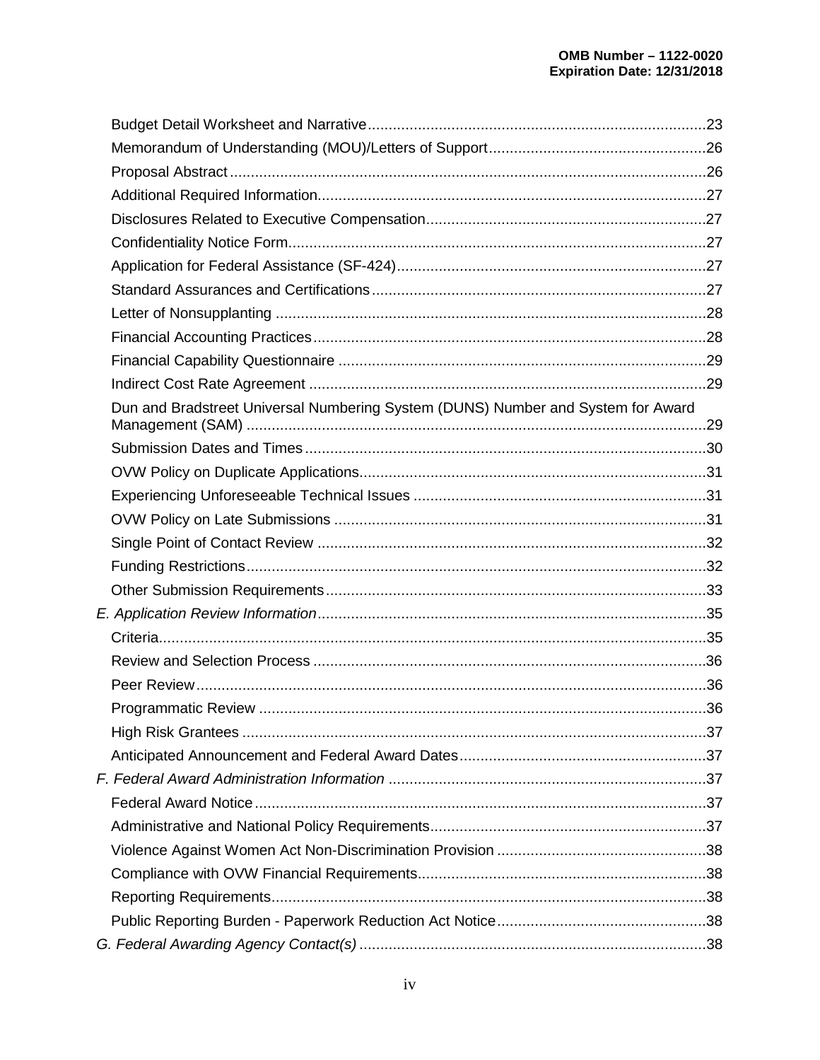Budget Detail Worksheet and Narrative ........ 23
Memorandum of Understanding (MOU)/Letters of Support ........ 26
Proposal Abstract ........ 26
Additional Required Information ........ 27
Disclosures Related to Executive Compensation ........ 27
Confidentiality Notice Form ........ 27
Application for Federal Assistance (SF-424) ........ 27
Standard Assurances and Certifications ........ 27
Letter of Nonsupplanting ........ 28
Financial Accounting Practices ........ 28
Financial Capability Questionnaire ........ 29
Indirect Cost Rate Agreement ........ 29
Dun and Bradstreet Universal Numbering System (DUNS) Number and System for Award Management (SAM) ........ 29
Submission Dates and Times ........ 30
OVW Policy on Duplicate Applications ........ 31
Experiencing Unforeseeable Technical Issues ........ 31
OVW Policy on Late Submissions ........ 31
Single Point of Contact Review ........ 32
Funding Restrictions ........ 32
Other Submission Requirements ........ 33

*E. Application Review Information* ........ 35

Criteria ........ 35
Review and Selection Process ........ 36
Peer Review ........ 36
Programmatic Review ........ 36
High Risk Grantees ........ 37
Anticipated Announcement and Federal Award Dates ........ 37

*F. Federal Award Administration Information* ........ 37

Federal Award Notice ........ 37
Administrative and National Policy Requirements ........ 37
Violence Against Women Act Non-Discrimination Provision ........ 38
Compliance with OVW Financial Requirements ........ 38
Reporting Requirements ........ 38
Public Reporting Burden - Paperwork Reduction Act Notice ........ 38

*G. Federal Awarding Agency Contact(s)* ........ 38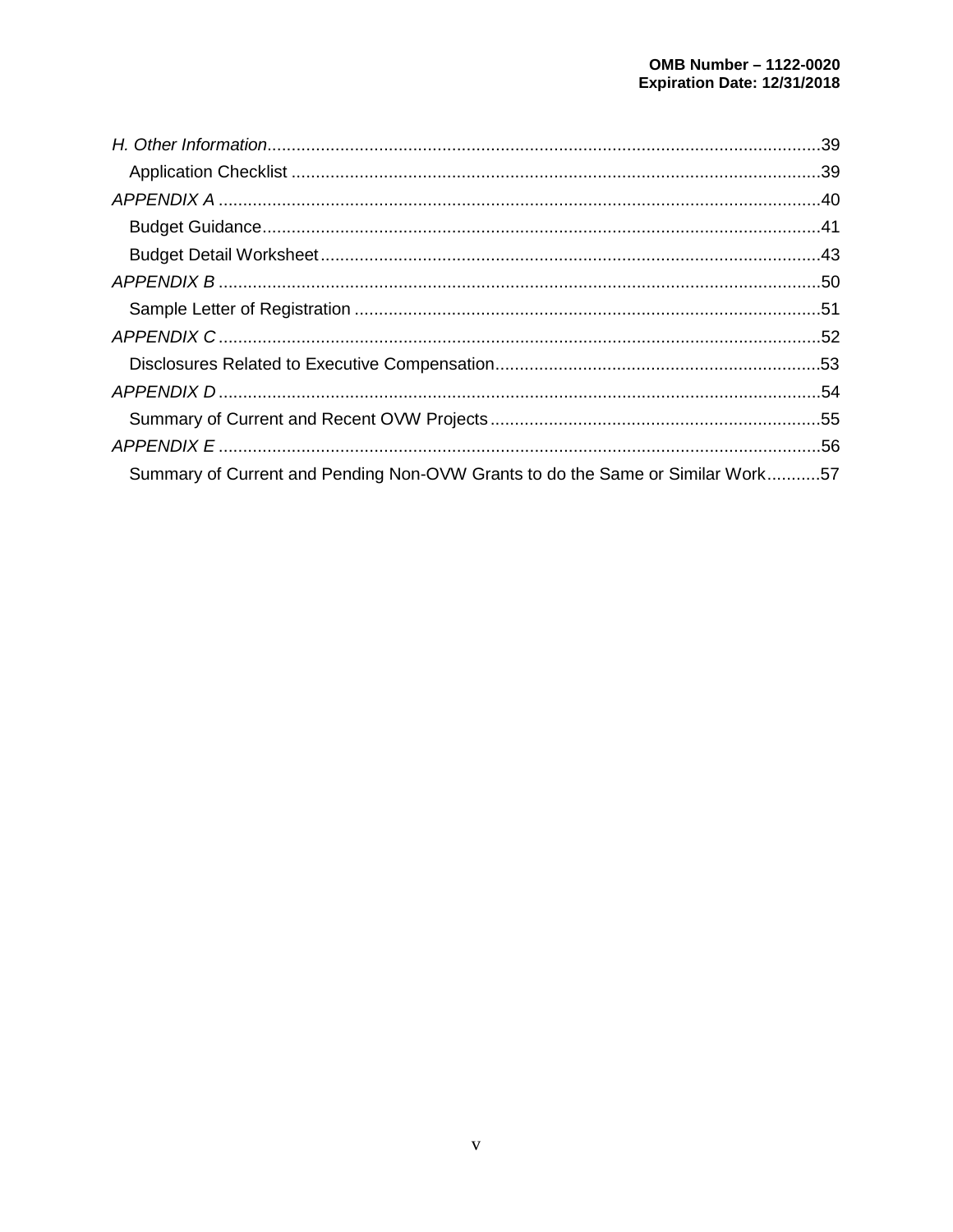*H. Other Information*.....39

Application Checklist .....39

*APPENDIX A* .....40

Budget Guidance.....41

Budget Detail Worksheet.....43

*APPENDIX B* .....50

Sample Letter of Registration .....51

*APPENDIX C* .....52

Disclosures Related to Executive Compensation.....53

*APPENDIX D* .....54

Summary of Current and Recent OVW Projects.....55

*APPENDIX E* .....56

Summary of Current and Pending Non-OVW Grants to do the Same or Similar Work.....57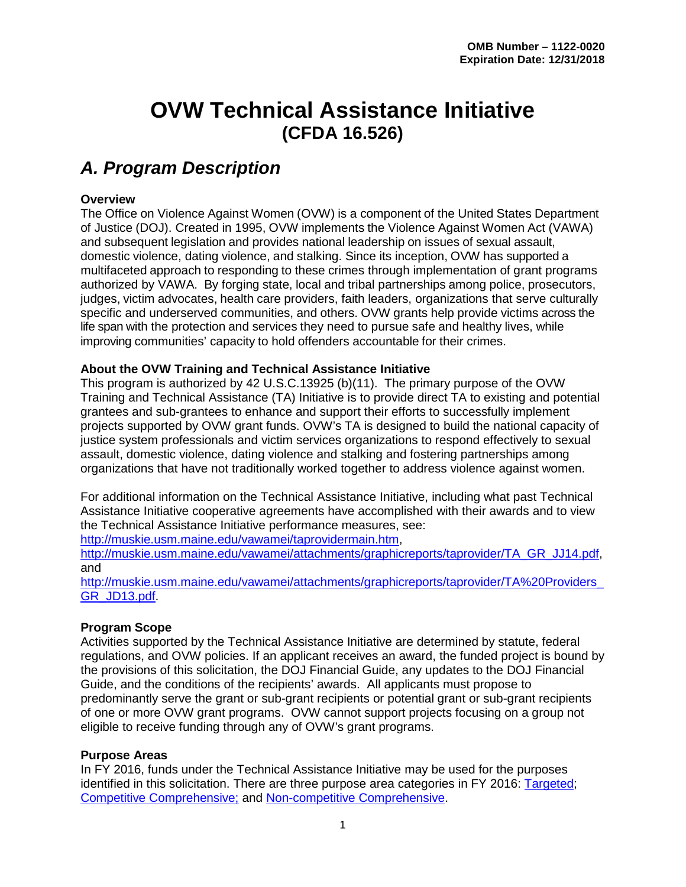**OMB Number – 1122-0020**
**Expiration Date: 12/31/2018**

# OVW Technical Assistance Initiative
## (CFDA 16.526)

## *A. Program Description*

**Overview**
The Office on Violence Against Women (OVW) is a component of the United States Department of Justice (DOJ). Created in 1995, OVW implements the Violence Against Women Act (VAWA) and subsequent legislation and provides national leadership on issues of sexual assault, domestic violence, dating violence, and stalking. Since its inception, OVW has supported a multifaceted approach to responding to these crimes through implementation of grant programs authorized by VAWA. By forging state, local and tribal partnerships among police, prosecutors, judges, victim advocates, health care providers, faith leaders, organizations that serve culturally specific and underserved communities, and others. OVW grants help provide victims across the life span with the protection and services they need to pursue safe and healthy lives, while improving communities' capacity to hold offenders accountable for their crimes.

**About the OVW Training and Technical Assistance Initiative**
This program is authorized by 42 U.S.C.13925 (b)(11). The primary purpose of the OVW Training and Technical Assistance (TA) Initiative is to provide direct TA to existing and potential grantees and sub-grantees to enhance and support their efforts to successfully implement projects supported by OVW grant funds. OVW's TA is designed to build the national capacity of justice system professionals and victim services organizations to respond effectively to sexual assault, domestic violence, dating violence and stalking and fostering partnerships among organizations that have not traditionally worked together to address violence against women.

For additional information on the Technical Assistance Initiative, including what past Technical Assistance Initiative cooperative agreements have accomplished with their awards and to view the Technical Assistance Initiative performance measures, see:
http://muskie.usm.maine.edu/vawamei/taprovidermain.htm,
http://muskie.usm.maine.edu/vawamei/attachments/graphicreports/taprovider/TA_GR_JJ14.pdf, and
http://muskie.usm.maine.edu/vawamei/attachments/graphicreports/taprovider/TA%20Providers_GR_JD13.pdf.

**Program Scope**
Activities supported by the Technical Assistance Initiative are determined by statute, federal regulations, and OVW policies. If an applicant receives an award, the funded project is bound by the provisions of this solicitation, the DOJ Financial Guide, any updates to the DOJ Financial Guide, and the conditions of the recipients' awards. All applicants must propose to predominantly serve the grant or sub-grant recipients or potential grant or sub-grant recipients of one or more OVW grant programs. OVW cannot support projects focusing on a group not eligible to receive funding through any of OVW's grant programs.

**Purpose Areas**
In FY 2016, funds under the Technical Assistance Initiative may be used for the purposes identified in this solicitation. There are three purpose area categories in FY 2016: Targeted; Competitive Comprehensive; and Non-competitive Comprehensive.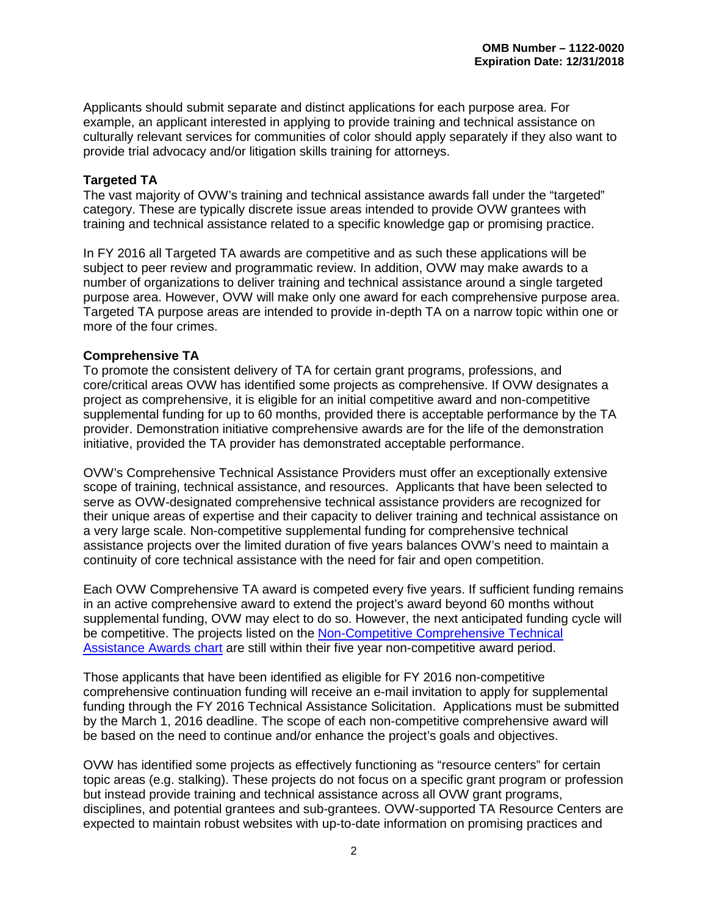Applicants should submit separate and distinct applications for each purpose area. For example, an applicant interested in applying to provide training and technical assistance on culturally relevant services for communities of color should apply separately if they also want to provide trial advocacy and/or litigation skills training for attorneys.

**Targeted TA**

The vast majority of OVW's training and technical assistance awards fall under the "targeted" category. These are typically discrete issue areas intended to provide OVW grantees with training and technical assistance related to a specific knowledge gap or promising practice.

In FY 2016 all Targeted TA awards are competitive and as such these applications will be subject to peer review and programmatic review. In addition, OVW may make awards to a number of organizations to deliver training and technical assistance around a single targeted purpose area. However, OVW will make only one award for each comprehensive purpose area. Targeted TA purpose areas are intended to provide in-depth TA on a narrow topic within one or more of the four crimes.

**Comprehensive TA**

To promote the consistent delivery of TA for certain grant programs, professions, and core/critical areas OVW has identified some projects as comprehensive. If OVW designates a project as comprehensive, it is eligible for an initial competitive award and non-competitive supplemental funding for up to 60 months, provided there is acceptable performance by the TA provider. Demonstration initiative comprehensive awards are for the life of the demonstration initiative, provided the TA provider has demonstrated acceptable performance.

OVW's Comprehensive Technical Assistance Providers must offer an exceptionally extensive scope of training, technical assistance, and resources. Applicants that have been selected to serve as OVW-designated comprehensive technical assistance providers are recognized for their unique areas of expertise and their capacity to deliver training and technical assistance on a very large scale. Non-competitive supplemental funding for comprehensive technical assistance projects over the limited duration of five years balances OVW's need to maintain a continuity of core technical assistance with the need for fair and open competition.

Each OVW Comprehensive TA award is competed every five years. If sufficient funding remains in an active comprehensive award to extend the project's award beyond 60 months without supplemental funding, OVW may elect to do so. However, the next anticipated funding cycle will be competitive. The projects listed on the Non-Competitive Comprehensive Technical Assistance Awards chart are still within their five year non-competitive award period.

Those applicants that have been identified as eligible for FY 2016 non-competitive comprehensive continuation funding will receive an e-mail invitation to apply for supplemental funding through the FY 2016 Technical Assistance Solicitation. Applications must be submitted by the March 1, 2016 deadline. The scope of each non-competitive comprehensive award will be based on the need to continue and/or enhance the project's goals and objectives.

OVW has identified some projects as effectively functioning as "resource centers" for certain topic areas (e.g. stalking). These projects do not focus on a specific grant program or profession but instead provide training and technical assistance across all OVW grant programs, disciplines, and potential grantees and sub-grantees. OVW-supported TA Resource Centers are expected to maintain robust websites with up-to-date information on promising practices and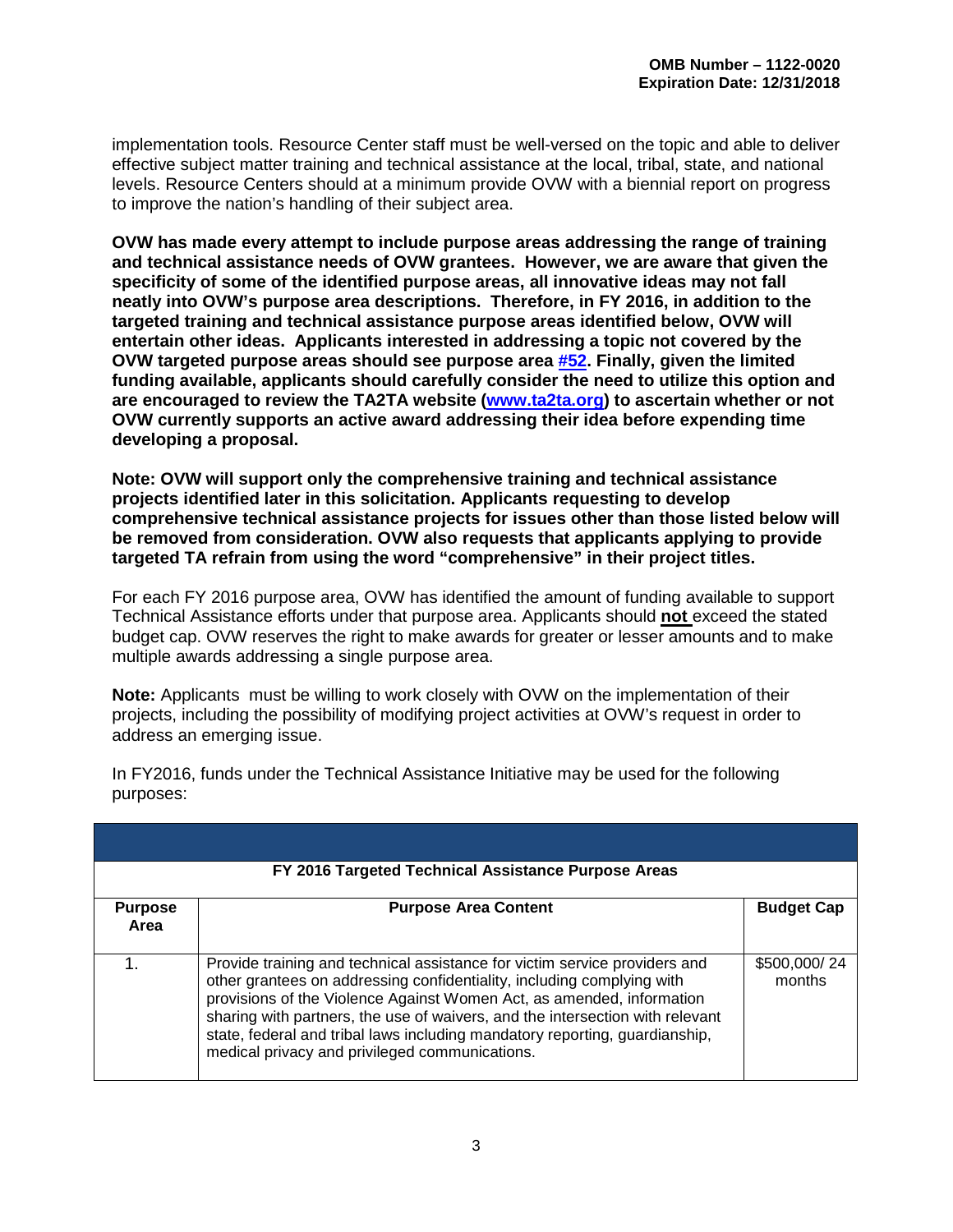implementation tools. Resource Center staff must be well-versed on the topic and able to deliver effective subject matter training and technical assistance at the local, tribal, state, and national levels. Resource Centers should at a minimum provide OVW with a biennial report on progress to improve the nation's handling of their subject area.

**OVW has made every attempt to include purpose areas addressing the range of training and technical assistance needs of OVW grantees. However, we are aware that given the specificity of some of the identified purpose areas, all innovative ideas may not fall neatly into OVW's purpose area descriptions. Therefore, in FY 2016, in addition to the targeted training and technical assistance purpose areas identified below, OVW will entertain other ideas. Applicants interested in addressing a topic not covered by the OVW targeted purpose areas should see purpose area [#52](#52). Finally, given the limited funding available, applicants should carefully consider the need to utilize this option and are encouraged to review the TA2TA website ([www.ta2ta.org](www.ta2ta.org)) to ascertain whether or not OVW currently supports an active award addressing their idea before expending time developing a proposal.**

**Note: OVW will support only the comprehensive training and technical assistance projects identified later in this solicitation. Applicants requesting to develop comprehensive technical assistance projects for issues other than those listed below will be removed from consideration. OVW also requests that applicants applying to provide targeted TA refrain from using the word "comprehensive" in their project titles.**

For each FY 2016 purpose area, OVW has identified the amount of funding available to support Technical Assistance efforts under that purpose area. Applicants should **not** exceed the stated budget cap. OVW reserves the right to make awards for greater or lesser amounts and to make multiple awards addressing a single purpose area.

**Note:** Applicants must be willing to work closely with OVW on the implementation of their projects, including the possibility of modifying project activities at OVW's request in order to address an emerging issue.

In FY2016, funds under the Technical Assistance Initiative may be used for the following purposes:

| FY 2016 Targeted Technical Assistance Purpose Areas | | |
|---|---|---|
| **Purpose Area** | **Purpose Area Content** | **Budget Cap** |
| 1. | Provide training and technical assistance for victim service providers and other grantees on addressing confidentiality, including complying with provisions of the Violence Against Women Act, as amended, information sharing with partners, the use of waivers, and the intersection with relevant state, federal and tribal laws including mandatory reporting, guardianship, medical privacy and privileged communications. | \$500,000/ 24 months |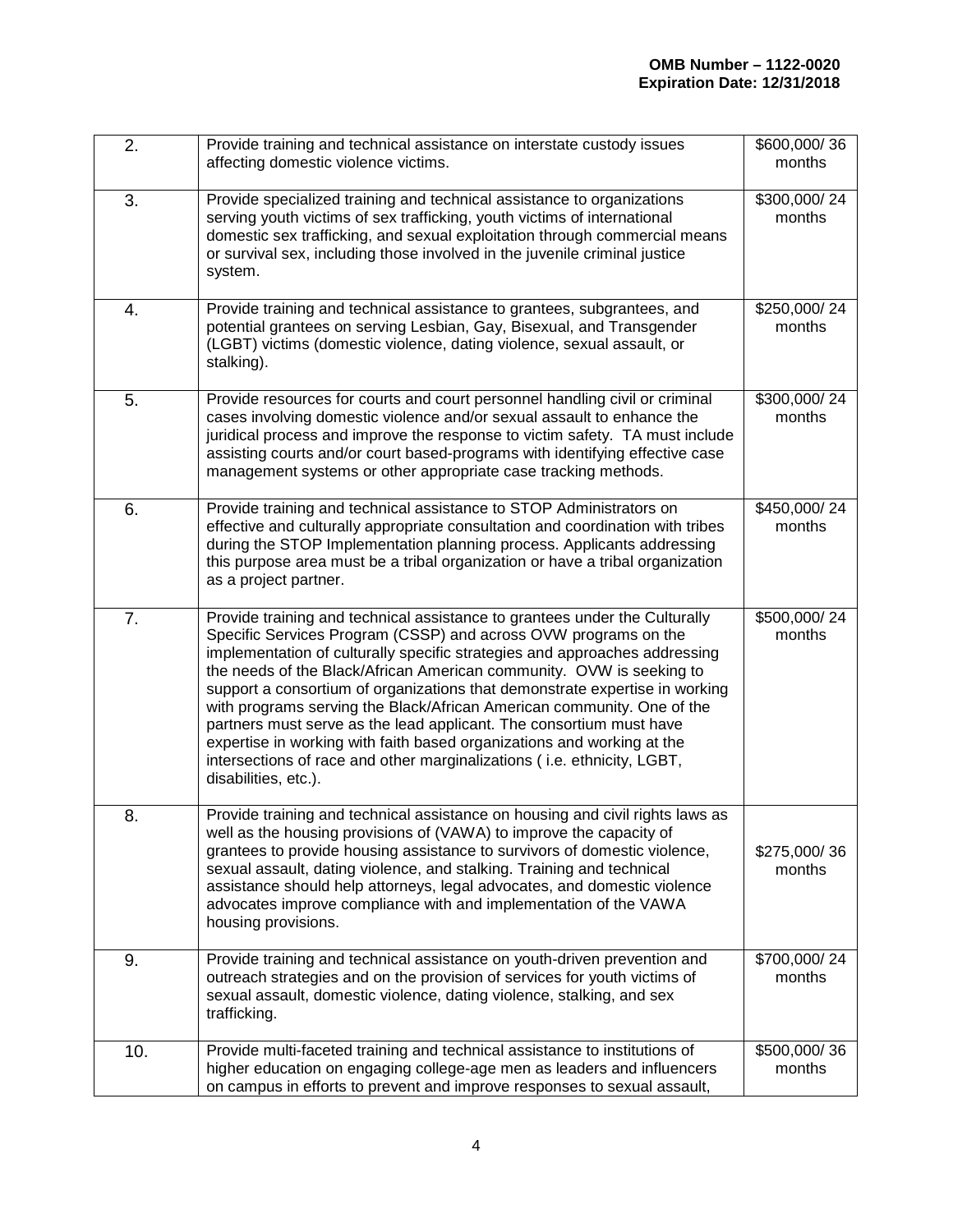| | | |
|---|---|---|
| 2. | Provide training and technical assistance on interstate custody issues affecting domestic violence victims. | $600,000/ 36 months |
| 3. | Provide specialized training and technical assistance to organizations serving youth victims of sex trafficking, youth victims of international domestic sex trafficking, and sexual exploitation through commercial means or survival sex, including those involved in the juvenile criminal justice system. | $300,000/ 24 months |
| 4. | Provide training and technical assistance to grantees, subgrantees, and potential grantees on serving Lesbian, Gay, Bisexual, and Transgender (LGBT) victims (domestic violence, dating violence, sexual assault, or stalking). | $250,000/ 24 months |
| 5. | Provide resources for courts and court personnel handling civil or criminal cases involving domestic violence and/or sexual assault to enhance the juridical process and improve the response to victim safety. TA must include assisting courts and/or court based-programs with identifying effective case management systems or other appropriate case tracking methods. | $300,000/ 24 months |
| 6. | Provide training and technical assistance to STOP Administrators on effective and culturally appropriate consultation and coordination with tribes during the STOP Implementation planning process. Applicants addressing this purpose area must be a tribal organization or have a tribal organization as a project partner. | $450,000/ 24 months |
| 7. | Provide training and technical assistance to grantees under the Culturally Specific Services Program (CSSP) and across OVW programs on the implementation of culturally specific strategies and approaches addressing the needs of the Black/African American community. OVW is seeking to support a consortium of organizations that demonstrate expertise in working with programs serving the Black/African American community. One of the partners must serve as the lead applicant. The consortium must have expertise in working with faith based organizations and working at the intersections of race and other marginalizations ( i.e. ethnicity, LGBT, disabilities, etc.). | $500,000/ 24 months |
| 8. | Provide training and technical assistance on housing and civil rights laws as well as the housing provisions of (VAWA) to improve the capacity of grantees to provide housing assistance to survivors of domestic violence, sexual assault, dating violence, and stalking. Training and technical assistance should help attorneys, legal advocates, and domestic violence advocates improve compliance with and implementation of the VAWA housing provisions. | $275,000/ 36 months |
| 9. | Provide training and technical assistance on youth-driven prevention and outreach strategies and on the provision of services for youth victims of sexual assault, domestic violence, dating violence, stalking, and sex trafficking. | $700,000/ 24 months |
| 10. | Provide multi-faceted training and technical assistance to institutions of higher education on engaging college-age men as leaders and influencers on campus in efforts to prevent and improve responses to sexual assault, | $500,000/ 36 months |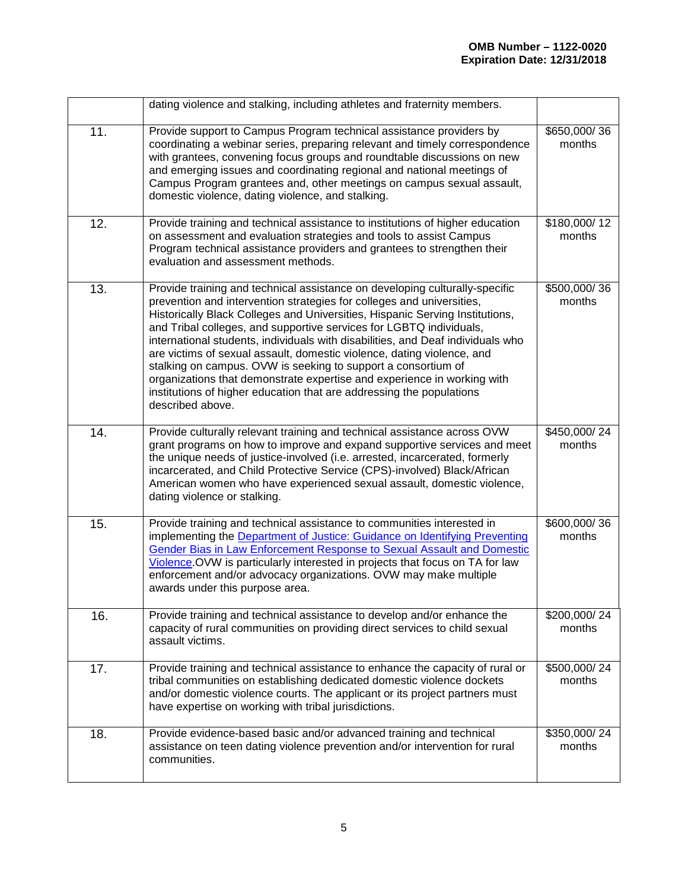|  |  |  |
|---|---|---|
|  | dating violence and stalking, including athletes and fraternity members. |  |
| 11. | Provide support to Campus Program technical assistance providers by coordinating a webinar series, preparing relevant and timely correspondence with grantees, convening focus groups and roundtable discussions on new and emerging issues and coordinating regional and national meetings of Campus Program grantees and, other meetings on campus sexual assault, domestic violence, dating violence, and stalking. | $650,000/ 36 months |
| 12. | Provide training and technical assistance to institutions of higher education on assessment and evaluation strategies and tools to assist Campus Program technical assistance providers and grantees to strengthen their evaluation and assessment methods. | $180,000/ 12 months |
| 13. | Provide training and technical assistance on developing culturally-specific prevention and intervention strategies for colleges and universities, Historically Black Colleges and Universities, Hispanic Serving Institutions, and Tribal colleges, and supportive services for LGBTQ individuals, international students, individuals with disabilities, and Deaf individuals who are victims of sexual assault, domestic violence, dating violence, and stalking on campus. OVW is seeking to support a consortium of organizations that demonstrate expertise and experience in working with institutions of higher education that are addressing the populations described above. | $500,000/ 36 months |
| 14. | Provide culturally relevant training and technical assistance across OVW grant programs on how to improve and expand supportive services and meet the unique needs of justice-involved (i.e. arrested, incarcerated, formerly incarcerated, and Child Protective Service (CPS)-involved) Black/African American women who have experienced sexual assault, domestic violence, dating violence or stalking. | $450,000/ 24 months |
| 15. | Provide training and technical assistance to communities interested in implementing the Department of Justice: Guidance on Identifying Preventing Gender Bias in Law Enforcement Response to Sexual Assault and Domestic Violence.OVW is particularly interested in projects that focus on TA for law enforcement and/or advocacy organizations. OVW may make multiple awards under this purpose area. | $600,000/ 36 months |
| 16. | Provide training and technical assistance to develop and/or enhance the capacity of rural communities on providing direct services to child sexual assault victims. | $200,000/ 24 months |
| 17. | Provide training and technical assistance to enhance the capacity of rural or tribal communities on establishing dedicated domestic violence dockets and/or domestic violence courts. The applicant or its project partners must have expertise on working with tribal jurisdictions. | $500,000/ 24 months |
| 18. | Provide evidence-based basic and/or advanced training and technical assistance on teen dating violence prevention and/or intervention for rural communities. | $350,000/ 24 months |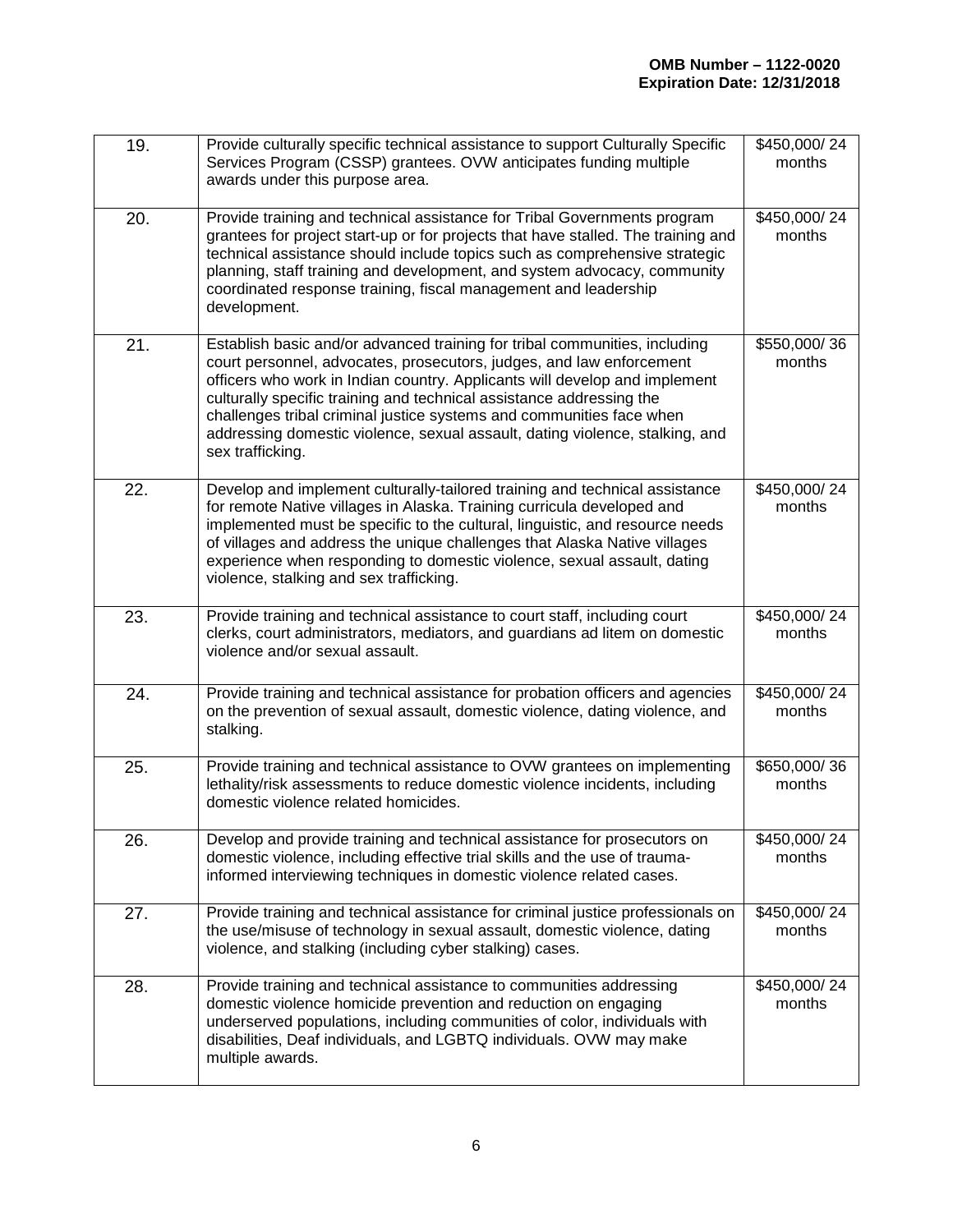| 19. | Provide culturally specific technical assistance to support Culturally Specific Services Program (CSSP) grantees. OVW anticipates funding multiple awards under this purpose area. | $450,000/ 24 months |
|---|---|---|
| 20. | Provide training and technical assistance for Tribal Governments program grantees for project start-up or for projects that have stalled. The training and technical assistance should include topics such as comprehensive strategic planning, staff training and development, and system advocacy, community coordinated response training, fiscal management and leadership development. | $450,000/ 24 months |
| 21. | Establish basic and/or advanced training for tribal communities, including court personnel, advocates, prosecutors, judges, and law enforcement officers who work in Indian country. Applicants will develop and implement culturally specific training and technical assistance addressing the challenges tribal criminal justice systems and communities face when addressing domestic violence, sexual assault, dating violence, stalking, and sex trafficking. | $550,000/ 36 months |
| 22. | Develop and implement culturally-tailored training and technical assistance for remote Native villages in Alaska. Training curricula developed and implemented must be specific to the cultural, linguistic, and resource needs of villages and address the unique challenges that Alaska Native villages experience when responding to domestic violence, sexual assault, dating violence, stalking and sex trafficking. | $450,000/ 24 months |
| 23. | Provide training and technical assistance to court staff, including court clerks, court administrators, mediators, and guardians ad litem on domestic violence and/or sexual assault. | $450,000/ 24 months |
| 24. | Provide training and technical assistance for probation officers and agencies on the prevention of sexual assault, domestic violence, dating violence, and stalking. | $450,000/ 24 months |
| 25. | Provide training and technical assistance to OVW grantees on implementing lethality/risk assessments to reduce domestic violence incidents, including domestic violence related homicides. | $650,000/ 36 months |
| 26. | Develop and provide training and technical assistance for prosecutors on domestic violence, including effective trial skills and the use of trauma-informed interviewing techniques in domestic violence related cases. | $450,000/ 24 months |
| 27. | Provide training and technical assistance for criminal justice professionals on the use/misuse of technology in sexual assault, domestic violence, dating violence, and stalking (including cyber stalking) cases. | $450,000/ 24 months |
| 28. | Provide training and technical assistance to communities addressing domestic violence homicide prevention and reduction on engaging underserved populations, including communities of color, individuals with disabilities, Deaf individuals, and LGBTQ individuals. OVW may make multiple awards. | $450,000/ 24 months |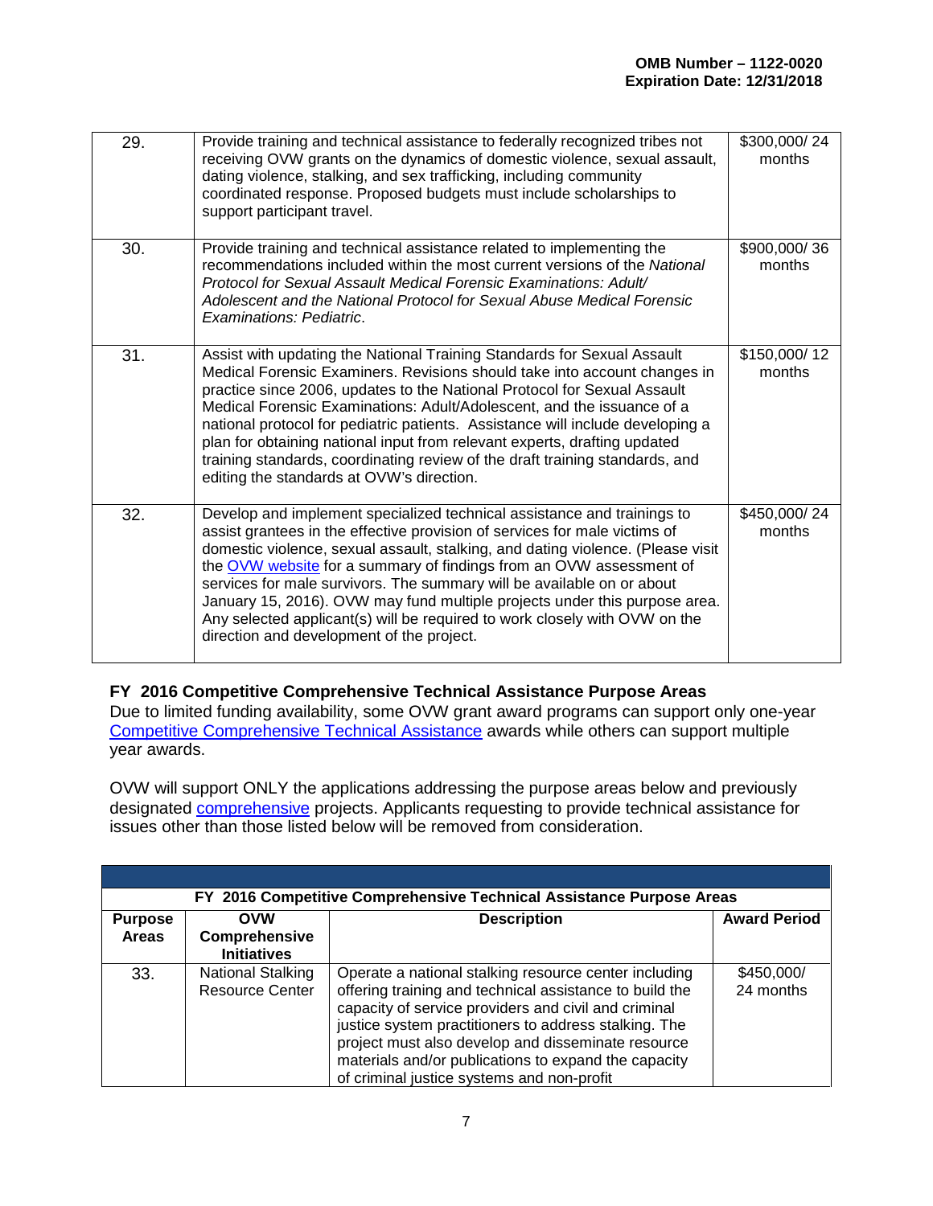| | | |
|---|---|---|
| 29. | Provide training and technical assistance to federally recognized tribes not receiving OVW grants on the dynamics of domestic violence, sexual assault, dating violence, stalking, and sex trafficking, including community coordinated response. Proposed budgets must include scholarships to support participant travel. | $300,000/ 24 months |
| 30. | Provide training and technical assistance related to implementing the recommendations included within the most current versions of the *National Protocol for Sexual Assault Medical Forensic Examinations: Adult/ Adolescent and the National Protocol for Sexual Abuse Medical Forensic Examinations: Pediatric*. | $900,000/ 36 months |
| 31. | Assist with updating the National Training Standards for Sexual Assault Medical Forensic Examiners. Revisions should take into account changes in practice since 2006, updates to the National Protocol for Sexual Assault Medical Forensic Examinations: Adult/Adolescent, and the issuance of a national protocol for pediatric patients. Assistance will include developing a plan for obtaining national input from relevant experts, drafting updated training standards, coordinating review of the draft training standards, and editing the standards at OVW's direction. | $150,000/ 12 months |
| 32. | Develop and implement specialized technical assistance and trainings to assist grantees in the effective provision of services for male victims of domestic violence, sexual assault, stalking, and dating violence. (Please visit the OVW website for a summary of findings from an OVW assessment of services for male survivors. The summary will be available on or about January 15, 2016). OVW may fund multiple projects under this purpose area. Any selected applicant(s) will be required to work closely with OVW on the direction and development of the project. | $450,000/ 24 months |

**FY 2016 Competitive Comprehensive Technical Assistance Purpose Areas**

Due to limited funding availability, some OVW grant award programs can support only one-year Competitive Comprehensive Technical Assistance awards while others can support multiple year awards.

OVW will support ONLY the applications addressing the purpose areas below and previously designated comprehensive projects. Applicants requesting to provide technical assistance for issues other than those listed below will be removed from consideration.

| FY 2016 Competitive Comprehensive Technical Assistance Purpose Areas | | | |
|---|---|---|---|
| **Purpose Areas** | **OVW Comprehensive Initiatives** | **Description** | **Award Period** |
| 33. | National Stalking Resource Center | Operate a national stalking resource center including offering training and technical assistance to build the capacity of service providers and civil and criminal justice system practitioners to address stalking. The project must also develop and disseminate resource materials and/or publications to expand the capacity of criminal justice systems and non-profit | $450,000/ 24 months |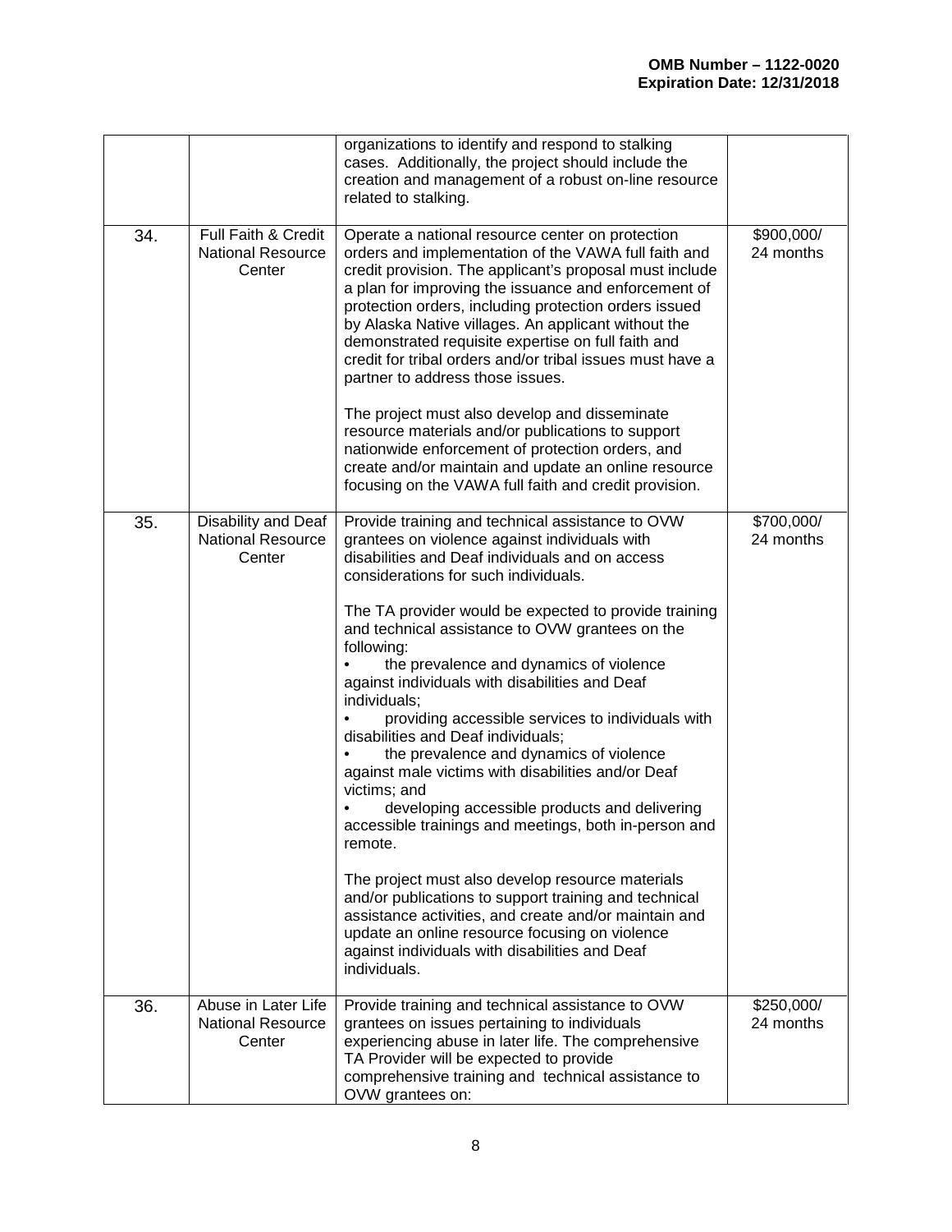| | | | |
|---|---|---|---|
| | | organizations to identify and respond to stalking cases. Additionally, the project should include the creation and management of a robust on-line resource related to stalking. | |
| 34. | Full Faith & Credit National Resource Center | Operate a national resource center on protection orders and implementation of the VAWA full faith and credit provision. The applicant's proposal must include a plan for improving the issuance and enforcement of protection orders, including protection orders issued by Alaska Native villages. An applicant without the demonstrated requisite expertise on full faith and credit for tribal orders and/or tribal issues must have a partner to address those issues.<br><br>The project must also develop and disseminate resource materials and/or publications to support nationwide enforcement of protection orders, and create and/or maintain and update an online resource focusing on the VAWA full faith and credit provision. | $900,000/ 24 months |
| 35. | Disability and Deaf National Resource Center | Provide training and technical assistance to OVW grantees on violence against individuals with disabilities and Deaf individuals and on access considerations for such individuals.<br><br>The TA provider would be expected to provide training and technical assistance to OVW grantees on the following:<br>• the prevalence and dynamics of violence against individuals with disabilities and Deaf individuals;<br>• providing accessible services to individuals with disabilities and Deaf individuals;<br>• the prevalence and dynamics of violence against male victims with disabilities and/or Deaf victims; and<br>• developing accessible products and delivering accessible trainings and meetings, both in-person and remote.<br><br>The project must also develop resource materials and/or publications to support training and technical assistance activities, and create and/or maintain and update an online resource focusing on violence against individuals with disabilities and Deaf individuals. | $700,000/ 24 months |
| 36. | Abuse in Later Life National Resource Center | Provide training and technical assistance to OVW grantees on issues pertaining to individuals experiencing abuse in later life. The comprehensive TA Provider will be expected to provide comprehensive training and technical assistance to OVW grantees on: | $250,000/ 24 months |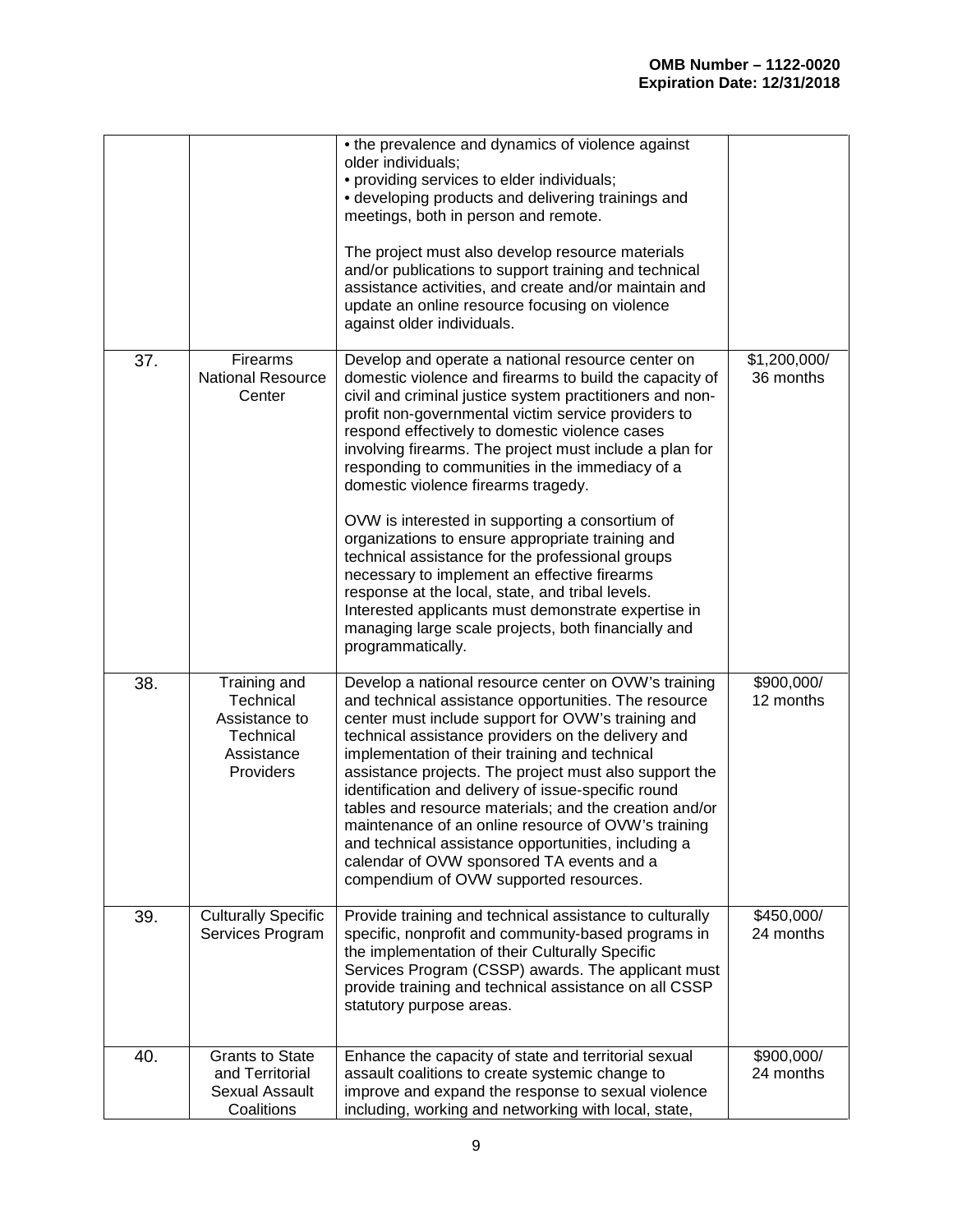| | | | |
|---|---|---|---|
| | | • the prevalence and dynamics of violence against older individuals;<br>• providing services to elder individuals;<br>• developing products and delivering trainings and meetings, both in person and remote.<br><br>The project must also develop resource materials and/or publications to support training and technical assistance activities, and create and/or maintain and update an online resource focusing on violence against older individuals. | |
| 37. | Firearms National Resource Center | Develop and operate a national resource center on domestic violence and firearms to build the capacity of civil and criminal justice system practitioners and non-profit non-governmental victim service providers to respond effectively to domestic violence cases involving firearms. The project must include a plan for responding to communities in the immediacy of a domestic violence firearms tragedy.<br><br>OVW is interested in supporting a consortium of organizations to ensure appropriate training and technical assistance for the professional groups necessary to implement an effective firearms response at the local, state, and tribal levels. Interested applicants must demonstrate expertise in managing large scale projects, both financially and programmatically. | $1,200,000/ 36 months |
| 38. | Training and Technical Assistance to Technical Assistance Providers | Develop a national resource center on OVW's training and technical assistance opportunities. The resource center must include support for OVW's training and technical assistance providers on the delivery and implementation of their training and technical assistance projects. The project must also support the identification and delivery of issue-specific round tables and resource materials; and the creation and/or maintenance of an online resource of OVW's training and technical assistance opportunities, including a calendar of OVW sponsored TA events and a compendium of OVW supported resources. | $900,000/ 12 months |
| 39. | Culturally Specific Services Program | Provide training and technical assistance to culturally specific, nonprofit and community-based programs in the implementation of their Culturally Specific Services Program (CSSP) awards. The applicant must provide training and technical assistance on all CSSP statutory purpose areas. | $450,000/ 24 months |
| 40. | Grants to State and Territorial Sexual Assault Coalitions | Enhance the capacity of state and territorial sexual assault coalitions to create systemic change to improve and expand the response to sexual violence including, working and networking with local, state, | $900,000/ 24 months |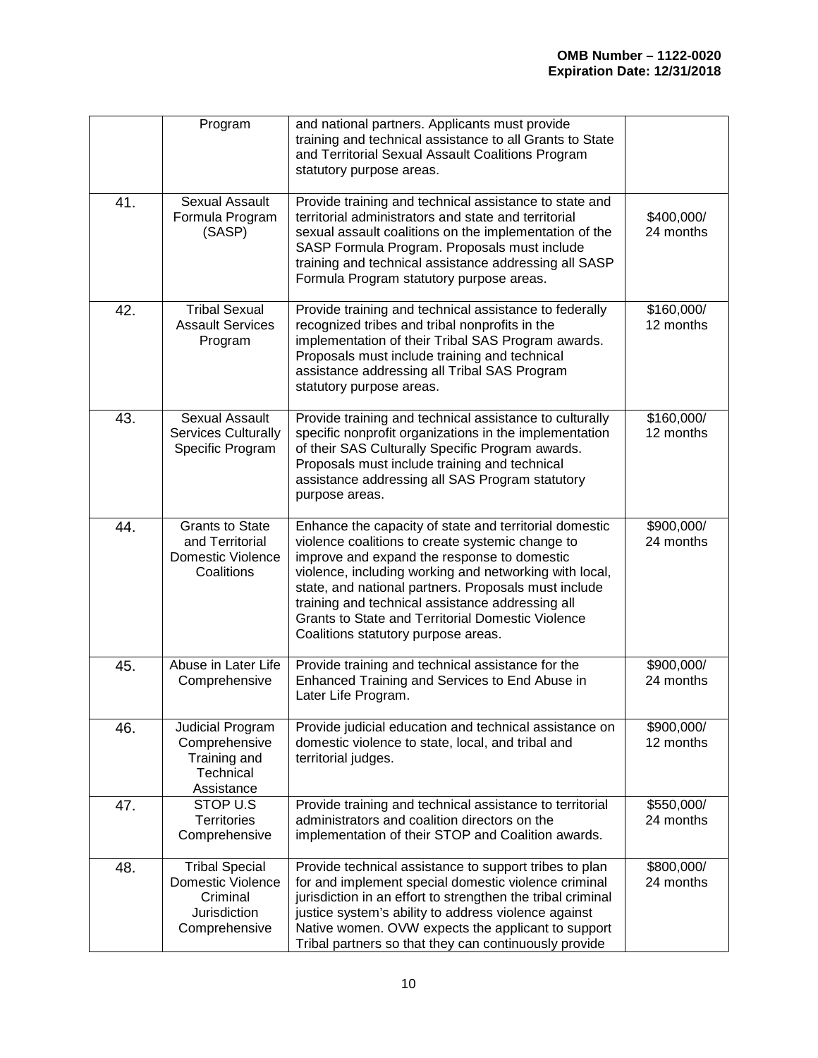| | | | |
|---|---|---|---|
| | Program | and national partners. Applicants must provide training and technical assistance to all Grants to State and Territorial Sexual Assault Coalitions Program statutory purpose areas. | |
| 41. | Sexual Assault Formula Program (SASP) | Provide training and technical assistance to state and territorial administrators and state and territorial sexual assault coalitions on the implementation of the SASP Formula Program. Proposals must include training and technical assistance addressing all SASP Formula Program statutory purpose areas. | $400,000/ 24 months |
| 42. | Tribal Sexual Assault Services Program | Provide training and technical assistance to federally recognized tribes and tribal nonprofits in the implementation of their Tribal SAS Program awards. Proposals must include training and technical assistance addressing all Tribal SAS Program statutory purpose areas. | $160,000/ 12 months |
| 43. | Sexual Assault Services Culturally Specific Program | Provide training and technical assistance to culturally specific nonprofit organizations in the implementation of their SAS Culturally Specific Program awards. Proposals must include training and technical assistance addressing all SAS Program statutory purpose areas. | $160,000/ 12 months |
| 44. | Grants to State and Territorial Domestic Violence Coalitions | Enhance the capacity of state and territorial domestic violence coalitions to create systemic change to improve and expand the response to domestic violence, including working and networking with local, state, and national partners. Proposals must include training and technical assistance addressing all Grants to State and Territorial Domestic Violence Coalitions statutory purpose areas. | $900,000/ 24 months |
| 45. | Abuse in Later Life Comprehensive | Provide training and technical assistance for the Enhanced Training and Services to End Abuse in Later Life Program. | $900,000/ 24 months |
| 46. | Judicial Program Comprehensive Training and Technical Assistance | Provide judicial education and technical assistance on domestic violence to state, local, and tribal and territorial judges. | $900,000/ 12 months |
| 47. | STOP U.S Territories Comprehensive | Provide training and technical assistance to territorial administrators and coalition directors on the implementation of their STOP and Coalition awards. | $550,000/ 24 months |
| 48. | Tribal Special Domestic Violence Criminal Jurisdiction Comprehensive | Provide technical assistance to support tribes to plan for and implement special domestic violence criminal jurisdiction in an effort to strengthen the tribal criminal justice system's ability to address violence against Native women. OVW expects the applicant to support Tribal partners so that they can continuously provide | $800,000/ 24 months |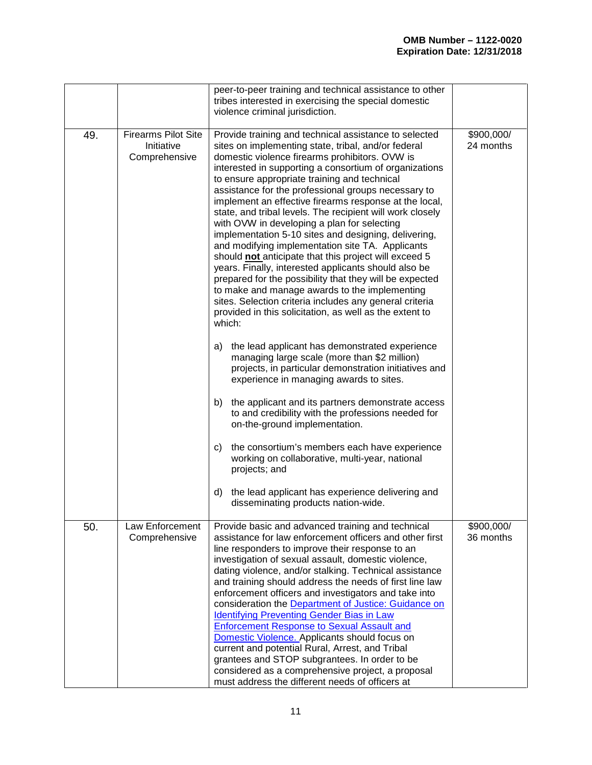| | | | |
|---|---|---|---|
| | | peer-to-peer training and technical assistance to other tribes interested in exercising the special domestic violence criminal jurisdiction. | |
| 49. | Firearms Pilot Site Initiative Comprehensive | Provide training and technical assistance to selected sites on implementing state, tribal, and/or federal domestic violence firearms prohibitors. OVW is interested in supporting a consortium of organizations to ensure appropriate training and technical assistance for the professional groups necessary to implement an effective firearms response at the local, state, and tribal levels. The recipient will work closely with OVW in developing a plan for selecting implementation 5-10 sites and designing, delivering, and modifying implementation site TA. Applicants should **not** anticipate that this project will exceed 5 years. Finally, interested applicants should also be prepared for the possibility that they will be expected to make and manage awards to the implementing sites. Selection criteria includes any general criteria provided in this solicitation, as well as the extent to which:<br><br>a) the lead applicant has demonstrated experience managing large scale (more than $2 million) projects, in particular demonstration initiatives and experience in managing awards to sites.<br><br>b) the applicant and its partners demonstrate access to and credibility with the professions needed for on-the-ground implementation.<br><br>c) the consortium's members each have experience working on collaborative, multi-year, national projects; and<br><br>d) the lead applicant has experience delivering and disseminating products nation-wide. | $900,000/ 24 months |
| 50. | Law Enforcement Comprehensive | Provide basic and advanced training and technical assistance for law enforcement officers and other first line responders to improve their response to an investigation of sexual assault, domestic violence, dating violence, and/or stalking. Technical assistance and training should address the needs of first line law enforcement officers and investigators and take into consideration the Department of Justice: Guidance on Identifying Preventing Gender Bias in Law Enforcement Response to Sexual Assault and Domestic Violence. Applicants should focus on current and potential Rural, Arrest, and Tribal grantees and STOP subgrantees. In order to be considered as a comprehensive project, a proposal must address the different needs of officers at | $900,000/ 36 months |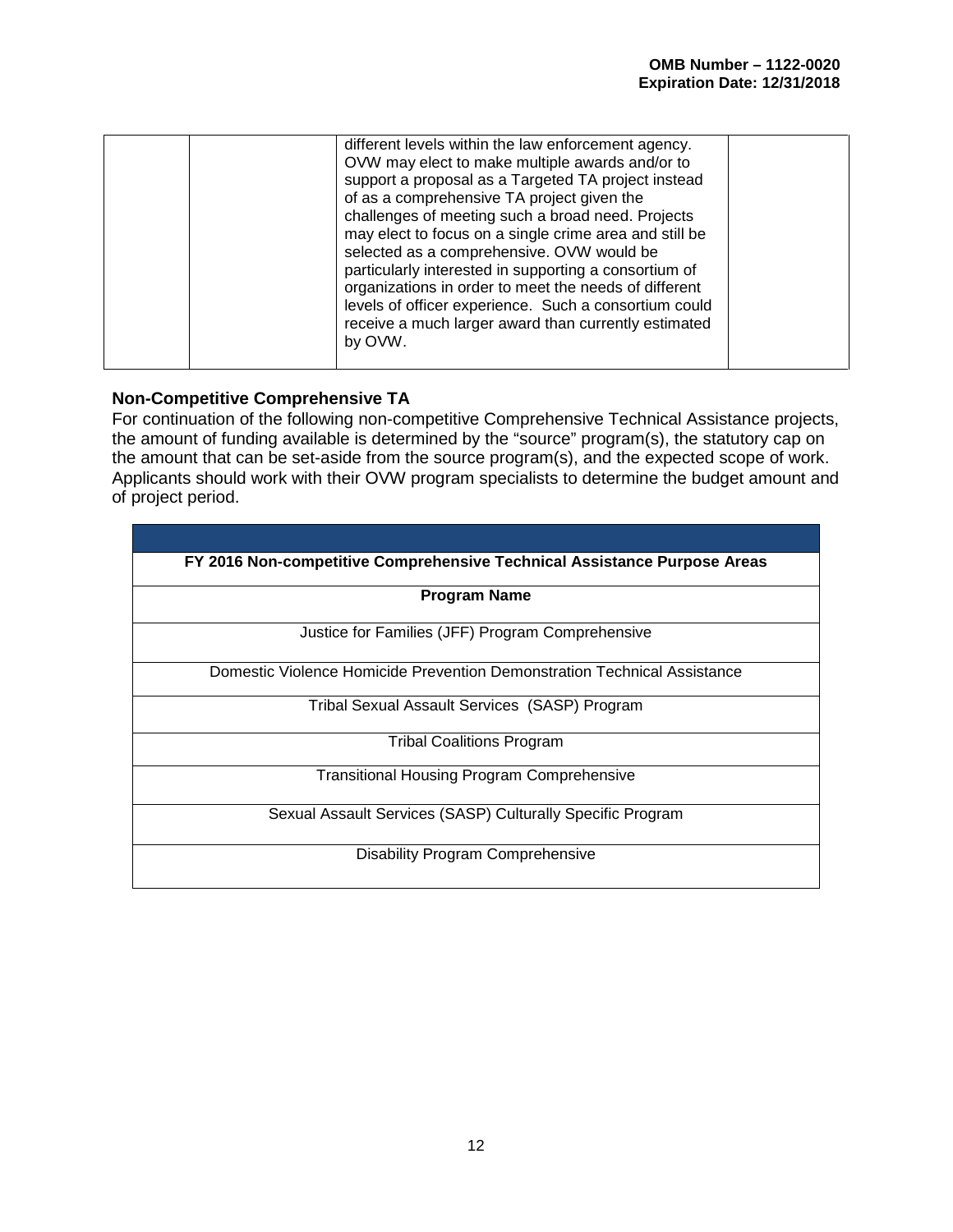| | | different levels within the law enforcement agency. OVW may elect to make multiple awards and/or to support a proposal as a Targeted TA project instead of as a comprehensive TA project given the challenges of meeting such a broad need. Projects may elect to focus on a single crime area and still be selected as a comprehensive. OVW would be particularly interested in supporting a consortium of organizations in order to meet the needs of different levels of officer experience. Such a consortium could receive a much larger award than currently estimated by OVW. | |
|---|---|---|---|

### Non-Competitive Comprehensive TA

For continuation of the following non-competitive Comprehensive Technical Assistance projects, the amount of funding available is determined by the "source" program(s), the statutory cap on the amount that can be set-aside from the source program(s), and the expected scope of work. Applicants should work with their OVW program specialists to determine the budget amount and of project period.

| FY 2016 Non-competitive Comprehensive Technical Assistance Purpose Areas |
|---|
| **Program Name** |
| Justice for Families (JFF) Program Comprehensive |
| Domestic Violence Homicide Prevention Demonstration Technical Assistance |
| Tribal Sexual Assault Services (SASP) Program |
| Tribal Coalitions Program |
| Transitional Housing Program Comprehensive |
| Sexual Assault Services (SASP) Culturally Specific Program |
| Disability Program Comprehensive |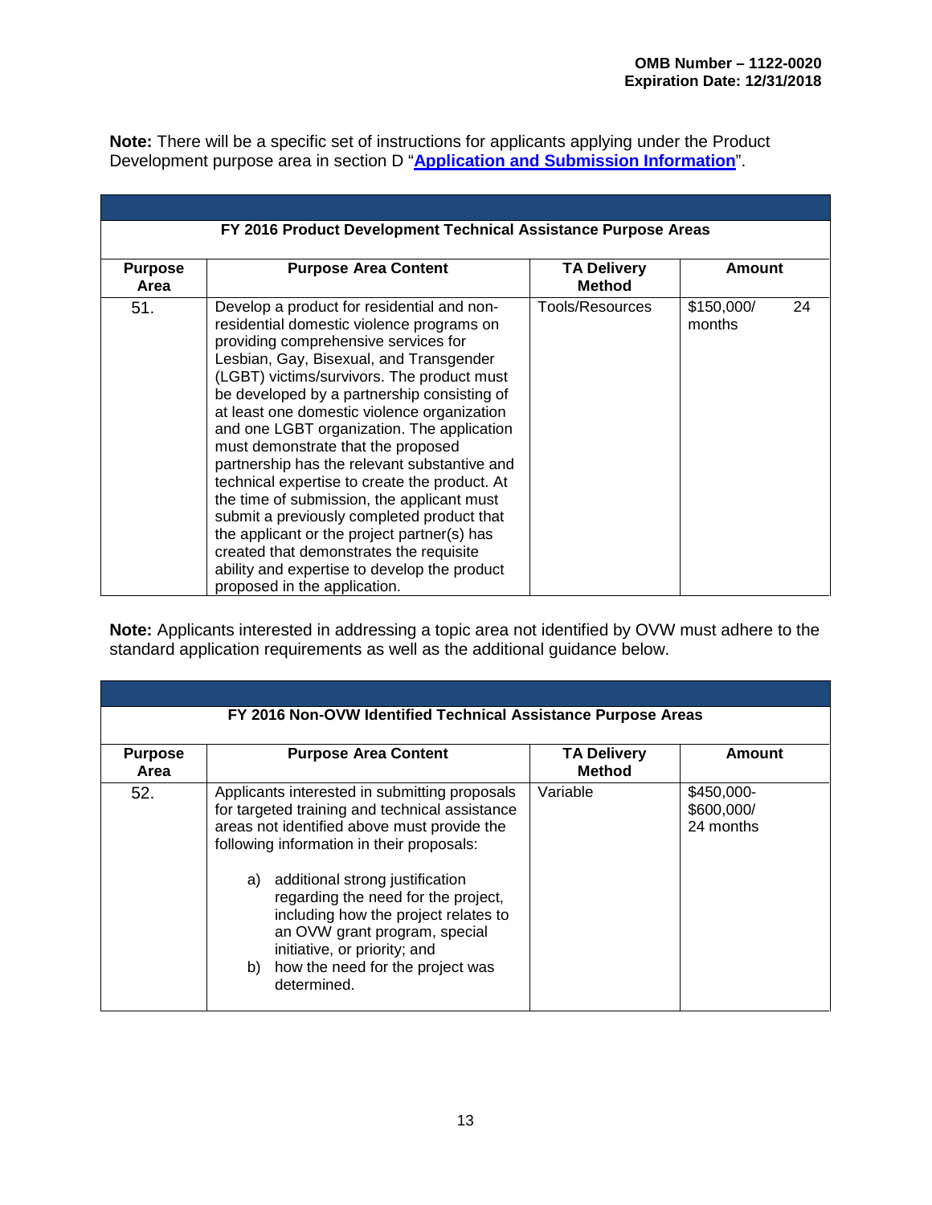OMB Number – 1122-0020
Expiration Date: 12/31/2018

**Note:** There will be a specific set of instructions for applicants applying under the Product Development purpose area in section D "**Application and Submission Information**".

| FY 2016 Product Development Technical Assistance Purpose Areas | | | |
|---|---|---|---|
| **Purpose Area** | **Purpose Area Content** | **TA Delivery Method** | **Amount** |
| 51. | Develop a product for residential and non-residential domestic violence programs on providing comprehensive services for Lesbian, Gay, Bisexual, and Transgender (LGBT) victims/survivors. The product must be developed by a partnership consisting of at least one domestic violence organization and one LGBT organization. The application must demonstrate that the proposed partnership has the relevant substantive and technical expertise to create the product. At the time of submission, the applicant must submit a previously completed product that the applicant or the project partner(s) has created that demonstrates the requisite ability and expertise to develop the product proposed in the application. | Tools/Resources | $150,000/ 24 months |

**Note:** Applicants interested in addressing a topic area not identified by OVW must adhere to the standard application requirements as well as the additional guidance below.

| FY 2016 Non-OVW Identified Technical Assistance Purpose Areas | | | |
|---|---|---|---|
| **Purpose Area** | **Purpose Area Content** | **TA Delivery Method** | **Amount** |
| 52. | Applicants interested in submitting proposals for targeted training and technical assistance areas not identified above must provide the following information in their proposals: a) additional strong justification regarding the need for the project, including how the project relates to an OVW grant program, special initiative, or priority; and b) how the need for the project was determined. | Variable | $450,000-$600,000/ 24 months |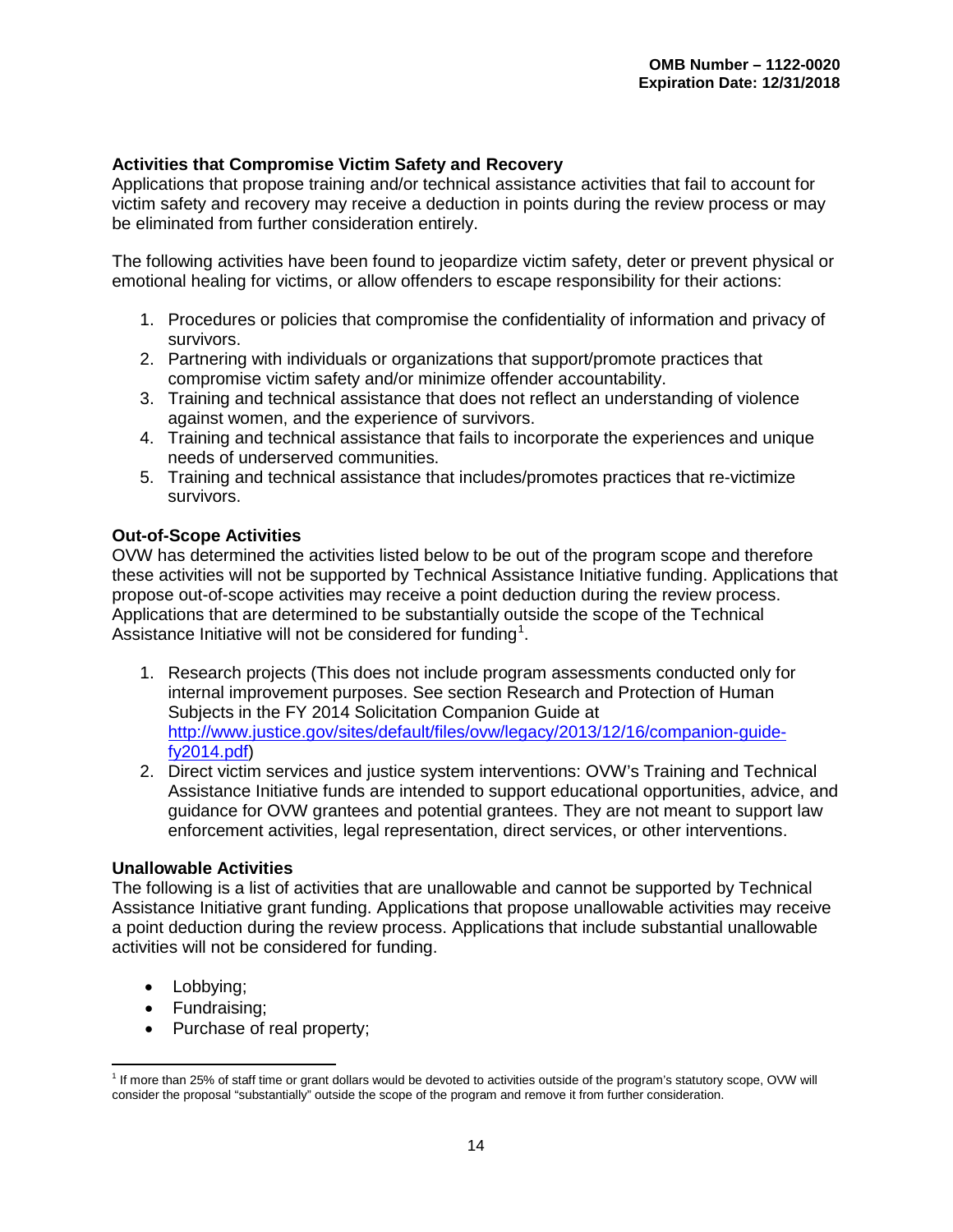### Activities that Compromise Victim Safety and Recovery

Applications that propose training and/or technical assistance activities that fail to account for victim safety and recovery may receive a deduction in points during the review process or may be eliminated from further consideration entirely.

The following activities have been found to jeopardize victim safety, deter or prevent physical or emotional healing for victims, or allow offenders to escape responsibility for their actions:

1. Procedures or policies that compromise the confidentiality of information and privacy of survivors.
2. Partnering with individuals or organizations that support/promote practices that compromise victim safety and/or minimize offender accountability.
3. Training and technical assistance that does not reflect an understanding of violence against women, and the experience of survivors.
4. Training and technical assistance that fails to incorporate the experiences and unique needs of underserved communities.
5. Training and technical assistance that includes/promotes practices that re-victimize survivors.

### Out-of-Scope Activities

OVW has determined the activities listed below to be out of the program scope and therefore these activities will not be supported by Technical Assistance Initiative funding. Applications that propose out-of-scope activities may receive a point deduction during the review process. Applications that are determined to be substantially outside the scope of the Technical Assistance Initiative will not be considered for funding[1].

1. Research projects (This does not include program assessments conducted only for internal improvement purposes. See section Research and Protection of Human Subjects in the FY 2014 Solicitation Companion Guide at [http://www.justice.gov/sites/default/files/ovw/legacy/2013/12/16/companion-guide-fy2014.pdf](http://www.justice.gov/sites/default/files/ovw/legacy/2013/12/16/companion-guide-fy2014.pdf))
2. Direct victim services and justice system interventions: OVW's Training and Technical Assistance Initiative funds are intended to support educational opportunities, advice, and guidance for OVW grantees and potential grantees. They are not meant to support law enforcement activities, legal representation, direct services, or other interventions.

### Unallowable Activities

The following is a list of activities that are unallowable and cannot be supported by Technical Assistance Initiative grant funding. Applications that propose unallowable activities may receive a point deduction during the review process. Applications that include substantial unallowable activities will not be considered for funding.

- Lobbying;
- Fundraising;
- Purchase of real property;

---

[1] If more than 25% of staff time or grant dollars would be devoted to activities outside of the program's statutory scope, OVW will consider the proposal "substantially" outside the scope of the program and remove it from further consideration.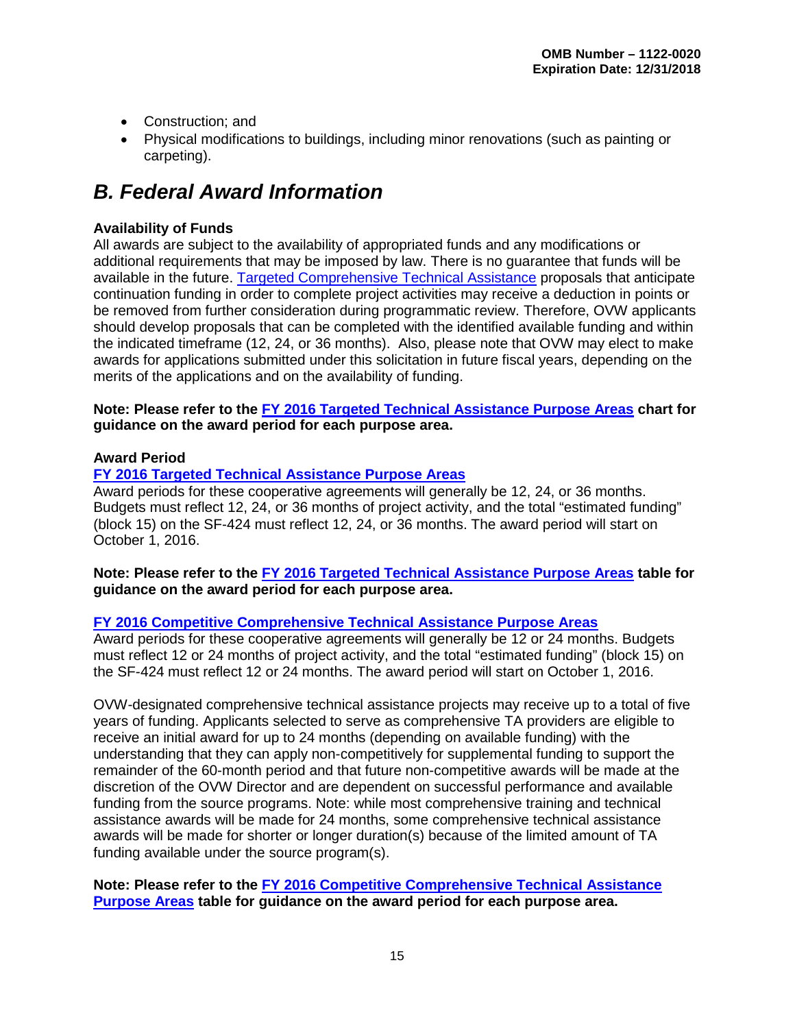- Construction; and
- Physical modifications to buildings, including minor renovations (such as painting or carpeting).

# *B. Federal Award Information*

**Availability of Funds**

All awards are subject to the availability of appropriated funds and any modifications or additional requirements that may be imposed by law. There is no guarantee that funds will be available in the future. Targeted Comprehensive Technical Assistance proposals that anticipate continuation funding in order to complete project activities may receive a deduction in points or be removed from further consideration during programmatic review. Therefore, OVW applicants should develop proposals that can be completed with the identified available funding and within the indicated timeframe (12, 24, or 36 months). Also, please note that OVW may elect to make awards for applications submitted under this solicitation in future fiscal years, depending on the merits of the applications and on the availability of funding.

**Note: Please refer to the FY 2016 Targeted Technical Assistance Purpose Areas chart for guidance on the award period for each purpose area.**

**Award Period**

**FY 2016 Targeted Technical Assistance Purpose Areas**

Award periods for these cooperative agreements will generally be 12, 24, or 36 months. Budgets must reflect 12, 24, or 36 months of project activity, and the total "estimated funding" (block 15) on the SF-424 must reflect 12, 24, or 36 months. The award period will start on October 1, 2016.

**Note: Please refer to the FY 2016 Targeted Technical Assistance Purpose Areas table for guidance on the award period for each purpose area.**

**FY 2016 Competitive Comprehensive Technical Assistance Purpose Areas**

Award periods for these cooperative agreements will generally be 12 or 24 months. Budgets must reflect 12 or 24 months of project activity, and the total "estimated funding" (block 15) on the SF-424 must reflect 12 or 24 months. The award period will start on October 1, 2016.

OVW-designated comprehensive technical assistance projects may receive up to a total of five years of funding. Applicants selected to serve as comprehensive TA providers are eligible to receive an initial award for up to 24 months (depending on available funding) with the understanding that they can apply non-competitively for supplemental funding to support the remainder of the 60-month period and that future non-competitive awards will be made at the discretion of the OVW Director and are dependent on successful performance and available funding from the source programs. Note: while most comprehensive training and technical assistance awards will be made for 24 months, some comprehensive technical assistance awards will be made for shorter or longer duration(s) because of the limited amount of TA funding available under the source program(s).

**Note: Please refer to the FY 2016 Competitive Comprehensive Technical Assistance Purpose Areas table for guidance on the award period for each purpose area.**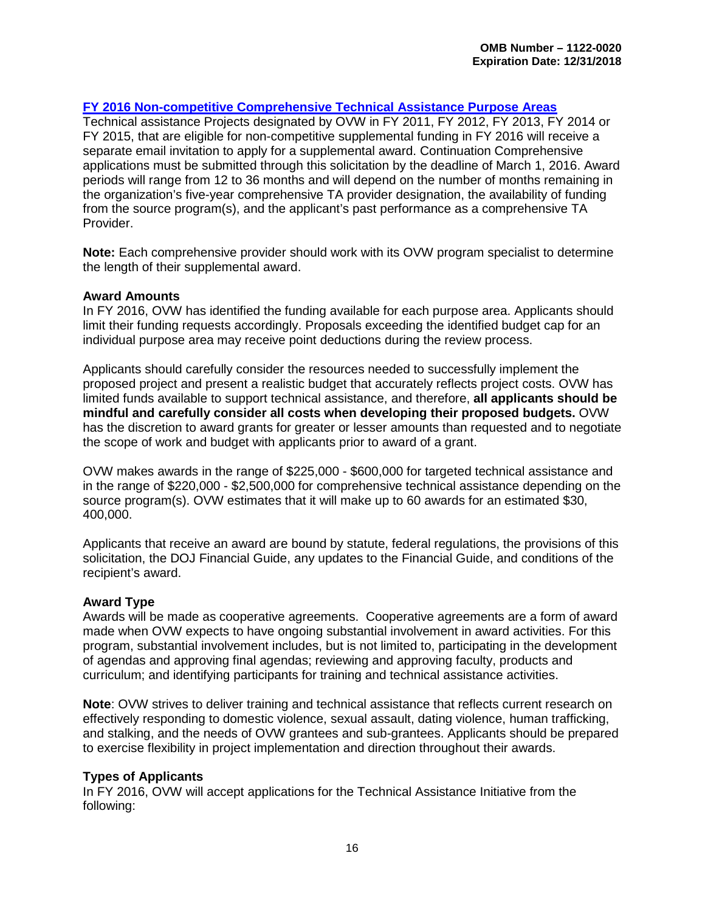### FY 2016 Non-competitive Comprehensive Technical Assistance Purpose Areas

Technical assistance Projects designated by OVW in FY 2011, FY 2012, FY 2013, FY 2014 or FY 2015, that are eligible for non-competitive supplemental funding in FY 2016 will receive a separate email invitation to apply for a supplemental award. Continuation Comprehensive applications must be submitted through this solicitation by the deadline of March 1, 2016. Award periods will range from 12 to 36 months and will depend on the number of months remaining in the organization's five-year comprehensive TA provider designation, the availability of funding from the source program(s), and the applicant's past performance as a comprehensive TA Provider.

**Note:** Each comprehensive provider should work with its OVW program specialist to determine the length of their supplemental award.

#### Award Amounts

In FY 2016, OVW has identified the funding available for each purpose area. Applicants should limit their funding requests accordingly. Proposals exceeding the identified budget cap for an individual purpose area may receive point deductions during the review process.

Applicants should carefully consider the resources needed to successfully implement the proposed project and present a realistic budget that accurately reflects project costs. OVW has limited funds available to support technical assistance, and therefore, **all applicants should be mindful and carefully consider all costs when developing their proposed budgets.** OVW has the discretion to award grants for greater or lesser amounts than requested and to negotiate the scope of work and budget with applicants prior to award of a grant.

OVW makes awards in the range of $225,000 - $600,000 for targeted technical assistance and in the range of $220,000 - $2,500,000 for comprehensive technical assistance depending on the source program(s). OVW estimates that it will make up to 60 awards for an estimated $30, 400,000.

Applicants that receive an award are bound by statute, federal regulations, the provisions of this solicitation, the DOJ Financial Guide, any updates to the Financial Guide, and conditions of the recipient's award.

#### Award Type

Awards will be made as cooperative agreements. Cooperative agreements are a form of award made when OVW expects to have ongoing substantial involvement in award activities. For this program, substantial involvement includes, but is not limited to, participating in the development of agendas and approving final agendas; reviewing and approving faculty, products and curriculum; and identifying participants for training and technical assistance activities.

**Note**: OVW strives to deliver training and technical assistance that reflects current research on effectively responding to domestic violence, sexual assault, dating violence, human trafficking, and stalking, and the needs of OVW grantees and sub-grantees. Applicants should be prepared to exercise flexibility in project implementation and direction throughout their awards.

#### Types of Applicants

In FY 2016, OVW will accept applications for the Technical Assistance Initiative from the following: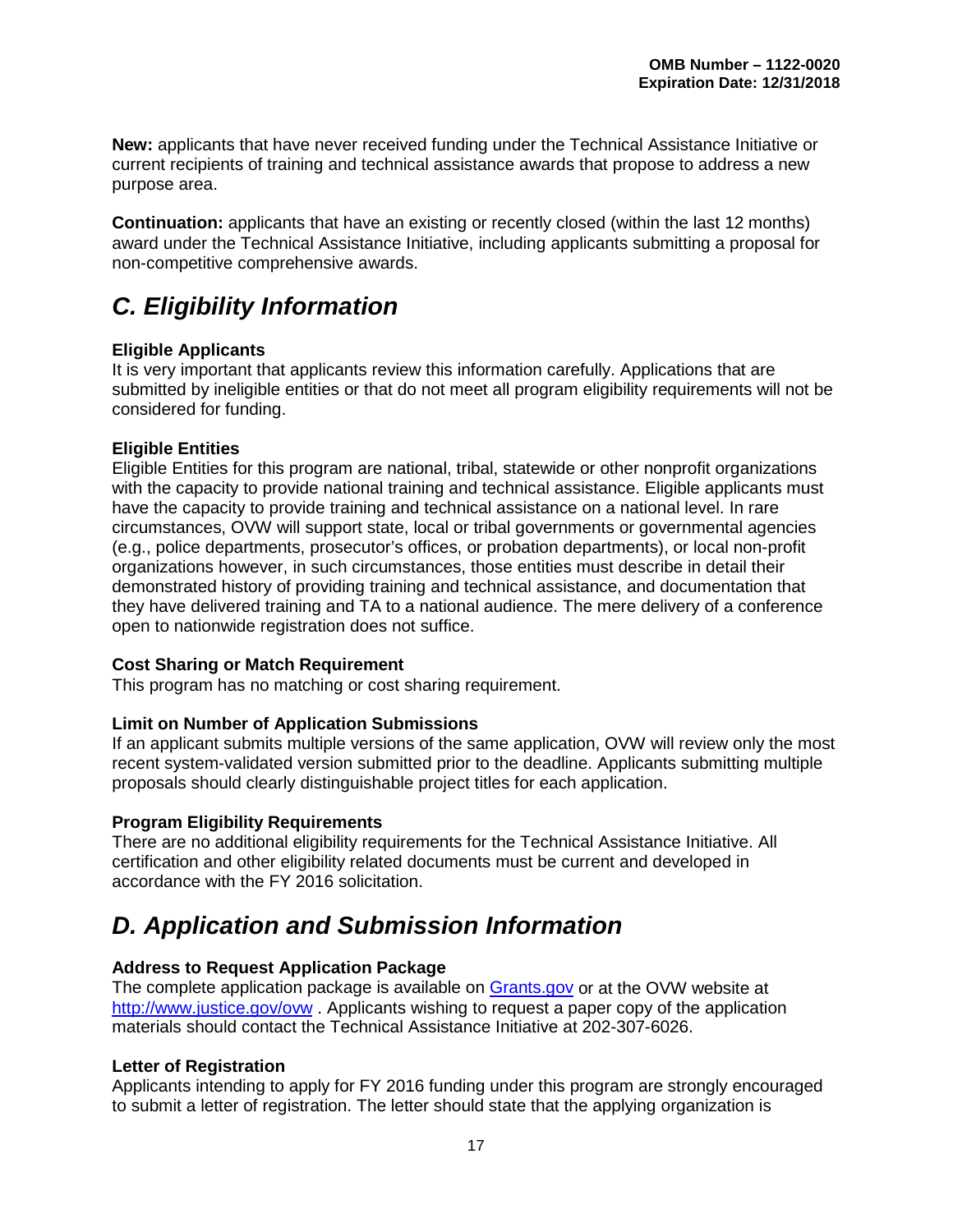**New:** applicants that have never received funding under the Technical Assistance Initiative or current recipients of training and technical assistance awards that propose to address a new purpose area.

**Continuation:** applicants that have an existing or recently closed (within the last 12 months) award under the Technical Assistance Initiative, including applicants submitting a proposal for non-competitive comprehensive awards.

## *C. Eligibility Information*

**Eligible Applicants**
It is very important that applicants review this information carefully. Applications that are submitted by ineligible entities or that do not meet all program eligibility requirements will not be considered for funding.

**Eligible Entities**
Eligible Entities for this program are national, tribal, statewide or other nonprofit organizations with the capacity to provide national training and technical assistance. Eligible applicants must have the capacity to provide training and technical assistance on a national level. In rare circumstances, OVW will support state, local or tribal governments or governmental agencies (e.g., police departments, prosecutor's offices, or probation departments), or local non-profit organizations however, in such circumstances, those entities must describe in detail their demonstrated history of providing training and technical assistance, and documentation that they have delivered training and TA to a national audience. The mere delivery of a conference open to nationwide registration does not suffice.

**Cost Sharing or Match Requirement**
This program has no matching or cost sharing requirement.

**Limit on Number of Application Submissions**
If an applicant submits multiple versions of the same application, OVW will review only the most recent system-validated version submitted prior to the deadline. Applicants submitting multiple proposals should clearly distinguishable project titles for each application.

**Program Eligibility Requirements**
There are no additional eligibility requirements for the Technical Assistance Initiative. All certification and other eligibility related documents must be current and developed in accordance with the FY 2016 solicitation.

## *D. Application and Submission Information*

**Address to Request Application Package**
The complete application package is available on [Grants.gov](http://www.grants.gov) or at the OVW website at [http://www.justice.gov/ovw](http://www.justice.gov/ovw) . Applicants wishing to request a paper copy of the application materials should contact the Technical Assistance Initiative at 202-307-6026.

**Letter of Registration**
Applicants intending to apply for FY 2016 funding under this program are strongly encouraged to submit a letter of registration. The letter should state that the applying organization is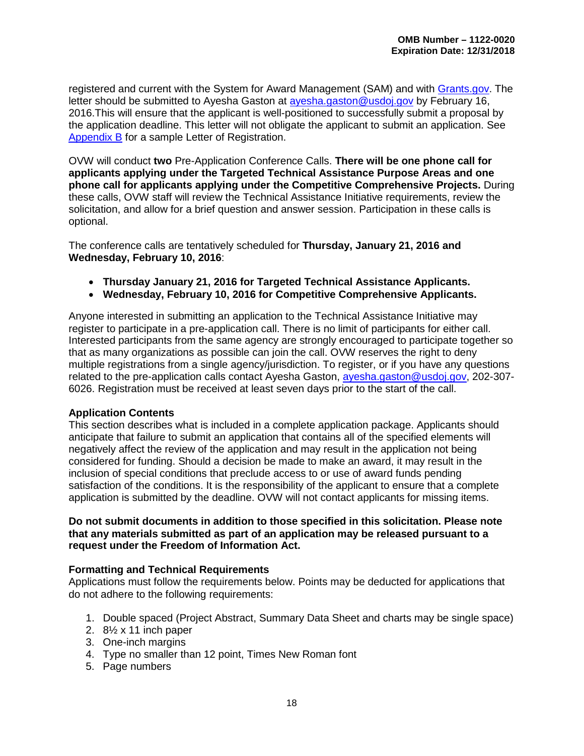registered and current with the System for Award Management (SAM) and with [Grants.gov](Grants.gov). The letter should be submitted to Ayesha Gaston at [ayesha.gaston@usdoj.gov](mailto:ayesha.gaston@usdoj.gov) by February 16, 2016.This will ensure that the applicant is well-positioned to successfully submit a proposal by the application deadline. This letter will not obligate the applicant to submit an application. See [Appendix B](#) for a sample Letter of Registration.

OVW will conduct **two** Pre-Application Conference Calls. **There will be one phone call for applicants applying under the Targeted Technical Assistance Purpose Areas and one phone call for applicants applying under the Competitive Comprehensive Projects.** During these calls, OVW staff will review the Technical Assistance Initiative requirements, review the solicitation, and allow for a brief question and answer session. Participation in these calls is optional.

The conference calls are tentatively scheduled for **Thursday, January 21, 2016 and Wednesday, February 10, 2016**:

- **Thursday January 21, 2016 for Targeted Technical Assistance Applicants.**
- **Wednesday, February 10, 2016 for Competitive Comprehensive Applicants.**

Anyone interested in submitting an application to the Technical Assistance Initiative may register to participate in a pre-application call. There is no limit of participants for either call. Interested participants from the same agency are strongly encouraged to participate together so that as many organizations as possible can join the call. OVW reserves the right to deny multiple registrations from a single agency/jurisdiction. To register, or if you have any questions related to the pre-application calls contact Ayesha Gaston, [ayesha.gaston@usdoj.gov](mailto:ayesha.gaston@usdoj.gov), 202-307-6026. Registration must be received at least seven days prior to the start of the call.

### Application Contents

This section describes what is included in a complete application package. Applicants should anticipate that failure to submit an application that contains all of the specified elements will negatively affect the review of the application and may result in the application not being considered for funding. Should a decision be made to make an award, it may result in the inclusion of special conditions that preclude access to or use of award funds pending satisfaction of the conditions. It is the responsibility of the applicant to ensure that a complete application is submitted by the deadline. OVW will not contact applicants for missing items.

**Do not submit documents in addition to those specified in this solicitation. Please note that any materials submitted as part of an application may be released pursuant to a request under the Freedom of Information Act.**

### Formatting and Technical Requirements

Applications must follow the requirements below. Points may be deducted for applications that do not adhere to the following requirements:

1. Double spaced (Project Abstract, Summary Data Sheet and charts may be single space)
2. 8½ x 11 inch paper
3. One-inch margins
4. Type no smaller than 12 point, Times New Roman font
5. Page numbers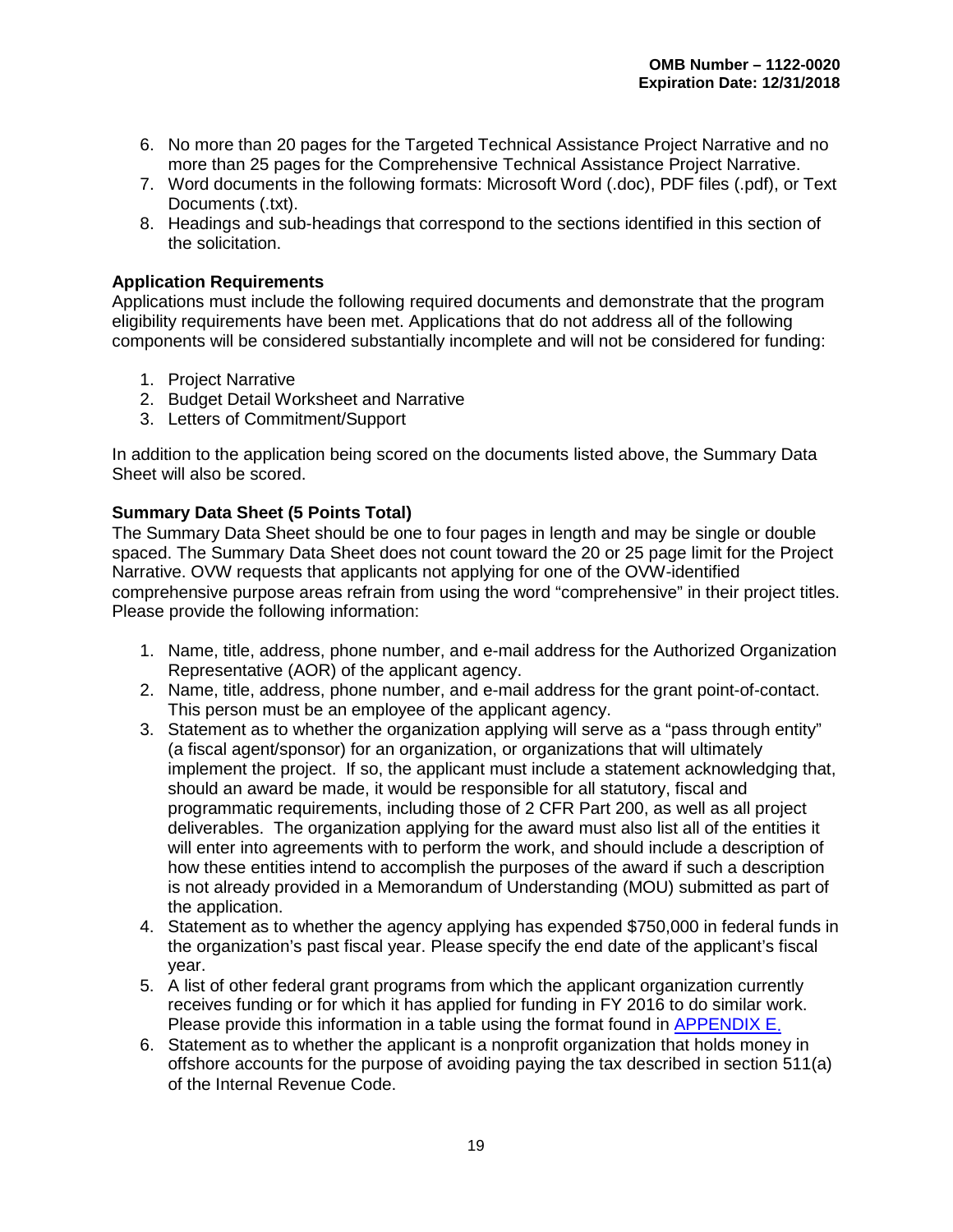6. No more than 20 pages for the Targeted Technical Assistance Project Narrative and no more than 25 pages for the Comprehensive Technical Assistance Project Narrative.
7. Word documents in the following formats: Microsoft Word (.doc), PDF files (.pdf), or Text Documents (.txt).
8. Headings and sub-headings that correspond to the sections identified in this section of the solicitation.

**Application Requirements**

Applications must include the following required documents and demonstrate that the program eligibility requirements have been met. Applications that do not address all of the following components will be considered substantially incomplete and will not be considered for funding:

1. Project Narrative
2. Budget Detail Worksheet and Narrative
3. Letters of Commitment/Support

In addition to the application being scored on the documents listed above, the Summary Data Sheet will also be scored.

**Summary Data Sheet (5 Points Total)**

The Summary Data Sheet should be one to four pages in length and may be single or double spaced. The Summary Data Sheet does not count toward the 20 or 25 page limit for the Project Narrative. OVW requests that applicants not applying for one of the OVW-identified comprehensive purpose areas refrain from using the word "comprehensive" in their project titles. Please provide the following information:

1. Name, title, address, phone number, and e-mail address for the Authorized Organization Representative (AOR) of the applicant agency.
2. Name, title, address, phone number, and e-mail address for the grant point-of-contact. This person must be an employee of the applicant agency.
3. Statement as to whether the organization applying will serve as a "pass through entity" (a fiscal agent/sponsor) for an organization, or organizations that will ultimately implement the project. If so, the applicant must include a statement acknowledging that, should an award be made, it would be responsible for all statutory, fiscal and programmatic requirements, including those of 2 CFR Part 200, as well as all project deliverables. The organization applying for the award must also list all of the entities it will enter into agreements with to perform the work, and should include a description of how these entities intend to accomplish the purposes of the award if such a description is not already provided in a Memorandum of Understanding (MOU) submitted as part of the application.
4. Statement as to whether the agency applying has expended $750,000 in federal funds in the organization's past fiscal year. Please specify the end date of the applicant's fiscal year.
5. A list of other federal grant programs from which the applicant organization currently receives funding or for which it has applied for funding in FY 2016 to do similar work. Please provide this information in a table using the format found in APPENDIX E.
6. Statement as to whether the applicant is a nonprofit organization that holds money in offshore accounts for the purpose of avoiding paying the tax described in section 511(a) of the Internal Revenue Code.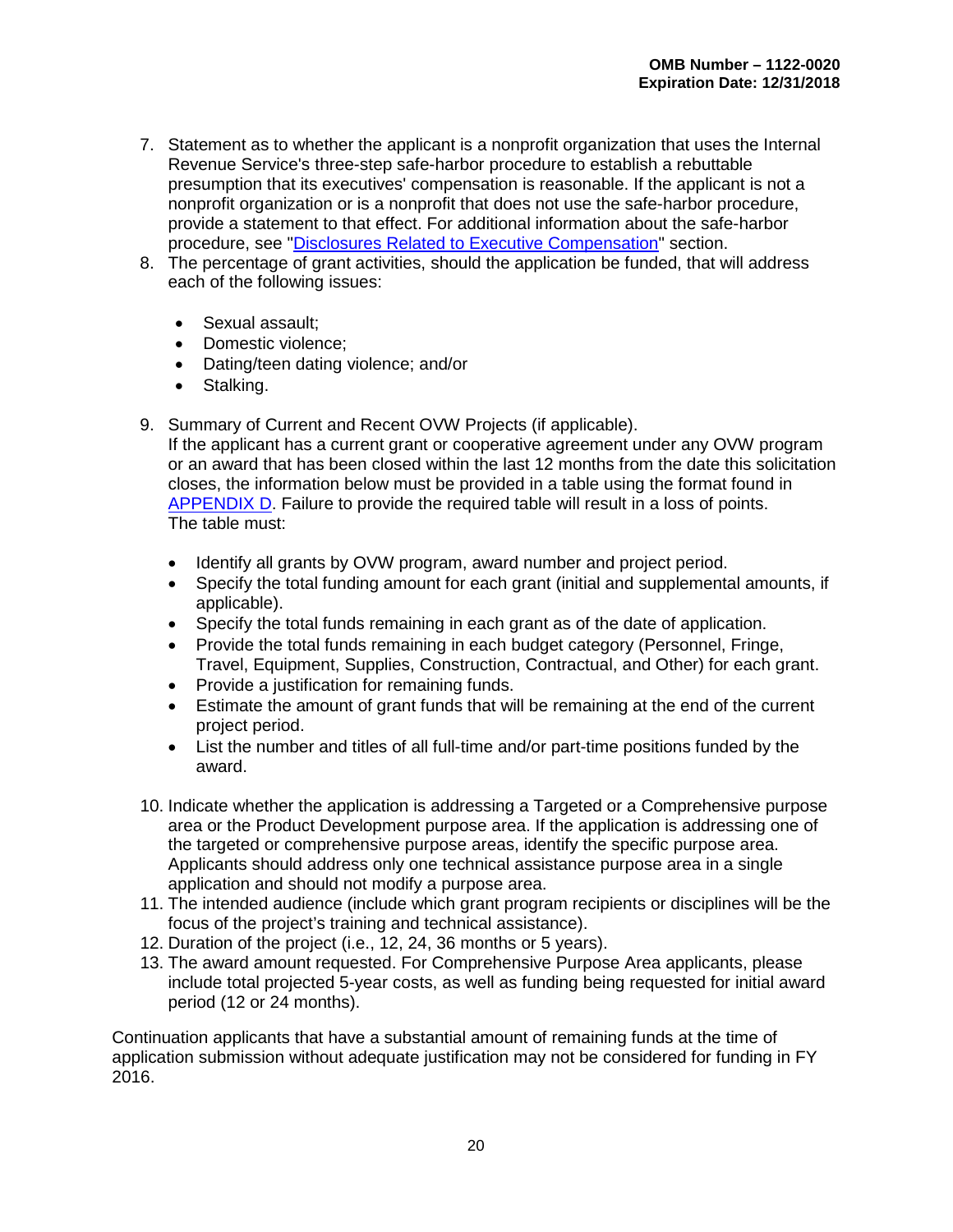7. Statement as to whether the applicant is a nonprofit organization that uses the Internal Revenue Service's three-step safe-harbor procedure to establish a rebuttable presumption that its executives' compensation is reasonable. If the applicant is not a nonprofit organization or is a nonprofit that does not use the safe-harbor procedure, provide a statement to that effect. For additional information about the safe-harbor procedure, see "Disclosures Related to Executive Compensation" section.
8. The percentage of grant activities, should the application be funded, that will address each of the following issues:
   - Sexual assault;
   - Domestic violence;
   - Dating/teen dating violence; and/or
   - Stalking.
9. Summary of Current and Recent OVW Projects (if applicable).
   If the applicant has a current grant or cooperative agreement under any OVW program or an award that has been closed within the last 12 months from the date this solicitation closes, the information below must be provided in a table using the format found in APPENDIX D. Failure to provide the required table will result in a loss of points.
   The table must:
   - Identify all grants by OVW program, award number and project period.
   - Specify the total funding amount for each grant (initial and supplemental amounts, if applicable).
   - Specify the total funds remaining in each grant as of the date of application.
   - Provide the total funds remaining in each budget category (Personnel, Fringe, Travel, Equipment, Supplies, Construction, Contractual, and Other) for each grant.
   - Provide a justification for remaining funds.
   - Estimate the amount of grant funds that will be remaining at the end of the current project period.
   - List the number and titles of all full-time and/or part-time positions funded by the award.
10. Indicate whether the application is addressing a Targeted or a Comprehensive purpose area or the Product Development purpose area. If the application is addressing one of the targeted or comprehensive purpose areas, identify the specific purpose area. Applicants should address only one technical assistance purpose area in a single application and should not modify a purpose area.
11. The intended audience (include which grant program recipients or disciplines will be the focus of the project's training and technical assistance).
12. Duration of the project (i.e., 12, 24, 36 months or 5 years).
13. The award amount requested. For Comprehensive Purpose Area applicants, please include total projected 5-year costs, as well as funding being requested for initial award period (12 or 24 months).

Continuation applicants that have a substantial amount of remaining funds at the time of application submission without adequate justification may not be considered for funding in FY 2016.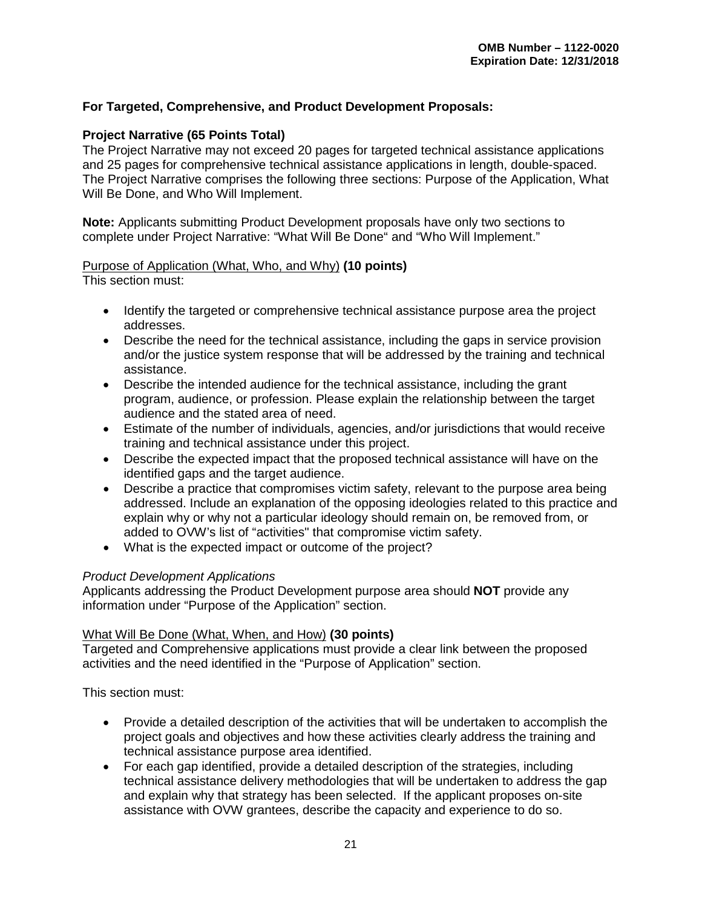**For Targeted, Comprehensive, and Product Development Proposals:**

**Project Narrative (65 Points Total)**

The Project Narrative may not exceed 20 pages for targeted technical assistance applications and 25 pages for comprehensive technical assistance applications in length, double-spaced. The Project Narrative comprises the following three sections: Purpose of the Application, What Will Be Done, and Who Will Implement.

**Note:** Applicants submitting Product Development proposals have only two sections to complete under Project Narrative: "What Will Be Done" and "Who Will Implement."

Purpose of Application (What, Who, and Why) **(10 points)**

This section must:

- Identify the targeted or comprehensive technical assistance purpose area the project addresses.
- Describe the need for the technical assistance, including the gaps in service provision and/or the justice system response that will be addressed by the training and technical assistance.
- Describe the intended audience for the technical assistance, including the grant program, audience, or profession. Please explain the relationship between the target audience and the stated area of need.
- Estimate of the number of individuals, agencies, and/or jurisdictions that would receive training and technical assistance under this project.
- Describe the expected impact that the proposed technical assistance will have on the identified gaps and the target audience.
- Describe a practice that compromises victim safety, relevant to the purpose area being addressed. Include an explanation of the opposing ideologies related to this practice and explain why or why not a particular ideology should remain on, be removed from, or added to OVW's list of "activities" that compromise victim safety.
- What is the expected impact or outcome of the project?

*Product Development Applications*

Applicants addressing the Product Development purpose area should **NOT** provide any information under "Purpose of the Application" section.

What Will Be Done (What, When, and How) **(30 points)**

Targeted and Comprehensive applications must provide a clear link between the proposed activities and the need identified in the "Purpose of Application" section.

This section must:

- Provide a detailed description of the activities that will be undertaken to accomplish the project goals and objectives and how these activities clearly address the training and technical assistance purpose area identified.
- For each gap identified, provide a detailed description of the strategies, including technical assistance delivery methodologies that will be undertaken to address the gap and explain why that strategy has been selected. If the applicant proposes on-site assistance with OVW grantees, describe the capacity and experience to do so.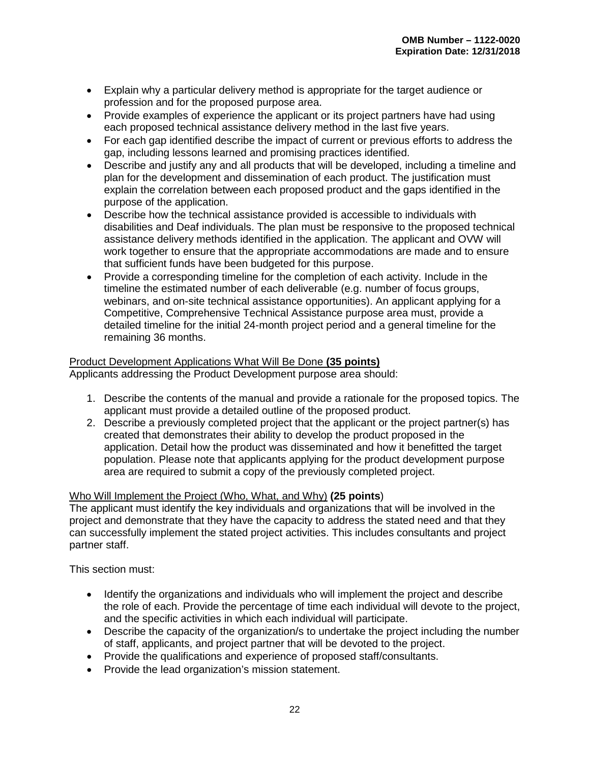- Explain why a particular delivery method is appropriate for the target audience or profession and for the proposed purpose area.
- Provide examples of experience the applicant or its project partners have had using each proposed technical assistance delivery method in the last five years.
- For each gap identified describe the impact of current or previous efforts to address the gap, including lessons learned and promising practices identified.
- Describe and justify any and all products that will be developed, including a timeline and plan for the development and dissemination of each product. The justification must explain the correlation between each proposed product and the gaps identified in the purpose of the application.
- Describe how the technical assistance provided is accessible to individuals with disabilities and Deaf individuals. The plan must be responsive to the proposed technical assistance delivery methods identified in the application. The applicant and OVW will work together to ensure that the appropriate accommodations are made and to ensure that sufficient funds have been budgeted for this purpose.
- Provide a corresponding timeline for the completion of each activity. Include in the timeline the estimated number of each deliverable (e.g. number of focus groups, webinars, and on-site technical assistance opportunities). An applicant applying for a Competitive, Comprehensive Technical Assistance purpose area must, provide a detailed timeline for the initial 24-month project period and a general timeline for the remaining 36 months.

Product Development Applications What Will Be Done **(35 points)**
Applicants addressing the Product Development purpose area should:

1. Describe the contents of the manual and provide a rationale for the proposed topics. The applicant must provide a detailed outline of the proposed product.
2. Describe a previously completed project that the applicant or the project partner(s) has created that demonstrates their ability to develop the product proposed in the application. Detail how the product was disseminated and how it benefitted the target population. Please note that applicants applying for the product development purpose area are required to submit a copy of the previously completed project.

Who Will Implement the Project (Who, What, and Why) **(25 points**)
The applicant must identify the key individuals and organizations that will be involved in the project and demonstrate that they have the capacity to address the stated need and that they can successfully implement the stated project activities. This includes consultants and project partner staff.

This section must:

- Identify the organizations and individuals who will implement the project and describe the role of each. Provide the percentage of time each individual will devote to the project, and the specific activities in which each individual will participate.
- Describe the capacity of the organization/s to undertake the project including the number of staff, applicants, and project partner that will be devoted to the project.
- Provide the qualifications and experience of proposed staff/consultants.
- Provide the lead organization's mission statement.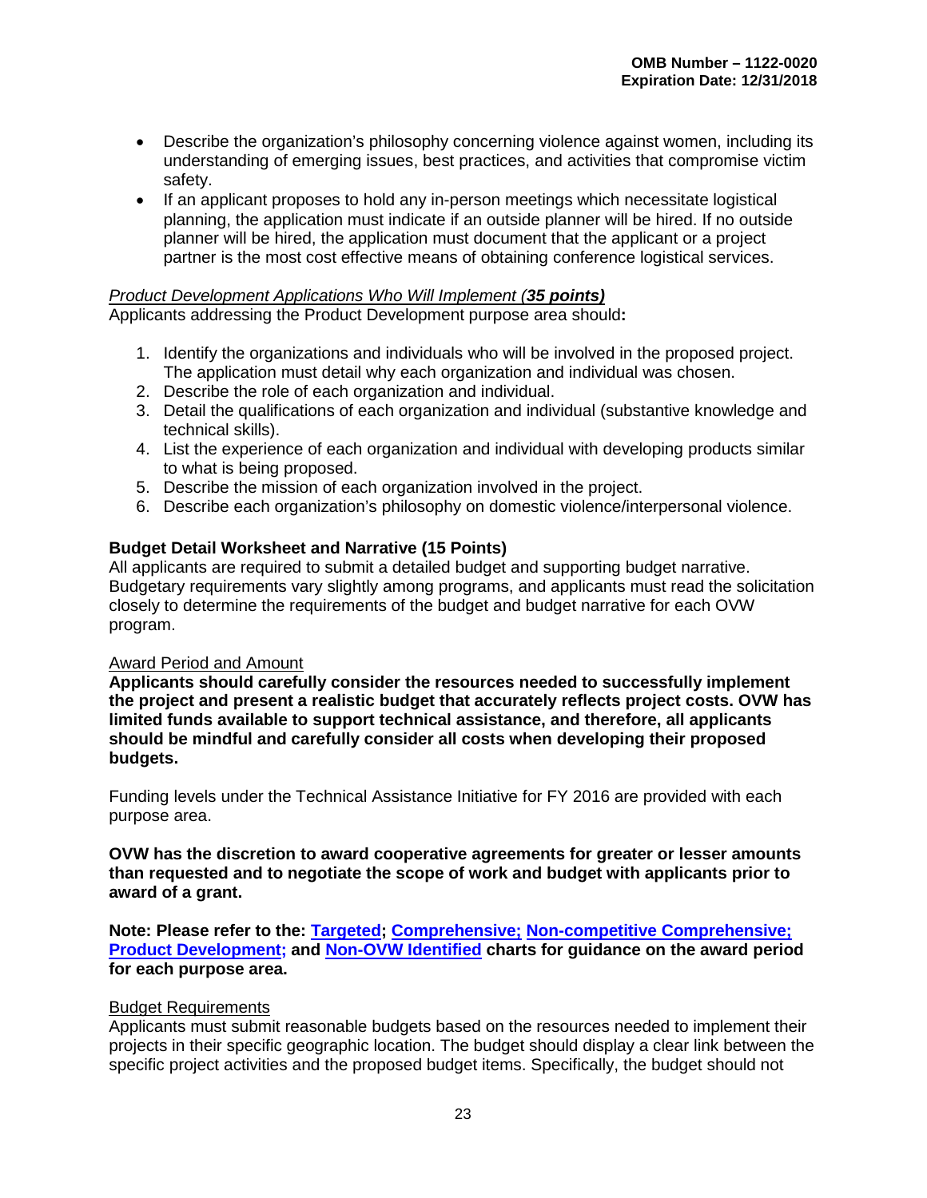- Describe the organization's philosophy concerning violence against women, including its understanding of emerging issues, best practices, and activities that compromise victim safety.
- If an applicant proposes to hold any in-person meetings which necessitate logistical planning, the application must indicate if an outside planner will be hired. If no outside planner will be hired, the application must document that the applicant or a project partner is the most cost effective means of obtaining conference logistical services.

*Product Development Applications Who Will Implement (**35 points)***

Applicants addressing the Product Development purpose area should**:**

1. Identify the organizations and individuals who will be involved in the proposed project. The application must detail why each organization and individual was chosen.
2. Describe the role of each organization and individual.
3. Detail the qualifications of each organization and individual (substantive knowledge and technical skills).
4. List the experience of each organization and individual with developing products similar to what is being proposed.
5. Describe the mission of each organization involved in the project.
6. Describe each organization's philosophy on domestic violence/interpersonal violence.

**Budget Detail Worksheet and Narrative (15 Points)**

All applicants are required to submit a detailed budget and supporting budget narrative. Budgetary requirements vary slightly among programs, and applicants must read the solicitation closely to determine the requirements of the budget and budget narrative for each OVW program.

Award Period and Amount

**Applicants should carefully consider the resources needed to successfully implement the project and present a realistic budget that accurately reflects project costs. OVW has limited funds available to support technical assistance, and therefore, all applicants should be mindful and carefully consider all costs when developing their proposed budgets.**

Funding levels under the Technical Assistance Initiative for FY 2016 are provided with each purpose area.

**OVW has the discretion to award cooperative agreements for greater or lesser amounts than requested and to negotiate the scope of work and budget with applicants prior to award of a grant.**

**Note: Please refer to the: Targeted; Comprehensive; Non-competitive Comprehensive; Product Development; and Non-OVW Identified charts for guidance on the award period for each purpose area.**

Budget Requirements

Applicants must submit reasonable budgets based on the resources needed to implement their projects in their specific geographic location. The budget should display a clear link between the specific project activities and the proposed budget items. Specifically, the budget should not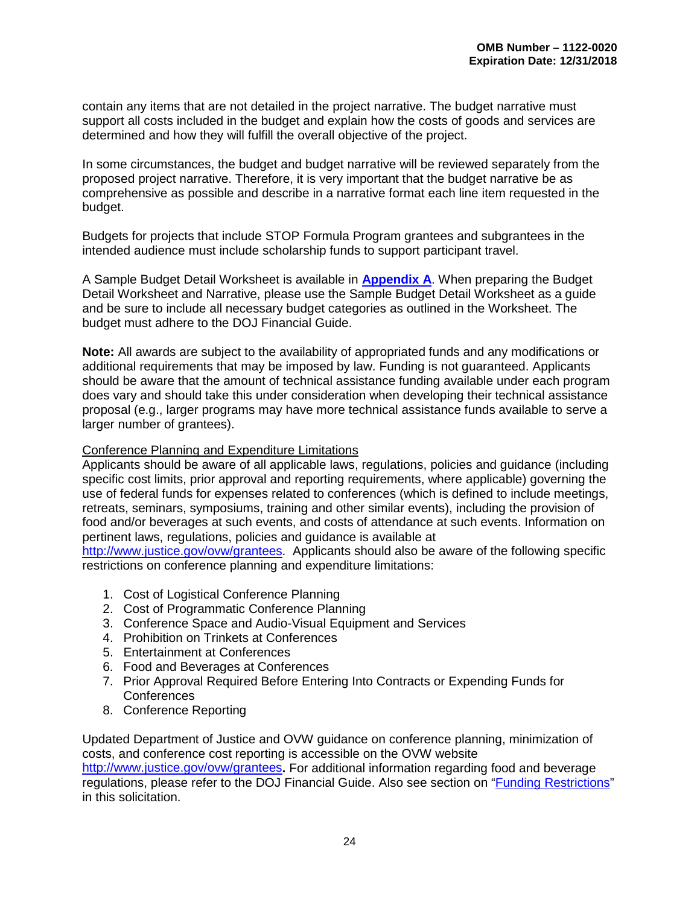contain any items that are not detailed in the project narrative. The budget narrative must support all costs included in the budget and explain how the costs of goods and services are determined and how they will fulfill the overall objective of the project.

In some circumstances, the budget and budget narrative will be reviewed separately from the proposed project narrative. Therefore, it is very important that the budget narrative be as comprehensive as possible and describe in a narrative format each line item requested in the budget.

Budgets for projects that include STOP Formula Program grantees and subgrantees in the intended audience must include scholarship funds to support participant travel.

A Sample Budget Detail Worksheet is available in **[Appendix A](#)**. When preparing the Budget Detail Worksheet and Narrative, please use the Sample Budget Detail Worksheet as a guide and be sure to include all necessary budget categories as outlined in the Worksheet. The budget must adhere to the DOJ Financial Guide.

**Note:** All awards are subject to the availability of appropriated funds and any modifications or additional requirements that may be imposed by law. Funding is not guaranteed. Applicants should be aware that the amount of technical assistance funding available under each program does vary and should take this under consideration when developing their technical assistance proposal (e.g., larger programs may have more technical assistance funds available to serve a larger number of grantees).

<u>Conference Planning and Expenditure Limitations</u>

Applicants should be aware of all applicable laws, regulations, policies and guidance (including specific cost limits, prior approval and reporting requirements, where applicable) governing the use of federal funds for expenses related to conferences (which is defined to include meetings, retreats, seminars, symposiums, training and other similar events), including the provision of food and/or beverages at such events, and costs of attendance at such events. Information on pertinent laws, regulations, policies and guidance is available at [http://www.justice.gov/ovw/grantees](http://www.justice.gov/ovw/grantees). Applicants should also be aware of the following specific restrictions on conference planning and expenditure limitations:

1. Cost of Logistical Conference Planning
2. Cost of Programmatic Conference Planning
3. Conference Space and Audio-Visual Equipment and Services
4. Prohibition on Trinkets at Conferences
5. Entertainment at Conferences
6. Food and Beverages at Conferences
7. Prior Approval Required Before Entering Into Contracts or Expending Funds for Conferences
8. Conference Reporting

Updated Department of Justice and OVW guidance on conference planning, minimization of costs, and conference cost reporting is accessible on the OVW website [http://www.justice.gov/ovw/grantees](http://www.justice.gov/ovw/grantees)**.** For additional information regarding food and beverage regulations, please refer to the DOJ Financial Guide. Also see section on "[Funding Restrictions](#)" in this solicitation.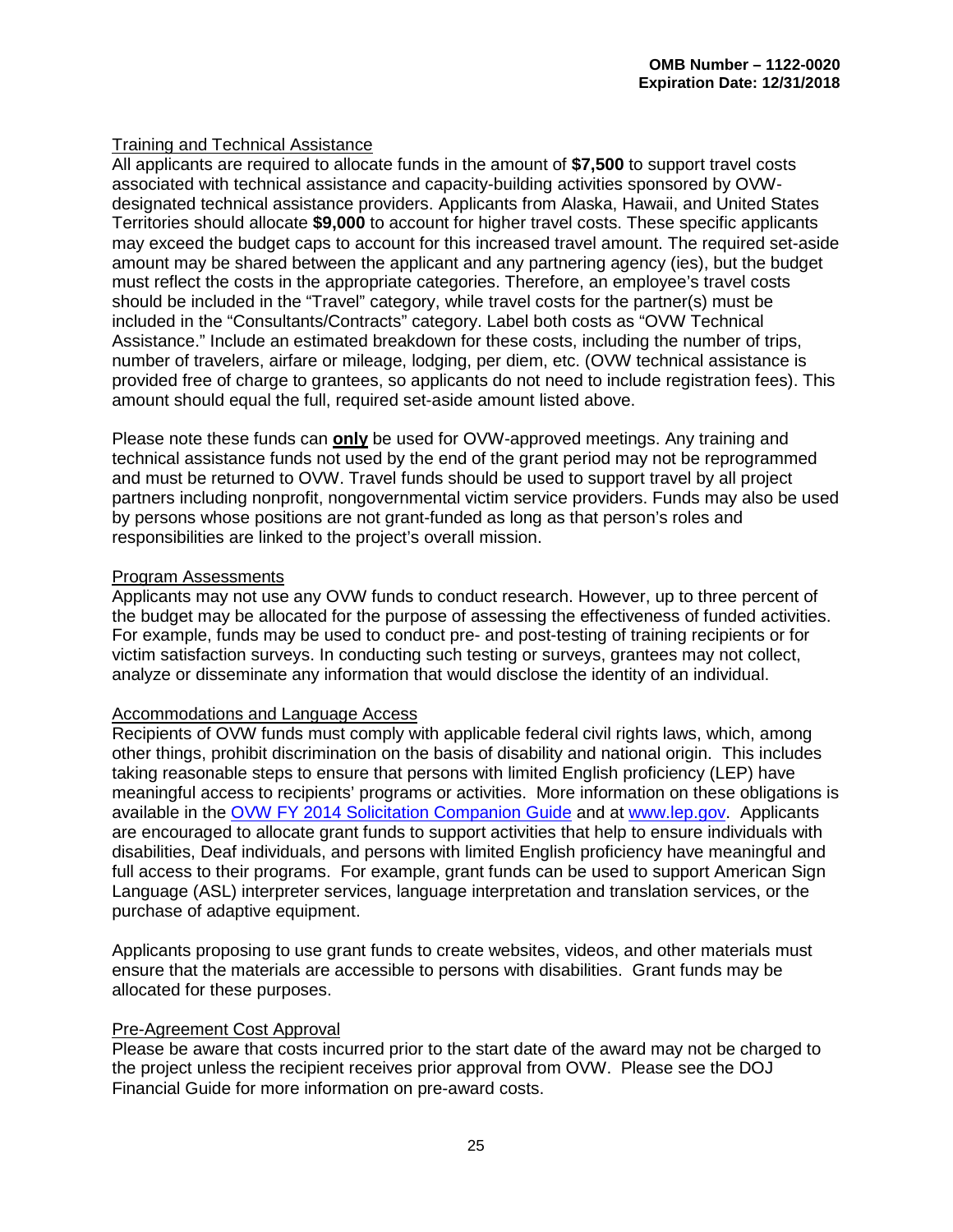### Training and Technical Assistance

All applicants are required to allocate funds in the amount of **$7,500** to support travel costs associated with technical assistance and capacity-building activities sponsored by OVW-designated technical assistance providers. Applicants from Alaska, Hawaii, and United States Territories should allocate **$9,000** to account for higher travel costs. These specific applicants may exceed the budget caps to account for this increased travel amount. The required set-aside amount may be shared between the applicant and any partnering agency (ies), but the budget must reflect the costs in the appropriate categories. Therefore, an employee's travel costs should be included in the "Travel" category, while travel costs for the partner(s) must be included in the "Consultants/Contracts" category. Label both costs as "OVW Technical Assistance." Include an estimated breakdown for these costs, including the number of trips, number of travelers, airfare or mileage, lodging, per diem, etc. (OVW technical assistance is provided free of charge to grantees, so applicants do not need to include registration fees). This amount should equal the full, required set-aside amount listed above.

Please note these funds can **only** be used for OVW-approved meetings. Any training and technical assistance funds not used by the end of the grant period may not be reprogrammed and must be returned to OVW. Travel funds should be used to support travel by all project partners including nonprofit, nongovernmental victim service providers. Funds may also be used by persons whose positions are not grant-funded as long as that person's roles and responsibilities are linked to the project's overall mission.

### Program Assessments

Applicants may not use any OVW funds to conduct research. However, up to three percent of the budget may be allocated for the purpose of assessing the effectiveness of funded activities. For example, funds may be used to conduct pre- and post-testing of training recipients or for victim satisfaction surveys. In conducting such testing or surveys, grantees may not collect, analyze or disseminate any information that would disclose the identity of an individual.

### Accommodations and Language Access

Recipients of OVW funds must comply with applicable federal civil rights laws, which, among other things, prohibit discrimination on the basis of disability and national origin. This includes taking reasonable steps to ensure that persons with limited English proficiency (LEP) have meaningful access to recipients' programs or activities. More information on these obligations is available in the [OVW FY 2014 Solicitation Companion Guide](#) and at [www.lep.gov](http://www.lep.gov). Applicants are encouraged to allocate grant funds to support activities that help to ensure individuals with disabilities, Deaf individuals, and persons with limited English proficiency have meaningful and full access to their programs. For example, grant funds can be used to support American Sign Language (ASL) interpreter services, language interpretation and translation services, or the purchase of adaptive equipment.

Applicants proposing to use grant funds to create websites, videos, and other materials must ensure that the materials are accessible to persons with disabilities. Grant funds may be allocated for these purposes.

### Pre-Agreement Cost Approval

Please be aware that costs incurred prior to the start date of the award may not be charged to the project unless the recipient receives prior approval from OVW. Please see the DOJ Financial Guide for more information on pre-award costs.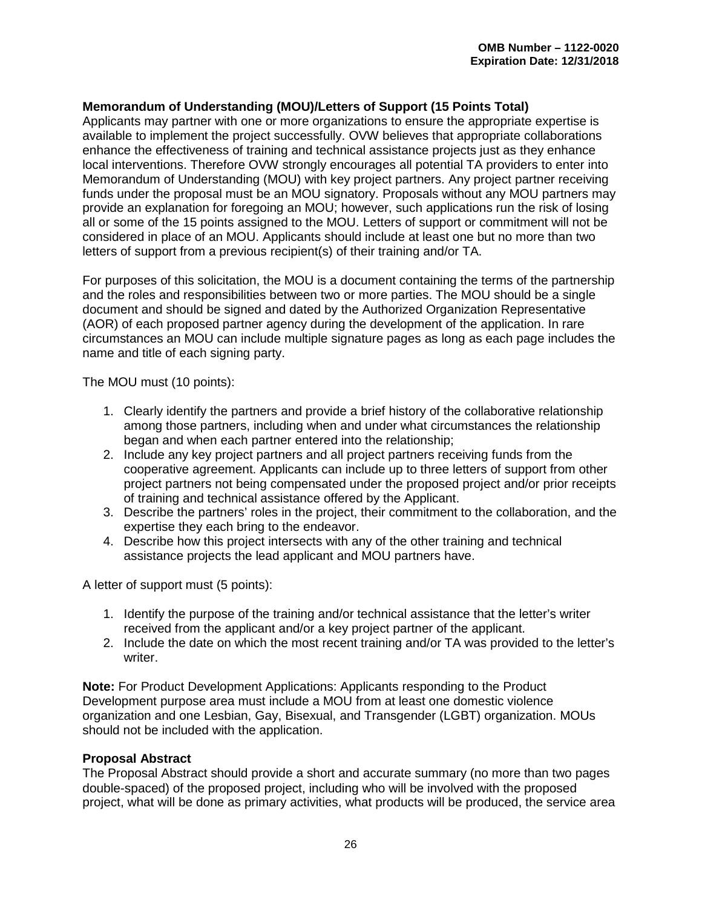**Memorandum of Understanding (MOU)/Letters of Support (15 Points Total)**
Applicants may partner with one or more organizations to ensure the appropriate expertise is available to implement the project successfully. OVW believes that appropriate collaborations enhance the effectiveness of training and technical assistance projects just as they enhance local interventions. Therefore OVW strongly encourages all potential TA providers to enter into Memorandum of Understanding (MOU) with key project partners. Any project partner receiving funds under the proposal must be an MOU signatory. Proposals without any MOU partners may provide an explanation for foregoing an MOU; however, such applications run the risk of losing all or some of the 15 points assigned to the MOU. Letters of support or commitment will not be considered in place of an MOU. Applicants should include at least one but no more than two letters of support from a previous recipient(s) of their training and/or TA.

For purposes of this solicitation, the MOU is a document containing the terms of the partnership and the roles and responsibilities between two or more parties. The MOU should be a single document and should be signed and dated by the Authorized Organization Representative (AOR) of each proposed partner agency during the development of the application. In rare circumstances an MOU can include multiple signature pages as long as each page includes the name and title of each signing party.

The MOU must (10 points):

1. Clearly identify the partners and provide a brief history of the collaborative relationship among those partners, including when and under what circumstances the relationship began and when each partner entered into the relationship;
2. Include any key project partners and all project partners receiving funds from the cooperative agreement. Applicants can include up to three letters of support from other project partners not being compensated under the proposed project and/or prior receipts of training and technical assistance offered by the Applicant.
3. Describe the partners' roles in the project, their commitment to the collaboration, and the expertise they each bring to the endeavor.
4. Describe how this project intersects with any of the other training and technical assistance projects the lead applicant and MOU partners have.

A letter of support must (5 points):

1. Identify the purpose of the training and/or technical assistance that the letter's writer received from the applicant and/or a key project partner of the applicant.
2. Include the date on which the most recent training and/or TA was provided to the letter's writer.

**Note:** For Product Development Applications: Applicants responding to the Product Development purpose area must include a MOU from at least one domestic violence organization and one Lesbian, Gay, Bisexual, and Transgender (LGBT) organization. MOUs should not be included with the application.

**Proposal Abstract**
The Proposal Abstract should provide a short and accurate summary (no more than two pages double-spaced) of the proposed project, including who will be involved with the proposed project, what will be done as primary activities, what products will be produced, the service area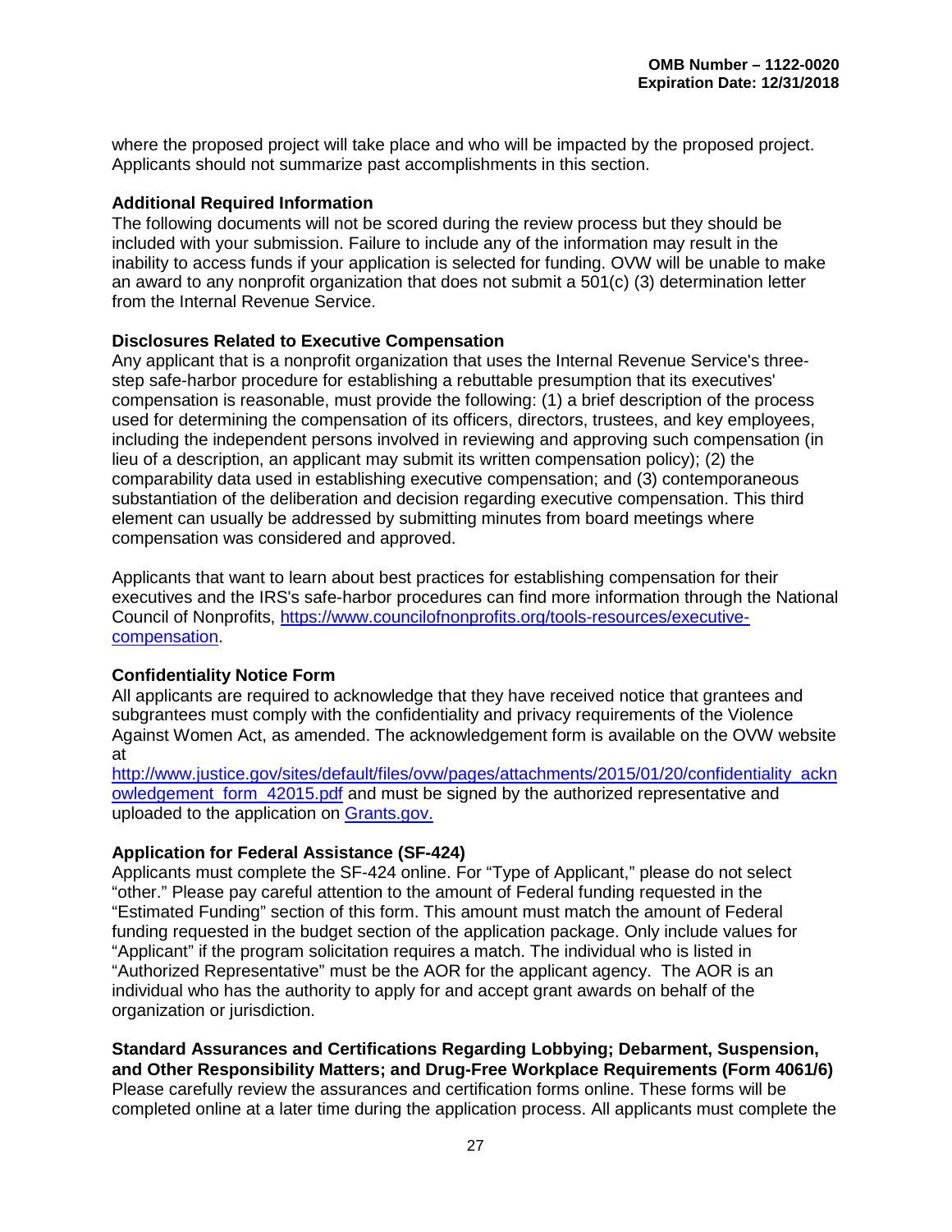where the proposed project will take place and who will be impacted by the proposed project. Applicants should not summarize past accomplishments in this section.

**Additional Required Information**

The following documents will not be scored during the review process but they should be included with your submission. Failure to include any of the information may result in the inability to access funds if your application is selected for funding. OVW will be unable to make an award to any nonprofit organization that does not submit a 501(c) (3) determination letter from the Internal Revenue Service.

**Disclosures Related to Executive Compensation**

Any applicant that is a nonprofit organization that uses the Internal Revenue Service's three-step safe-harbor procedure for establishing a rebuttable presumption that its executives' compensation is reasonable, must provide the following: (1) a brief description of the process used for determining the compensation of its officers, directors, trustees, and key employees, including the independent persons involved in reviewing and approving such compensation (in lieu of a description, an applicant may submit its written compensation policy); (2) the comparability data used in establishing executive compensation; and (3) contemporaneous substantiation of the deliberation and decision regarding executive compensation. This third element can usually be addressed by submitting minutes from board meetings where compensation was considered and approved.

Applicants that want to learn about best practices for establishing compensation for their executives and the IRS's safe-harbor procedures can find more information through the National Council of Nonprofits, [https://www.councilofnonprofits.org/tools-resources/executive-compensation](https://www.councilofnonprofits.org/tools-resources/executive-compensation).

**Confidentiality Notice Form**

All applicants are required to acknowledge that they have received notice that grantees and subgrantees must comply with the confidentiality and privacy requirements of the Violence Against Women Act, as amended. The acknowledgement form is available on the OVW website at [http://www.justice.gov/sites/default/files/ovw/pages/attachments/2015/01/20/confidentiality_acknowledgement_form_42015.pdf](http://www.justice.gov/sites/default/files/ovw/pages/attachments/2015/01/20/confidentiality_acknowledgement_form_42015.pdf) and must be signed by the authorized representative and uploaded to the application on Grants.gov.

**Application for Federal Assistance (SF-424)**

Applicants must complete the SF-424 online. For "Type of Applicant," please do not select "other." Please pay careful attention to the amount of Federal funding requested in the "Estimated Funding" section of this form. This amount must match the amount of Federal funding requested in the budget section of the application package. Only include values for "Applicant" if the program solicitation requires a match. The individual who is listed in "Authorized Representative" must be the AOR for the applicant agency. The AOR is an individual who has the authority to apply for and accept grant awards on behalf of the organization or jurisdiction.

**Standard Assurances and Certifications Regarding Lobbying; Debarment, Suspension, and Other Responsibility Matters; and Drug-Free Workplace Requirements (Form 4061/6)**

Please carefully review the assurances and certification forms online. These forms will be completed online at a later time during the application process. All applicants must complete the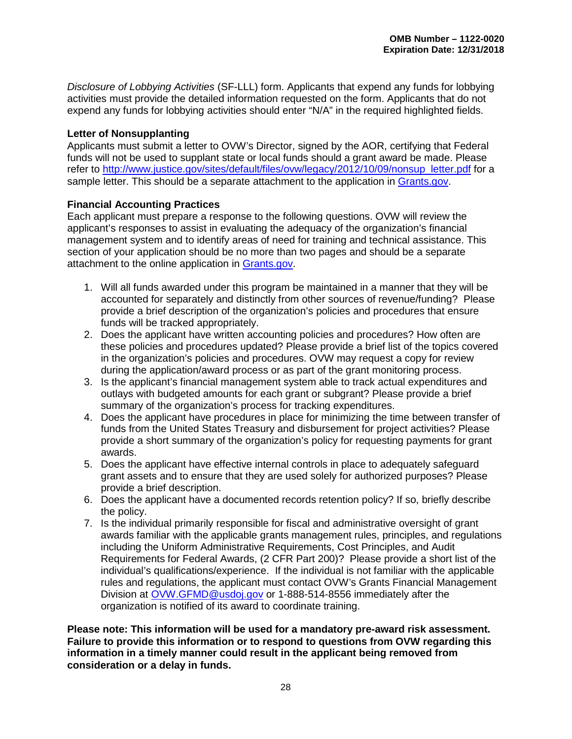*Disclosure of Lobbying Activities* (SF-LLL) form. Applicants that expend any funds for lobbying activities must provide the detailed information requested on the form. Applicants that do not expend any funds for lobbying activities should enter "N/A" in the required highlighted fields.

### Letter of Nonsupplanting

Applicants must submit a letter to OVW's Director, signed by the AOR, certifying that Federal funds will not be used to supplant state or local funds should a grant award be made. Please refer to [http://www.justice.gov/sites/default/files/ovw/legacy/2012/10/09/nonsup_letter.pdf](http://www.justice.gov/sites/default/files/ovw/legacy/2012/10/09/nonsup_letter.pdf) for a sample letter. This should be a separate attachment to the application in [Grants.gov](Grants.gov).

### Financial Accounting Practices

Each applicant must prepare a response to the following questions. OVW will review the applicant's responses to assist in evaluating the adequacy of the organization's financial management system and to identify areas of need for training and technical assistance. This section of your application should be no more than two pages and should be a separate attachment to the online application in [Grants.gov](Grants.gov).

1. Will all funds awarded under this program be maintained in a manner that they will be accounted for separately and distinctly from other sources of revenue/funding? Please provide a brief description of the organization's policies and procedures that ensure funds will be tracked appropriately.
2. Does the applicant have written accounting policies and procedures? How often are these policies and procedures updated? Please provide a brief list of the topics covered in the organization's policies and procedures. OVW may request a copy for review during the application/award process or as part of the grant monitoring process.
3. Is the applicant's financial management system able to track actual expenditures and outlays with budgeted amounts for each grant or subgrant? Please provide a brief summary of the organization's process for tracking expenditures.
4. Does the applicant have procedures in place for minimizing the time between transfer of funds from the United States Treasury and disbursement for project activities? Please provide a short summary of the organization's policy for requesting payments for grant awards.
5. Does the applicant have effective internal controls in place to adequately safeguard grant assets and to ensure that they are used solely for authorized purposes? Please provide a brief description.
6. Does the applicant have a documented records retention policy? If so, briefly describe the policy.
7. Is the individual primarily responsible for fiscal and administrative oversight of grant awards familiar with the applicable grants management rules, principles, and regulations including the Uniform Administrative Requirements, Cost Principles, and Audit Requirements for Federal Awards, (2 CFR Part 200)? Please provide a short list of the individual's qualifications/experience. If the individual is not familiar with the applicable rules and regulations, the applicant must contact OVW's Grants Financial Management Division at [OVW.GFMD@usdoj.gov](mailto:OVW.GFMD@usdoj.gov) or 1-888-514-8556 immediately after the organization is notified of its award to coordinate training.

**Please note: This information will be used for a mandatory pre-award risk assessment. Failure to provide this information or to respond to questions from OVW regarding this information in a timely manner could result in the applicant being removed from consideration or a delay in funds.**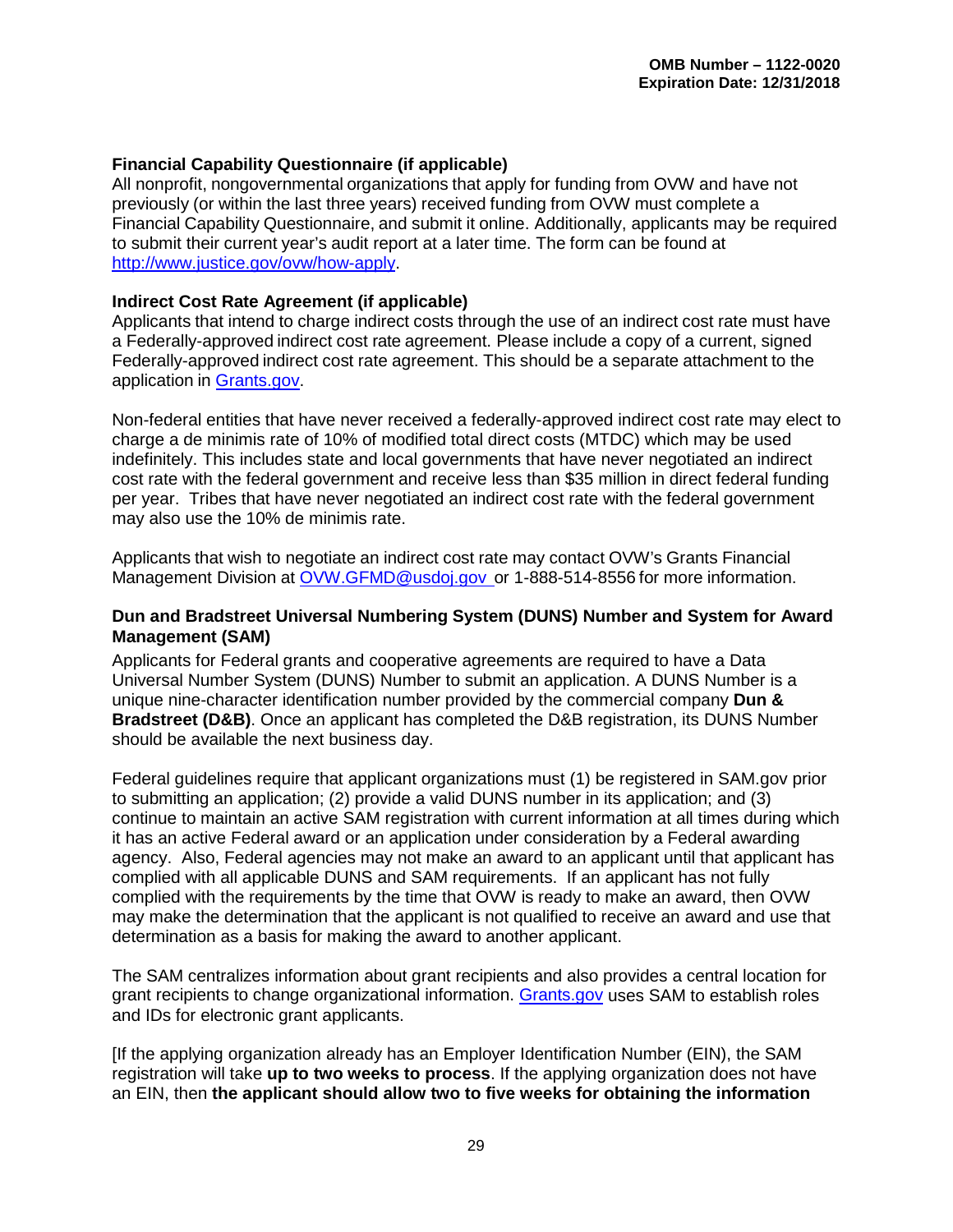**Financial Capability Questionnaire (if applicable)**
All nonprofit, nongovernmental organizations that apply for funding from OVW and have not previously (or within the last three years) received funding from OVW must complete a Financial Capability Questionnaire, and submit it online. Additionally, applicants may be required to submit their current year's audit report at a later time. The form can be found at http://www.justice.gov/ovw/how-apply.

**Indirect Cost Rate Agreement (if applicable)**
Applicants that intend to charge indirect costs through the use of an indirect cost rate must have a Federally-approved indirect cost rate agreement. Please include a copy of a current, signed Federally-approved indirect cost rate agreement. This should be a separate attachment to the application in Grants.gov.

Non-federal entities that have never received a federally-approved indirect cost rate may elect to charge a de minimis rate of 10% of modified total direct costs (MTDC) which may be used indefinitely. This includes state and local governments that have never negotiated an indirect cost rate with the federal government and receive less than $35 million in direct federal funding per year. Tribes that have never negotiated an indirect cost rate with the federal government may also use the 10% de minimis rate.

Applicants that wish to negotiate an indirect cost rate may contact OVW's Grants Financial Management Division at OVW.GFMD@usdoj.gov or 1-888-514-8556 for more information.

**Dun and Bradstreet Universal Numbering System (DUNS) Number and System for Award Management (SAM)**
Applicants for Federal grants and cooperative agreements are required to have a Data Universal Number System (DUNS) Number to submit an application. A DUNS Number is a unique nine-character identification number provided by the commercial company **Dun & Bradstreet (D&B)**. Once an applicant has completed the D&B registration, its DUNS Number should be available the next business day.

Federal guidelines require that applicant organizations must (1) be registered in SAM.gov prior to submitting an application; (2) provide a valid DUNS number in its application; and (3) continue to maintain an active SAM registration with current information at all times during which it has an active Federal award or an application under consideration by a Federal awarding agency. Also, Federal agencies may not make an award to an applicant until that applicant has complied with all applicable DUNS and SAM requirements. If an applicant has not fully complied with the requirements by the time that OVW is ready to make an award, then OVW may make the determination that the applicant is not qualified to receive an award and use that determination as a basis for making the award to another applicant.

The SAM centralizes information about grant recipients and also provides a central location for grant recipients to change organizational information. Grants.gov uses SAM to establish roles and IDs for electronic grant applicants.

[If the applying organization already has an Employer Identification Number (EIN), the SAM registration will take **up to two weeks to process**. If the applying organization does not have an EIN, then **the applicant should allow two to five weeks for obtaining the information**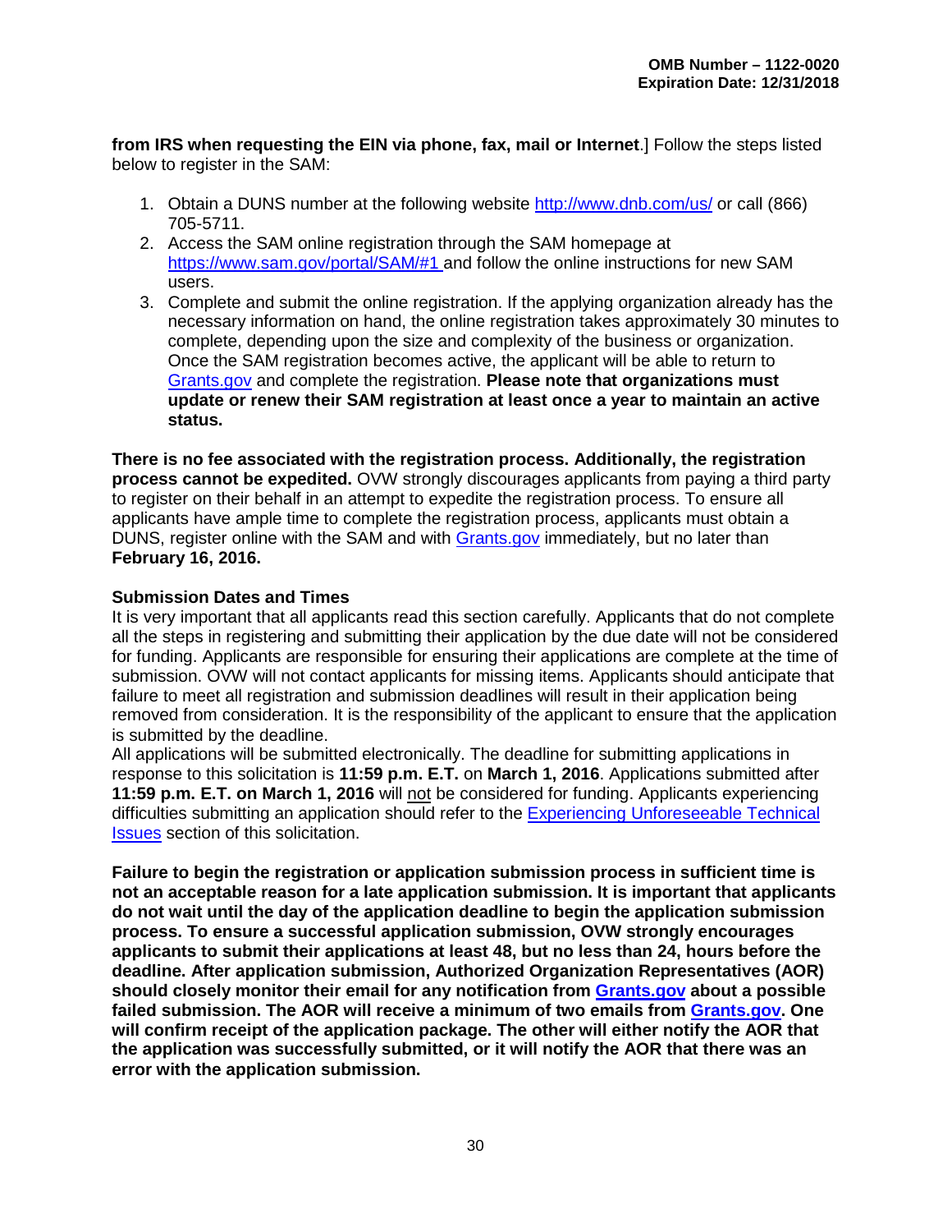**from IRS when requesting the EIN via phone, fax, mail or Internet**.] Follow the steps listed below to register in the SAM:

1. Obtain a DUNS number at the following website http://www.dnb.com/us/ or call (866) 705-5711.
2. Access the SAM online registration through the SAM homepage at https://www.sam.gov/portal/SAM/#1 and follow the online instructions for new SAM users.
3. Complete and submit the online registration. If the applying organization already has the necessary information on hand, the online registration takes approximately 30 minutes to complete, depending upon the size and complexity of the business or organization. Once the SAM registration becomes active, the applicant will be able to return to Grants.gov and complete the registration. **Please note that organizations must update or renew their SAM registration at least once a year to maintain an active status.**

**There is no fee associated with the registration process. Additionally, the registration process cannot be expedited.** OVW strongly discourages applicants from paying a third party to register on their behalf in an attempt to expedite the registration process. To ensure all applicants have ample time to complete the registration process, applicants must obtain a DUNS, register online with the SAM and with Grants.gov immediately, but no later than **February 16, 2016.**

### Submission Dates and Times

It is very important that all applicants read this section carefully. Applicants that do not complete all the steps in registering and submitting their application by the due date will not be considered for funding. Applicants are responsible for ensuring their applications are complete at the time of submission. OVW will not contact applicants for missing items. Applicants should anticipate that failure to meet all registration and submission deadlines will result in their application being removed from consideration. It is the responsibility of the applicant to ensure that the application is submitted by the deadline.

All applications will be submitted electronically. The deadline for submitting applications in response to this solicitation is **11:59 p.m. E.T.** on **March 1, 2016**. Applications submitted after **11:59 p.m. E.T. on March 1, 2016** will not be considered for funding. Applicants experiencing difficulties submitting an application should refer to the Experiencing Unforeseeable Technical Issues section of this solicitation.

**Failure to begin the registration or application submission process in sufficient time is not an acceptable reason for a late application submission. It is important that applicants do not wait until the day of the application deadline to begin the application submission process. To ensure a successful application submission, OVW strongly encourages applicants to submit their applications at least 48, but no less than 24, hours before the deadline. After application submission, Authorized Organization Representatives (AOR) should closely monitor their email for any notification from Grants.gov about a possible failed submission. The AOR will receive a minimum of two emails from Grants.gov. One will confirm receipt of the application package. The other will either notify the AOR that the application was successfully submitted, or it will notify the AOR that there was an error with the application submission.**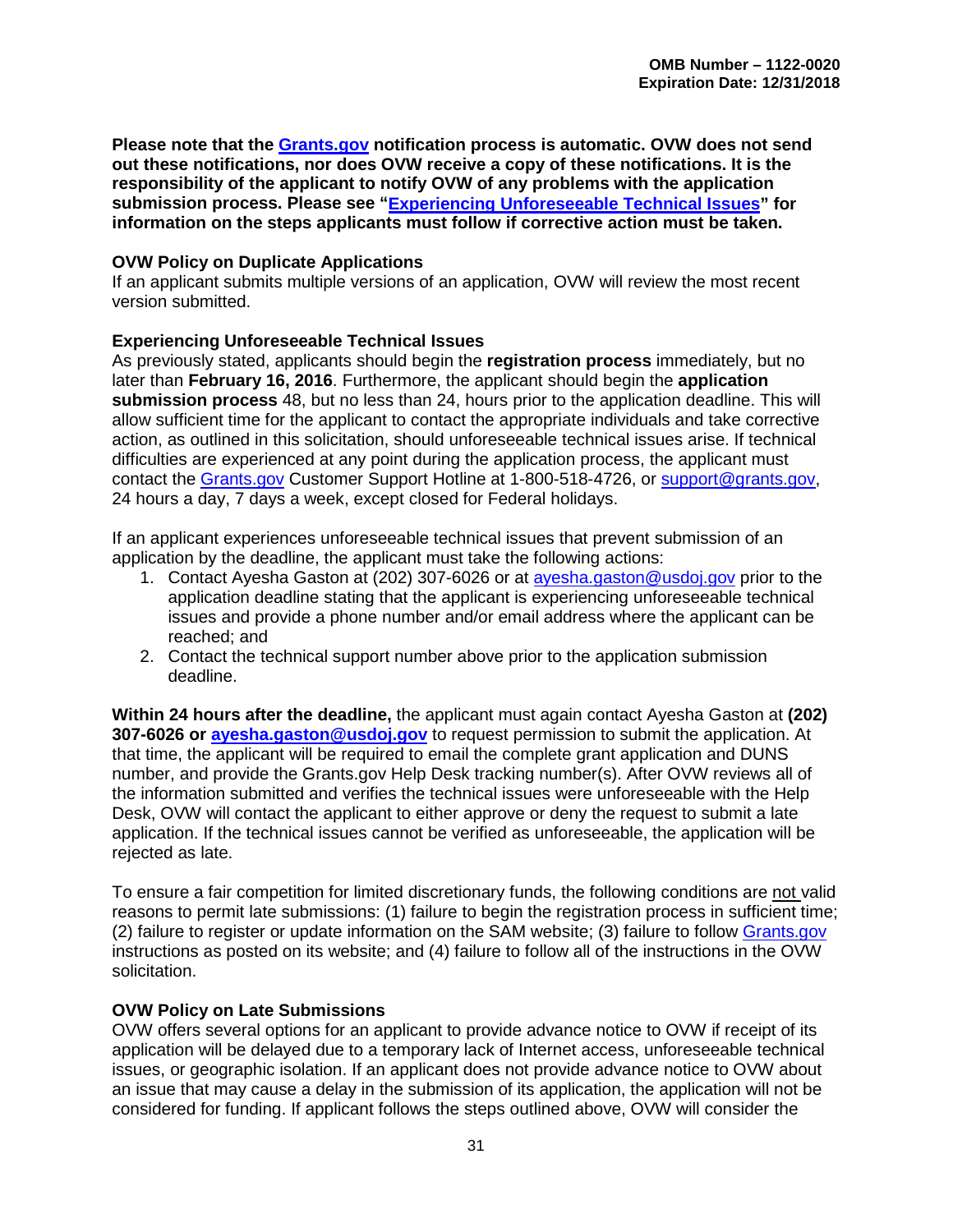**Please note that the Grants.gov notification process is automatic. OVW does not send out these notifications, nor does OVW receive a copy of these notifications. It is the responsibility of the applicant to notify OVW of any problems with the application submission process. Please see "Experiencing Unforeseeable Technical Issues" for information on the steps applicants must follow if corrective action must be taken.**

**OVW Policy on Duplicate Applications**

If an applicant submits multiple versions of an application, OVW will review the most recent version submitted.

**Experiencing Unforeseeable Technical Issues**

As previously stated, applicants should begin the **registration process** immediately, but no later than **February 16, 2016**. Furthermore, the applicant should begin the **application submission process** 48, but no less than 24, hours prior to the application deadline. This will allow sufficient time for the applicant to contact the appropriate individuals and take corrective action, as outlined in this solicitation, should unforeseeable technical issues arise. If technical difficulties are experienced at any point during the application process, the applicant must contact the Grants.gov Customer Support Hotline at 1-800-518-4726, or support@grants.gov, 24 hours a day, 7 days a week, except closed for Federal holidays.

If an applicant experiences unforeseeable technical issues that prevent submission of an application by the deadline, the applicant must take the following actions:

1. Contact Ayesha Gaston at (202) 307-6026 or at ayesha.gaston@usdoj.gov prior to the application deadline stating that the applicant is experiencing unforeseeable technical issues and provide a phone number and/or email address where the applicant can be reached; and
2. Contact the technical support number above prior to the application submission deadline.

**Within 24 hours after the deadline,** the applicant must again contact Ayesha Gaston at **(202) 307-6026 or ayesha.gaston@usdoj.gov** to request permission to submit the application. At that time, the applicant will be required to email the complete grant application and DUNS number, and provide the Grants.gov Help Desk tracking number(s). After OVW reviews all of the information submitted and verifies the technical issues were unforeseeable with the Help Desk, OVW will contact the applicant to either approve or deny the request to submit a late application. If the technical issues cannot be verified as unforeseeable, the application will be rejected as late.

To ensure a fair competition for limited discretionary funds, the following conditions are not valid reasons to permit late submissions: (1) failure to begin the registration process in sufficient time; (2) failure to register or update information on the SAM website; (3) failure to follow Grants.gov instructions as posted on its website; and (4) failure to follow all of the instructions in the OVW solicitation.

**OVW Policy on Late Submissions**

OVW offers several options for an applicant to provide advance notice to OVW if receipt of its application will be delayed due to a temporary lack of Internet access, unforeseeable technical issues, or geographic isolation. If an applicant does not provide advance notice to OVW about an issue that may cause a delay in the submission of its application, the application will not be considered for funding. If applicant follows the steps outlined above, OVW will consider the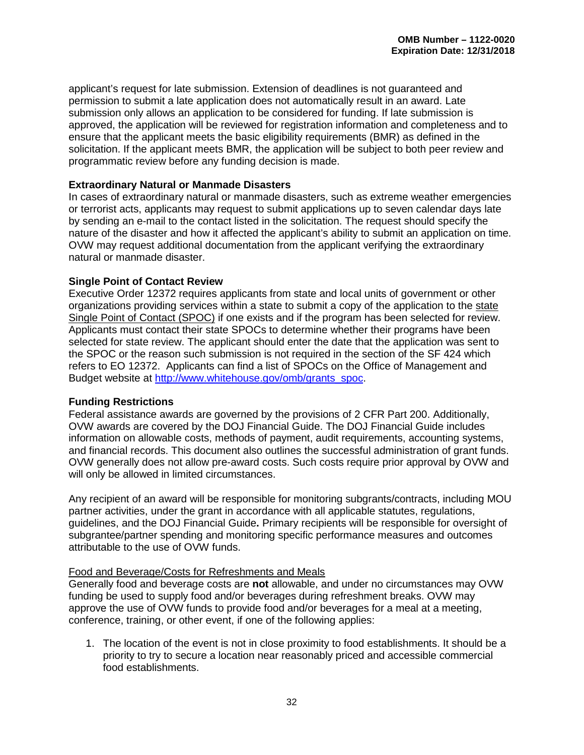applicant's request for late submission. Extension of deadlines is not guaranteed and permission to submit a late application does not automatically result in an award. Late submission only allows an application to be considered for funding. If late submission is approved, the application will be reviewed for registration information and completeness and to ensure that the applicant meets the basic eligibility requirements (BMR) as defined in the solicitation. If the applicant meets BMR, the application will be subject to both peer review and programmatic review before any funding decision is made.

### Extraordinary Natural or Manmade Disasters

In cases of extraordinary natural or manmade disasters, such as extreme weather emergencies or terrorist acts, applicants may request to submit applications up to seven calendar days late by sending an e-mail to the contact listed in the solicitation. The request should specify the nature of the disaster and how it affected the applicant's ability to submit an application on time. OVW may request additional documentation from the applicant verifying the extraordinary natural or manmade disaster.

### Single Point of Contact Review

Executive Order 12372 requires applicants from state and local units of government or other organizations providing services within a state to submit a copy of the application to the state Single Point of Contact (SPOC) if one exists and if the program has been selected for review. Applicants must contact their state SPOCs to determine whether their programs have been selected for state review. The applicant should enter the date that the application was sent to the SPOC or the reason such submission is not required in the section of the SF 424 which refers to EO 12372. Applicants can find a list of SPOCs on the Office of Management and Budget website at http://www.whitehouse.gov/omb/grants_spoc.

### Funding Restrictions

Federal assistance awards are governed by the provisions of 2 CFR Part 200. Additionally, OVW awards are covered by the DOJ Financial Guide. The DOJ Financial Guide includes information on allowable costs, methods of payment, audit requirements, accounting systems, and financial records. This document also outlines the successful administration of grant funds. OVW generally does not allow pre-award costs. Such costs require prior approval by OVW and will only be allowed in limited circumstances.

Any recipient of an award will be responsible for monitoring subgrants/contracts, including MOU partner activities, under the grant in accordance with all applicable statutes, regulations, guidelines, and the DOJ Financial Guide**.** Primary recipients will be responsible for oversight of subgrantee/partner spending and monitoring specific performance measures and outcomes attributable to the use of OVW funds.

Food and Beverage/Costs for Refreshments and Meals

Generally food and beverage costs are **not** allowable, and under no circumstances may OVW funding be used to supply food and/or beverages during refreshment breaks. OVW may approve the use of OVW funds to provide food and/or beverages for a meal at a meeting, conference, training, or other event, if one of the following applies:

1. The location of the event is not in close proximity to food establishments. It should be a priority to try to secure a location near reasonably priced and accessible commercial food establishments.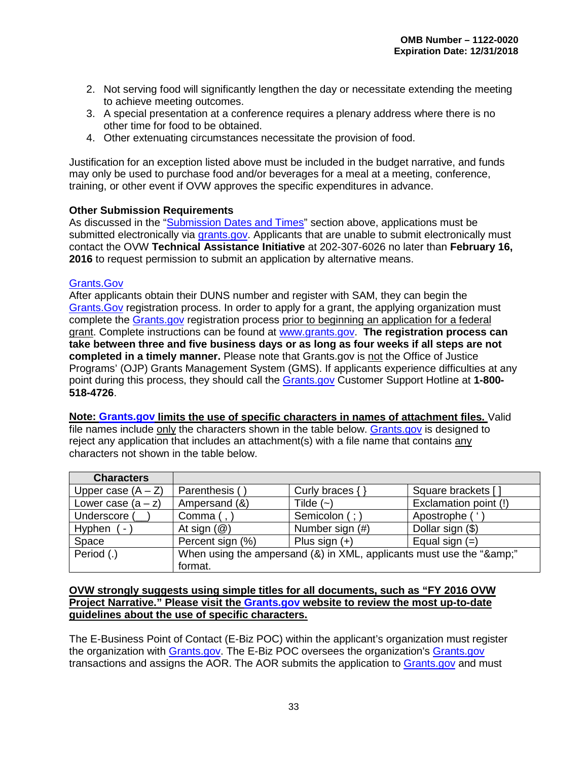2. Not serving food will significantly lengthen the day or necessitate extending the meeting to achieve meeting outcomes.
3. A special presentation at a conference requires a plenary address where there is no other time for food to be obtained.
4. Other extenuating circumstances necessitate the provision of food.

Justification for an exception listed above must be included in the budget narrative, and funds may only be used to purchase food and/or beverages for a meal at a meeting, conference, training, or other event if OVW approves the specific expenditures in advance.

**Other Submission Requirements**
As discussed in the "Submission Dates and Times" section above, applications must be submitted electronically via grants.gov. Applicants that are unable to submit electronically must contact the OVW **Technical Assistance Initiative** at 202-307-6026 no later than **February 16, 2016** to request permission to submit an application by alternative means.

Grants.Gov
After applicants obtain their DUNS number and register with SAM, they can begin the Grants.Gov registration process. In order to apply for a grant, the applying organization must complete the Grants.gov registration process prior to beginning an application for a federal grant. Complete instructions can be found at www.grants.gov. **The registration process can take between three and five business days or as long as four weeks if all steps are not completed in a timely manner.** Please note that Grants.gov is not the Office of Justice Programs' (OJP) Grants Management System (GMS). If applicants experience difficulties at any point during this process, they should call the Grants.gov Customer Support Hotline at **1-800-518-4726**.

**Note: Grants.gov limits the use of specific characters in names of attachment files.** Valid file names include only the characters shown in the table below. Grants.gov is designed to reject any application that includes an attachment(s) with a file name that contains any characters not shown in the table below.

| Characters | | | |
|---|---|---|---|
| Upper case (A – Z) | Parenthesis ( ) | Curly braces { } | Square brackets [ ] |
| Lower case (a – z) | Ampersand (&) | Tilde (~) | Exclamation point (!) |
| Underscore (__) | Comma ( , ) | Semicolon ( ; ) | Apostrophe ( ' ) |
| Hyphen ( - ) | At sign (@) | Number sign (#) | Dollar sign ($) |
| Space | Percent sign (%) | Plus sign (+) | Equal sign (=) |
| Period (.) | When using the ampersand (&) in XML, applicants must use the "&amp;" format. | | |

**OVW strongly suggests using simple titles for all documents, such as "FY 2016 OVW Project Narrative." Please visit the Grants.gov website to review the most up-to-date guidelines about the use of specific characters.**

The E-Business Point of Contact (E-Biz POC) within the applicant's organization must register the organization with Grants.gov. The E-Biz POC oversees the organization's Grants.gov transactions and assigns the AOR. The AOR submits the application to Grants.gov and must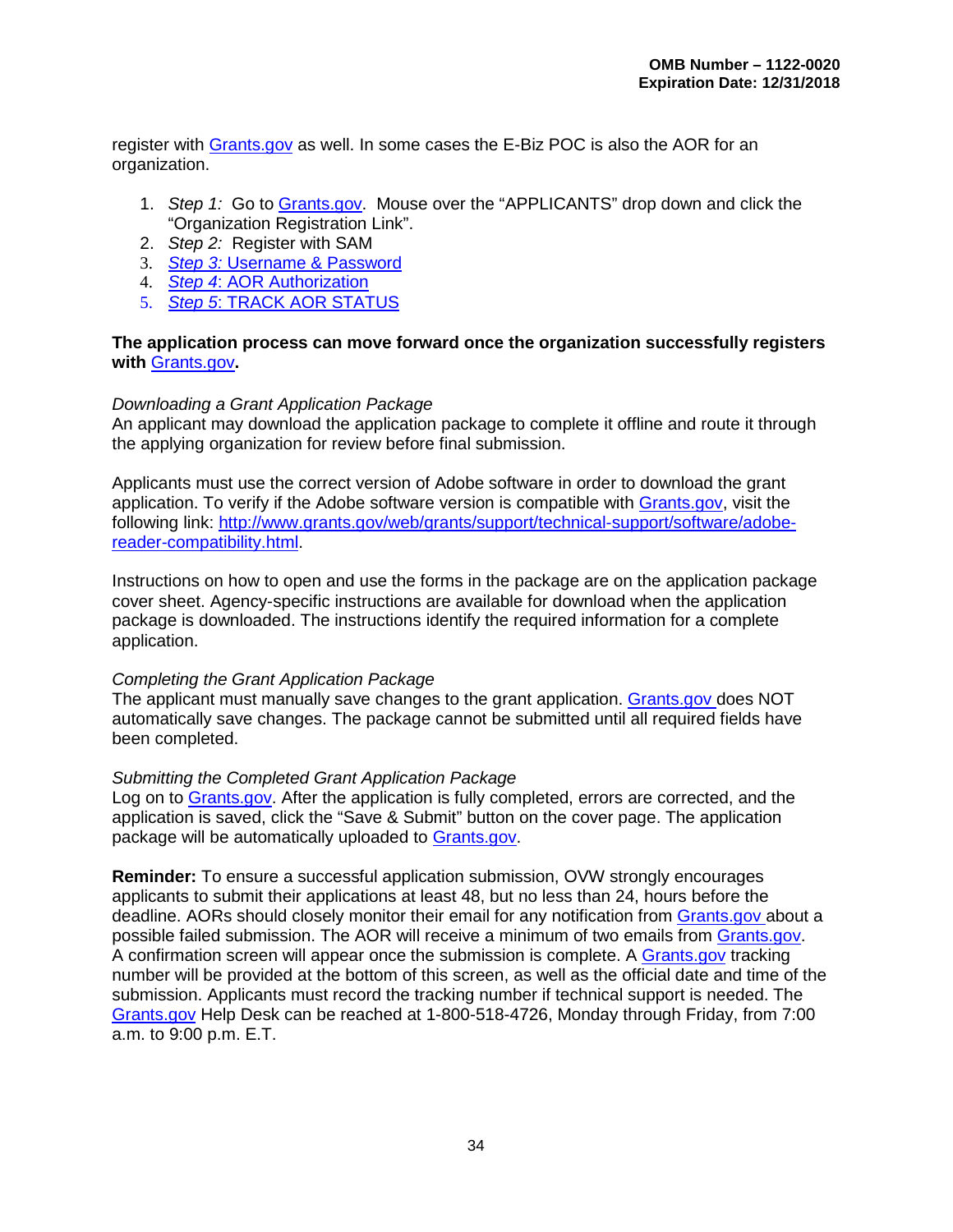register with Grants.gov as well. In some cases the E-Biz POC is also the AOR for an organization.

1. *Step 1:* Go to Grants.gov. Mouse over the “APPLICANTS” drop down and click the “Organization Registration Link”.
2. *Step 2:* Register with SAM
3. *Step 3:* Username & Password
4. *Step 4*: AOR Authorization
5. *Step 5*: TRACK AOR STATUS

**The application process can move forward once the organization successfully registers with Grants.gov.**

*Downloading a Grant Application Package*
An applicant may download the application package to complete it offline and route it through the applying organization for review before final submission.

Applicants must use the correct version of Adobe software in order to download the grant application. To verify if the Adobe software version is compatible with Grants.gov, visit the following link: http://www.grants.gov/web/grants/support/technical-support/software/adobe-reader-compatibility.html.

Instructions on how to open and use the forms in the package are on the application package cover sheet. Agency-specific instructions are available for download when the application package is downloaded. The instructions identify the required information for a complete application.

*Completing the Grant Application Package*
The applicant must manually save changes to the grant application. Grants.gov does NOT automatically save changes. The package cannot be submitted until all required fields have been completed.

*Submitting the Completed Grant Application Package*
Log on to Grants.gov. After the application is fully completed, errors are corrected, and the application is saved, click the “Save & Submit” button on the cover page. The application package will be automatically uploaded to Grants.gov.

**Reminder:** To ensure a successful application submission, OVW strongly encourages applicants to submit their applications at least 48, but no less than 24, hours before the deadline. AORs should closely monitor their email for any notification from Grants.gov about a possible failed submission. The AOR will receive a minimum of two emails from Grants.gov. A confirmation screen will appear once the submission is complete. A Grants.gov tracking number will be provided at the bottom of this screen, as well as the official date and time of the submission. Applicants must record the tracking number if technical support is needed. The Grants.gov Help Desk can be reached at 1-800-518-4726, Monday through Friday, from 7:00 a.m. to 9:00 p.m. E.T.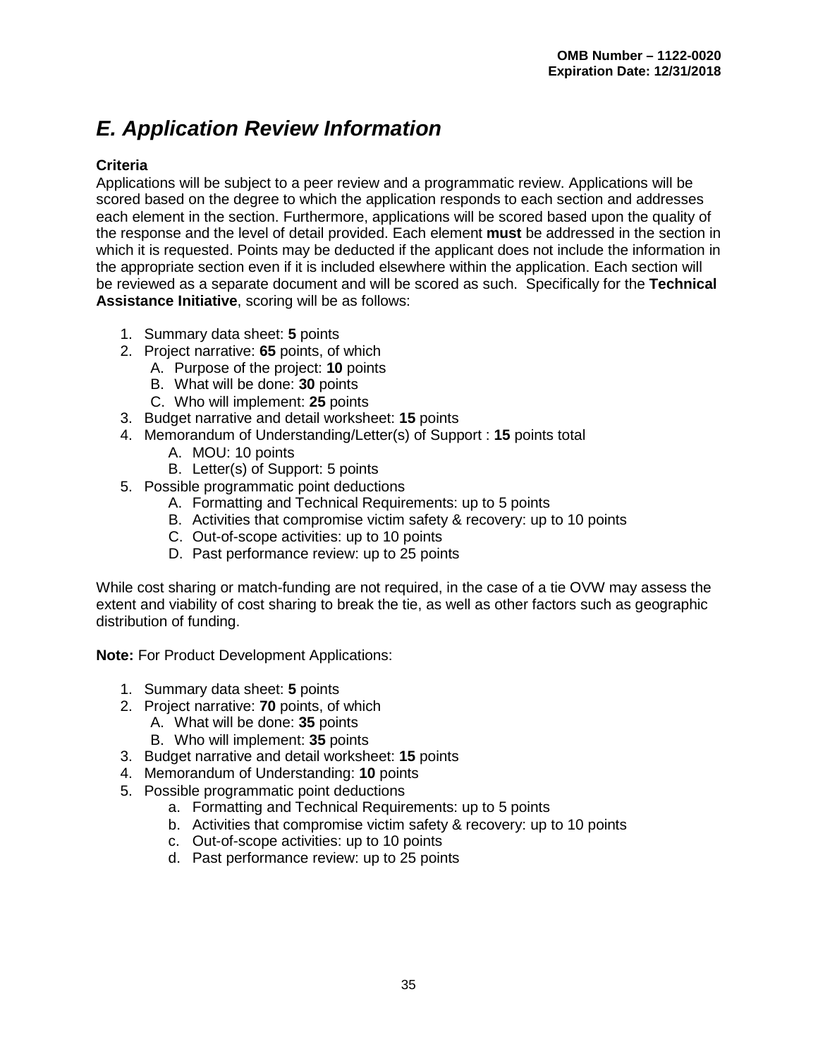## *E. Application Review Information*

**Criteria**

Applications will be subject to a peer review and a programmatic review. Applications will be scored based on the degree to which the application responds to each section and addresses each element in the section. Furthermore, applications will be scored based upon the quality of the response and the level of detail provided. Each element **must** be addressed in the section in which it is requested. Points may be deducted if the applicant does not include the information in the appropriate section even if it is included elsewhere within the application. Each section will be reviewed as a separate document and will be scored as such. Specifically for the **Technical Assistance Initiative**, scoring will be as follows:

1. Summary data sheet: **5** points
2. Project narrative: **65** points, of which
   A. Purpose of the project: **10** points
   B. What will be done: **30** points
   C. Who will implement: **25** points
3. Budget narrative and detail worksheet: **15** points
4. Memorandum of Understanding/Letter(s) of Support : **15** points total
   A. MOU: 10 points
   B. Letter(s) of Support: 5 points
5. Possible programmatic point deductions
   A. Formatting and Technical Requirements: up to 5 points
   B. Activities that compromise victim safety & recovery: up to 10 points
   C. Out-of-scope activities: up to 10 points
   D. Past performance review: up to 25 points

While cost sharing or match-funding are not required, in the case of a tie OVW may assess the extent and viability of cost sharing to break the tie, as well as other factors such as geographic distribution of funding.

**Note:** For Product Development Applications:

1. Summary data sheet: **5** points
2. Project narrative: **70** points, of which
   A. What will be done: **35** points
   B. Who will implement: **35** points
3. Budget narrative and detail worksheet: **15** points
4. Memorandum of Understanding: **10** points
5. Possible programmatic point deductions
   a. Formatting and Technical Requirements: up to 5 points
   b. Activities that compromise victim safety & recovery: up to 10 points
   c. Out-of-scope activities: up to 10 points
   d. Past performance review: up to 25 points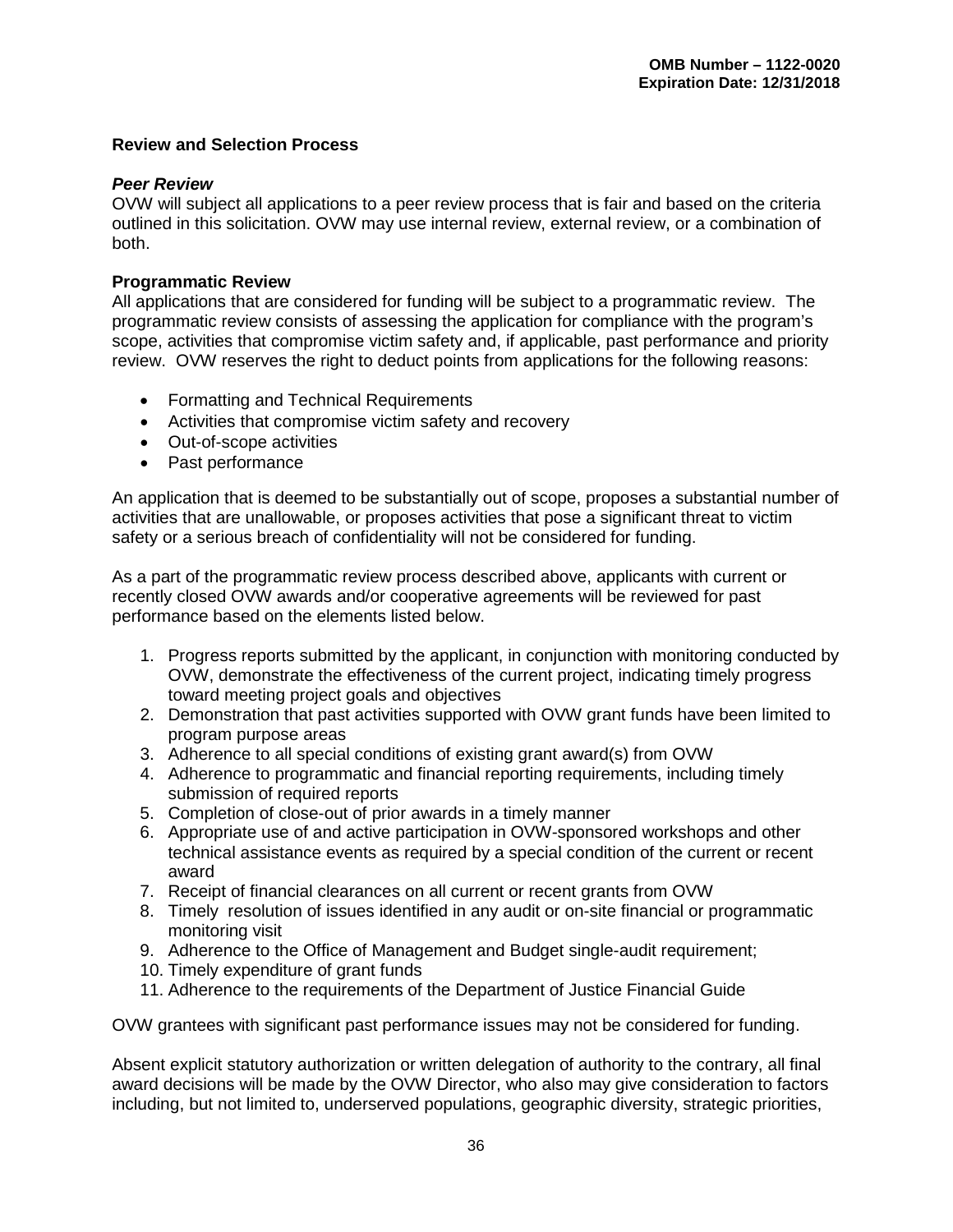**Review and Selection Process**

***Peer Review***

OVW will subject all applications to a peer review process that is fair and based on the criteria outlined in this solicitation. OVW may use internal review, external review, or a combination of both.

**Programmatic Review**

All applications that are considered for funding will be subject to a programmatic review. The programmatic review consists of assessing the application for compliance with the program's scope, activities that compromise victim safety and, if applicable, past performance and priority review. OVW reserves the right to deduct points from applications for the following reasons:

- Formatting and Technical Requirements
- Activities that compromise victim safety and recovery
- Out-of-scope activities
- Past performance

An application that is deemed to be substantially out of scope, proposes a substantial number of activities that are unallowable, or proposes activities that pose a significant threat to victim safety or a serious breach of confidentiality will not be considered for funding.

As a part of the programmatic review process described above, applicants with current or recently closed OVW awards and/or cooperative agreements will be reviewed for past performance based on the elements listed below.

1. Progress reports submitted by the applicant, in conjunction with monitoring conducted by OVW, demonstrate the effectiveness of the current project, indicating timely progress toward meeting project goals and objectives
2. Demonstration that past activities supported with OVW grant funds have been limited to program purpose areas
3. Adherence to all special conditions of existing grant award(s) from OVW
4. Adherence to programmatic and financial reporting requirements, including timely submission of required reports
5. Completion of close-out of prior awards in a timely manner
6. Appropriate use of and active participation in OVW-sponsored workshops and other technical assistance events as required by a special condition of the current or recent award
7. Receipt of financial clearances on all current or recent grants from OVW
8. Timely resolution of issues identified in any audit or on-site financial or programmatic monitoring visit
9. Adherence to the Office of Management and Budget single-audit requirement;
10. Timely expenditure of grant funds
11. Adherence to the requirements of the Department of Justice Financial Guide

OVW grantees with significant past performance issues may not be considered for funding.

Absent explicit statutory authorization or written delegation of authority to the contrary, all final award decisions will be made by the OVW Director, who also may give consideration to factors including, but not limited to, underserved populations, geographic diversity, strategic priorities,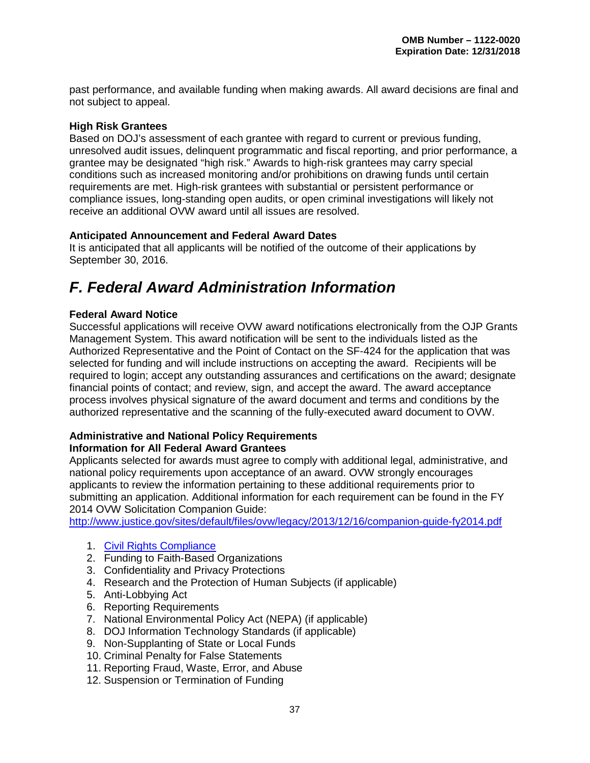past performance, and available funding when making awards. All award decisions are final and not subject to appeal.

**High Risk Grantees**

Based on DOJ's assessment of each grantee with regard to current or previous funding, unresolved audit issues, delinquent programmatic and fiscal reporting, and prior performance, a grantee may be designated "high risk." Awards to high-risk grantees may carry special conditions such as increased monitoring and/or prohibitions on drawing funds until certain requirements are met. High-risk grantees with substantial or persistent performance or compliance issues, long-standing open audits, or open criminal investigations will likely not receive an additional OVW award until all issues are resolved.

**Anticipated Announcement and Federal Award Dates**

It is anticipated that all applicants will be notified of the outcome of their applications by September 30, 2016.

## *F. Federal Award Administration Information*

**Federal Award Notice**

Successful applications will receive OVW award notifications electronically from the OJP Grants Management System. This award notification will be sent to the individuals listed as the Authorized Representative and the Point of Contact on the SF-424 for the application that was selected for funding and will include instructions on accepting the award. Recipients will be required to login; accept any outstanding assurances and certifications on the award; designate financial points of contact; and review, sign, and accept the award. The award acceptance process involves physical signature of the award document and terms and conditions by the authorized representative and the scanning of the fully-executed award document to OVW.

**Administrative and National Policy Requirements**
**Information for All Federal Award Grantees**

Applicants selected for awards must agree to comply with additional legal, administrative, and national policy requirements upon acceptance of an award. OVW strongly encourages applicants to review the information pertaining to these additional requirements prior to submitting an application. Additional information for each requirement can be found in the FY 2014 OVW Solicitation Companion Guide:
http://www.justice.gov/sites/default/files/ovw/legacy/2013/12/16/companion-guide-fy2014.pdf

1. Civil Rights Compliance
2. Funding to Faith-Based Organizations
3. Confidentiality and Privacy Protections
4. Research and the Protection of Human Subjects (if applicable)
5. Anti-Lobbying Act
6. Reporting Requirements
7. National Environmental Policy Act (NEPA) (if applicable)
8. DOJ Information Technology Standards (if applicable)
9. Non-Supplanting of State or Local Funds
10. Criminal Penalty for False Statements
11. Reporting Fraud, Waste, Error, and Abuse
12. Suspension or Termination of Funding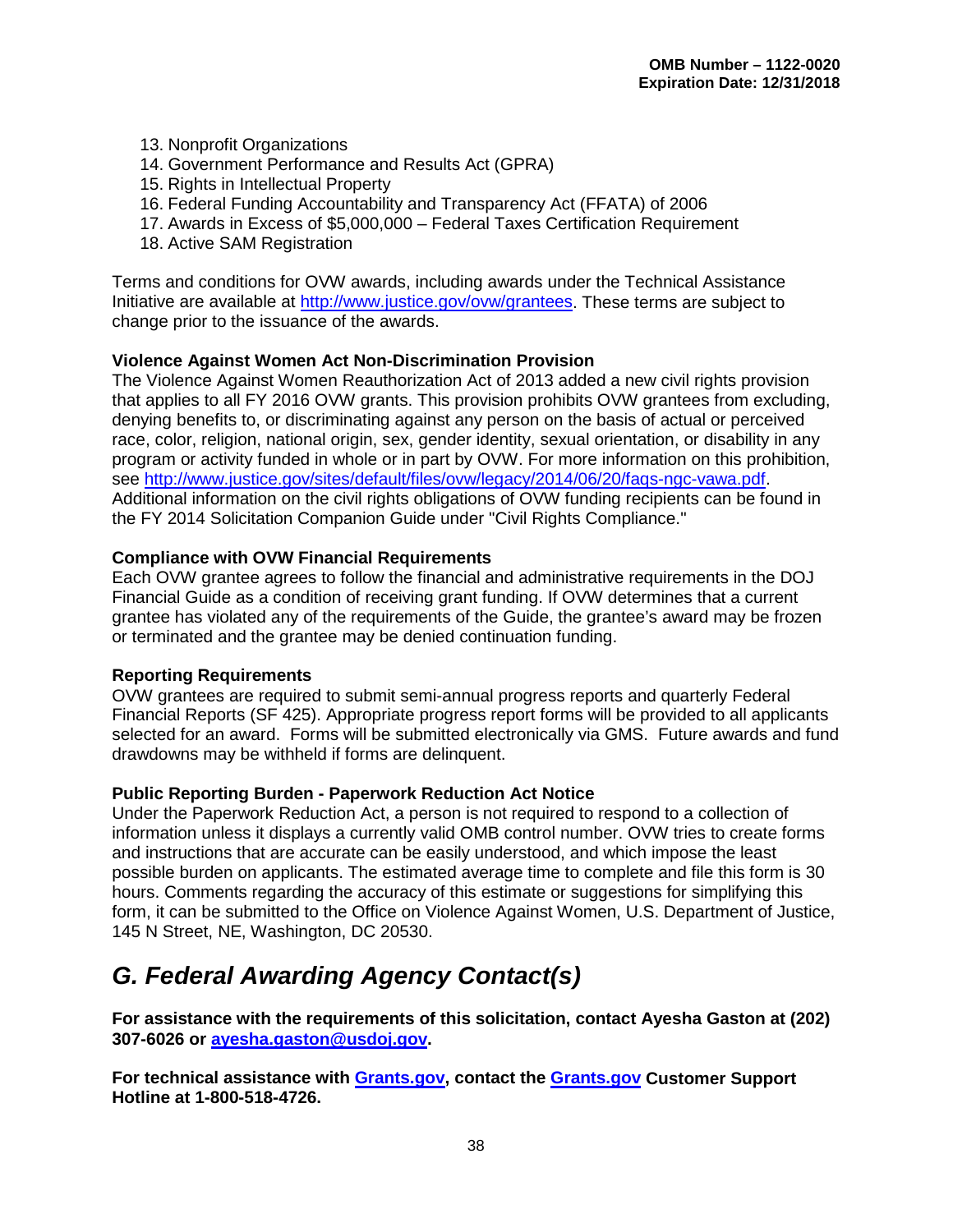13. Nonprofit Organizations
14. Government Performance and Results Act (GPRA)
15. Rights in Intellectual Property
16. Federal Funding Accountability and Transparency Act (FFATA) of 2006
17. Awards in Excess of $5,000,000 – Federal Taxes Certification Requirement
18. Active SAM Registration

Terms and conditions for OVW awards, including awards under the Technical Assistance Initiative are available at http://www.justice.gov/ovw/grantees. These terms are subject to change prior to the issuance of the awards.

**Violence Against Women Act Non-Discrimination Provision**

The Violence Against Women Reauthorization Act of 2013 added a new civil rights provision that applies to all FY 2016 OVW grants. This provision prohibits OVW grantees from excluding, denying benefits to, or discriminating against any person on the basis of actual or perceived race, color, religion, national origin, sex, gender identity, sexual orientation, or disability in any program or activity funded in whole or in part by OVW. For more information on this prohibition, see http://www.justice.gov/sites/default/files/ovw/legacy/2014/06/20/faqs-ngc-vawa.pdf. Additional information on the civil rights obligations of OVW funding recipients can be found in the FY 2014 Solicitation Companion Guide under "Civil Rights Compliance."

**Compliance with OVW Financial Requirements**

Each OVW grantee agrees to follow the financial and administrative requirements in the DOJ Financial Guide as a condition of receiving grant funding. If OVW determines that a current grantee has violated any of the requirements of the Guide, the grantee's award may be frozen or terminated and the grantee may be denied continuation funding.

**Reporting Requirements**

OVW grantees are required to submit semi-annual progress reports and quarterly Federal Financial Reports (SF 425). Appropriate progress report forms will be provided to all applicants selected for an award. Forms will be submitted electronically via GMS. Future awards and fund drawdowns may be withheld if forms are delinquent.

**Public Reporting Burden - Paperwork Reduction Act Notice**

Under the Paperwork Reduction Act, a person is not required to respond to a collection of information unless it displays a currently valid OMB control number. OVW tries to create forms and instructions that are accurate can be easily understood, and which impose the least possible burden on applicants. The estimated average time to complete and file this form is 30 hours. Comments regarding the accuracy of this estimate or suggestions for simplifying this form, it can be submitted to the Office on Violence Against Women, U.S. Department of Justice, 145 N Street, NE, Washington, DC 20530.

## *G. Federal Awarding Agency Contact(s)*

**For assistance with the requirements of this solicitation, contact Ayesha Gaston at (202) 307-6026 or ayesha.gaston@usdoj.gov.**

**For technical assistance with Grants.gov, contact the Grants.gov Customer Support Hotline at 1-800-518-4726.**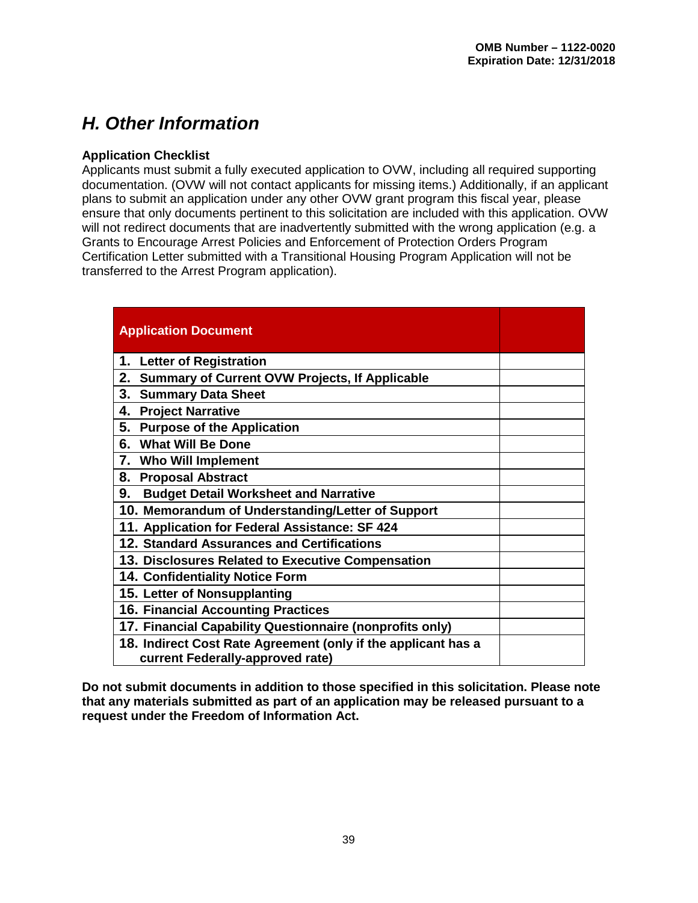## *H. Other Information*

**Application Checklist**
Applicants must submit a fully executed application to OVW, including all required supporting documentation. (OVW will not contact applicants for missing items.) Additionally, if an applicant plans to submit an application under any other OVW grant program this fiscal year, please ensure that only documents pertinent to this solicitation are included with this application. OVW will not redirect documents that are inadvertently submitted with the wrong application (e.g. a Grants to Encourage Arrest Policies and Enforcement of Protection Orders Program Certification Letter submitted with a Transitional Housing Program Application will not be transferred to the Arrest Program application).

| Application Document | |
|---|---|
| 1. Letter of Registration | |
| 2. Summary of Current OVW Projects, If Applicable | |
| 3. Summary Data Sheet | |
| 4. Project Narrative | |
| 5. Purpose of the Application | |
| 6. What Will Be Done | |
| 7. Who Will Implement | |
| 8. Proposal Abstract | |
| 9. Budget Detail Worksheet and Narrative | |
| 10. Memorandum of Understanding/Letter of Support | |
| 11. Application for Federal Assistance: SF 424 | |
| 12. Standard Assurances and Certifications | |
| 13. Disclosures Related to Executive Compensation | |
| 14. Confidentiality Notice Form | |
| 15. Letter of Nonsupplanting | |
| 16. Financial Accounting Practices | |
| 17. Financial Capability Questionnaire (nonprofits only) | |
| 18. Indirect Cost Rate Agreement (only if the applicant has a current Federally-approved rate) | |

**Do not submit documents in addition to those specified in this solicitation. Please note that any materials submitted as part of an application may be released pursuant to a request under the Freedom of Information Act.**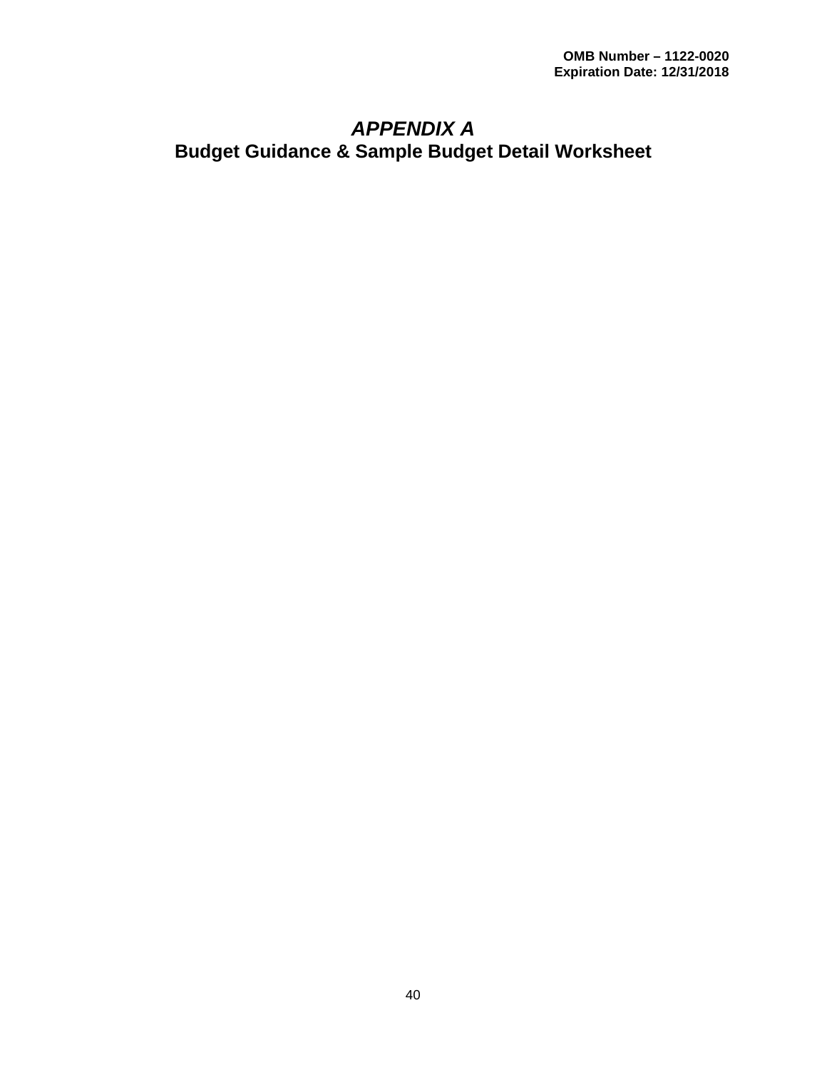OMB Number – 1122-0020
Expiration Date: 12/31/2018

# *APPENDIX A*
## Budget Guidance & Sample Budget Detail Worksheet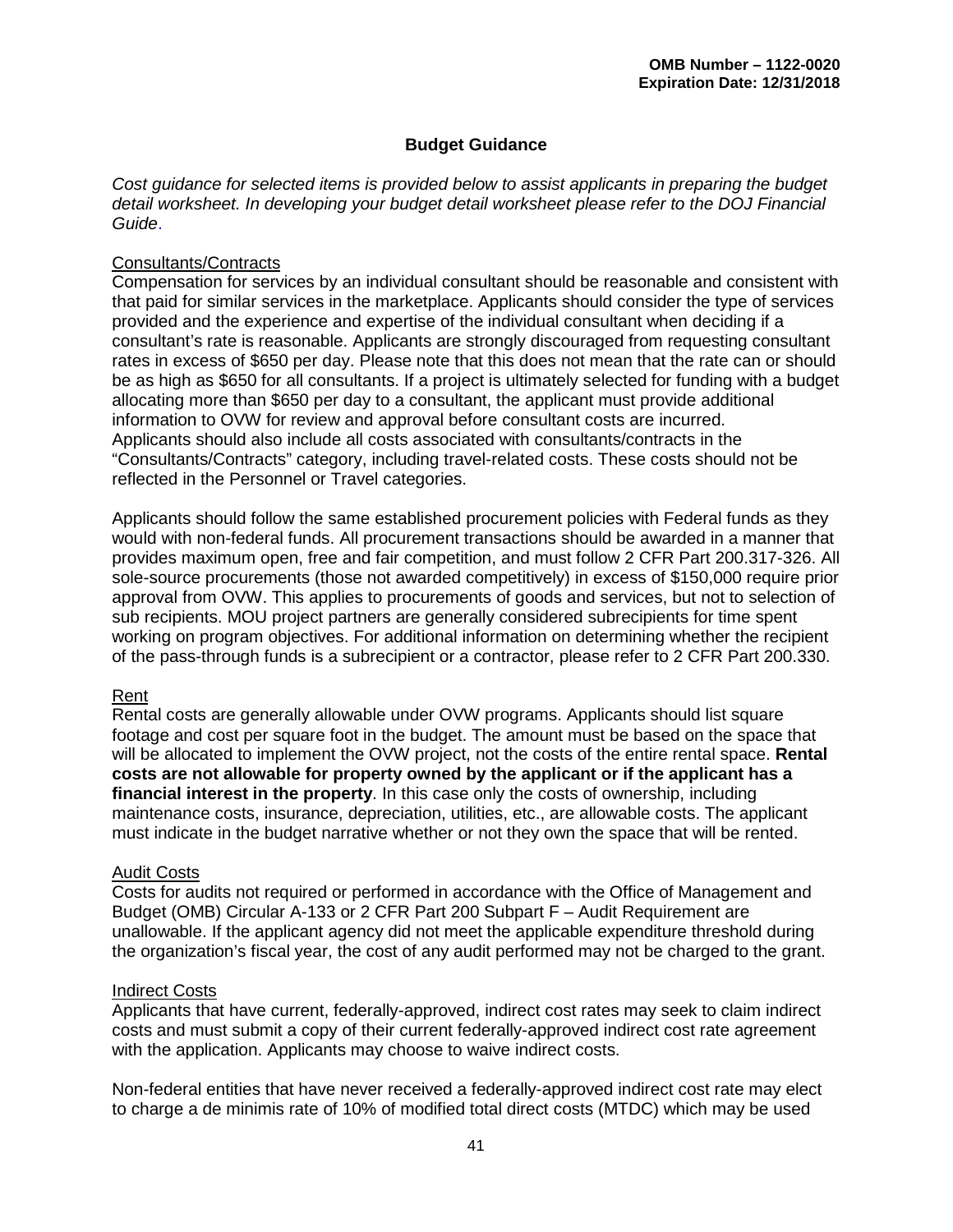OMB Number – 1122-0020
Expiration Date: 12/31/2018

# Budget Guidance

*Cost guidance for selected items is provided below to assist applicants in preparing the budget detail worksheet. In developing your budget detail worksheet please refer to the DOJ Financial Guide*.

## Consultants/Contracts

Compensation for services by an individual consultant should be reasonable and consistent with that paid for similar services in the marketplace. Applicants should consider the type of services provided and the experience and expertise of the individual consultant when deciding if a consultant's rate is reasonable. Applicants are strongly discouraged from requesting consultant rates in excess of $650 per day. Please note that this does not mean that the rate can or should be as high as $650 for all consultants. If a project is ultimately selected for funding with a budget allocating more than $650 per day to a consultant, the applicant must provide additional information to OVW for review and approval before consultant costs are incurred. Applicants should also include all costs associated with consultants/contracts in the "Consultants/Contracts" category, including travel-related costs. These costs should not be reflected in the Personnel or Travel categories.

Applicants should follow the same established procurement policies with Federal funds as they would with non-federal funds. All procurement transactions should be awarded in a manner that provides maximum open, free and fair competition, and must follow 2 CFR Part 200.317-326. All sole-source procurements (those not awarded competitively) in excess of $150,000 require prior approval from OVW. This applies to procurements of goods and services, but not to selection of sub recipients. MOU project partners are generally considered subrecipients for time spent working on program objectives. For additional information on determining whether the recipient of the pass-through funds is a subrecipient or a contractor, please refer to 2 CFR Part 200.330.

## Rent

Rental costs are generally allowable under OVW programs. Applicants should list square footage and cost per square foot in the budget. The amount must be based on the space that will be allocated to implement the OVW project, not the costs of the entire rental space. **Rental costs are not allowable for property owned by the applicant or if the applicant has a financial interest in the property**. In this case only the costs of ownership, including maintenance costs, insurance, depreciation, utilities, etc., are allowable costs. The applicant must indicate in the budget narrative whether or not they own the space that will be rented.

## Audit Costs

Costs for audits not required or performed in accordance with the Office of Management and Budget (OMB) Circular A-133 or 2 CFR Part 200 Subpart F – Audit Requirement are unallowable. If the applicant agency did not meet the applicable expenditure threshold during the organization's fiscal year, the cost of any audit performed may not be charged to the grant.

## Indirect Costs

Applicants that have current, federally-approved, indirect cost rates may seek to claim indirect costs and must submit a copy of their current federally-approved indirect cost rate agreement with the application. Applicants may choose to waive indirect costs.

Non-federal entities that have never received a federally-approved indirect cost rate may elect to charge a de minimis rate of 10% of modified total direct costs (MTDC) which may be used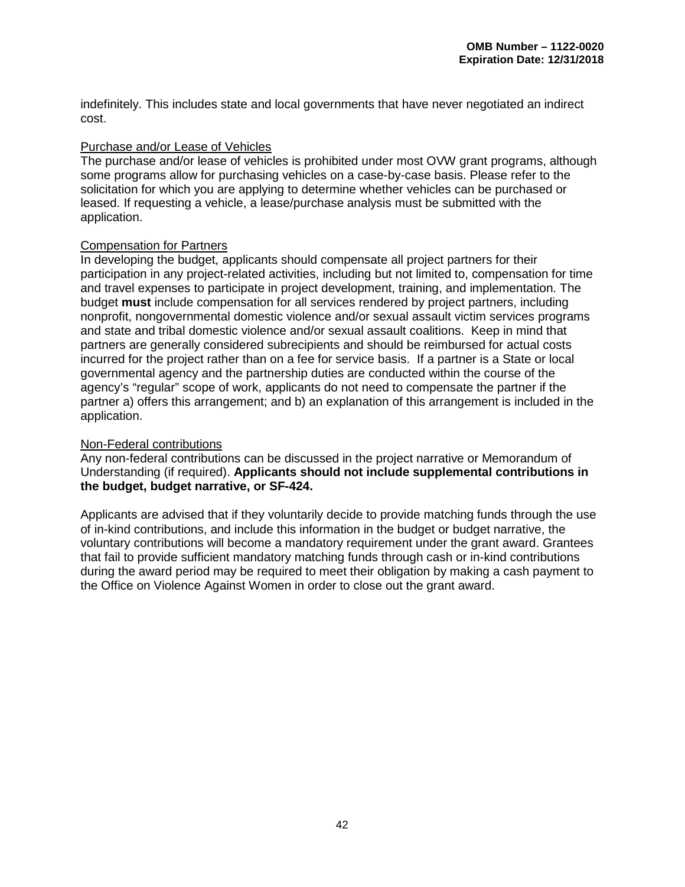indefinitely. This includes state and local governments that have never negotiated an indirect cost.

Purchase and/or Lease of Vehicles

The purchase and/or lease of vehicles is prohibited under most OVW grant programs, although some programs allow for purchasing vehicles on a case-by-case basis. Please refer to the solicitation for which you are applying to determine whether vehicles can be purchased or leased. If requesting a vehicle, a lease/purchase analysis must be submitted with the application.

Compensation for Partners

In developing the budget, applicants should compensate all project partners for their participation in any project-related activities, including but not limited to, compensation for time and travel expenses to participate in project development, training, and implementation. The budget **must** include compensation for all services rendered by project partners, including nonprofit, nongovernmental domestic violence and/or sexual assault victim services programs and state and tribal domestic violence and/or sexual assault coalitions. Keep in mind that partners are generally considered subrecipients and should be reimbursed for actual costs incurred for the project rather than on a fee for service basis. If a partner is a State or local governmental agency and the partnership duties are conducted within the course of the agency's "regular" scope of work, applicants do not need to compensate the partner if the partner a) offers this arrangement; and b) an explanation of this arrangement is included in the application.

Non-Federal contributions

Any non-federal contributions can be discussed in the project narrative or Memorandum of Understanding (if required). **Applicants should not include supplemental contributions in the budget, budget narrative, or SF-424.**

Applicants are advised that if they voluntarily decide to provide matching funds through the use of in-kind contributions, and include this information in the budget or budget narrative, the voluntary contributions will become a mandatory requirement under the grant award. Grantees that fail to provide sufficient mandatory matching funds through cash or in-kind contributions during the award period may be required to meet their obligation by making a cash payment to the Office on Violence Against Women in order to close out the grant award.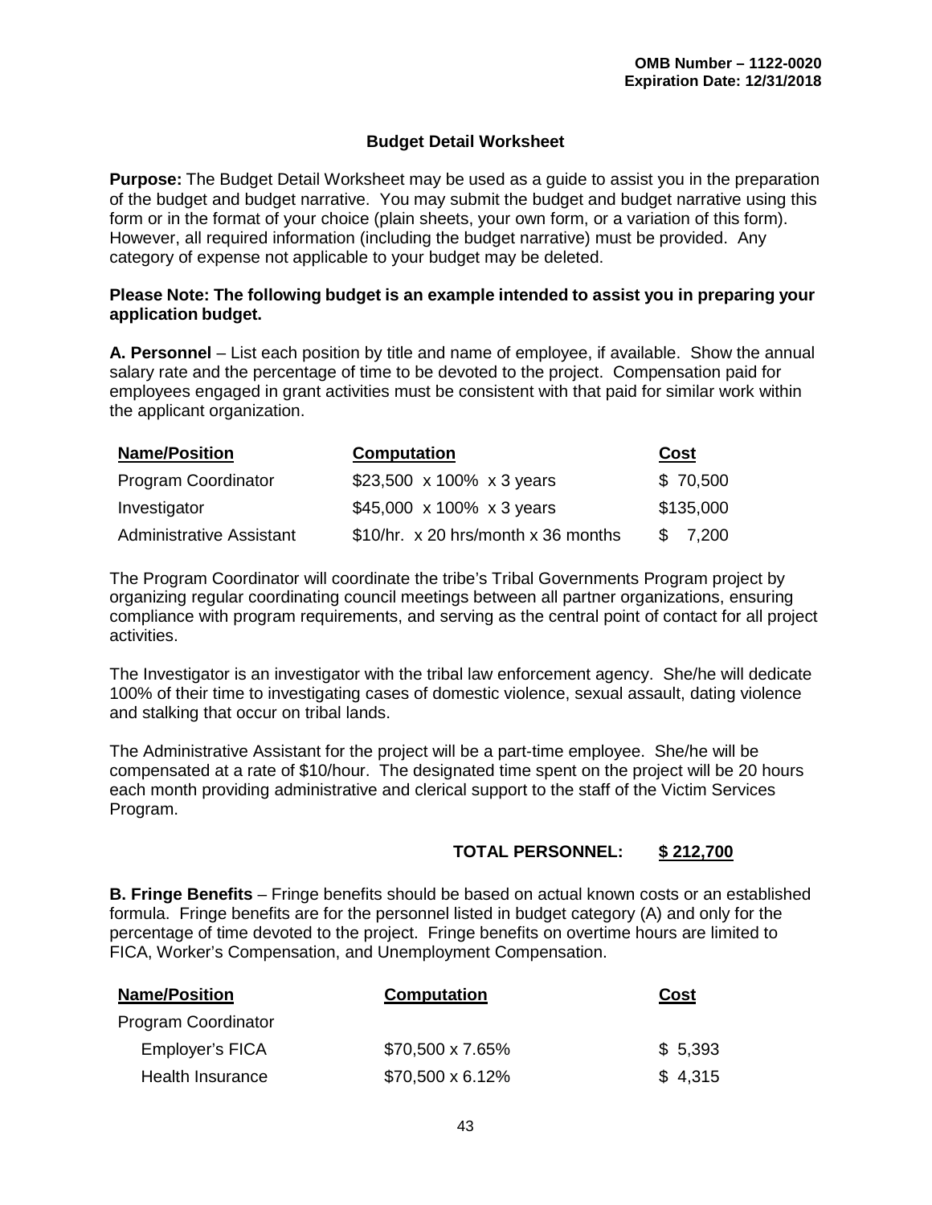**OMB Number – 1122-0020**
**Expiration Date: 12/31/2018**

## Budget Detail Worksheet

**Purpose:** The Budget Detail Worksheet may be used as a guide to assist you in the preparation of the budget and budget narrative. You may submit the budget and budget narrative using this form or in the format of your choice (plain sheets, your own form, or a variation of this form). However, all required information (including the budget narrative) must be provided. Any category of expense not applicable to your budget may be deleted.

**Please Note: The following budget is an example intended to assist you in preparing your application budget.**

**A. Personnel** – List each position by title and name of employee, if available. Show the annual salary rate and the percentage of time to be devoted to the project. Compensation paid for employees engaged in grant activities must be consistent with that paid for similar work within the applicant organization.

| Name/Position | Computation | Cost |
| --- | --- | --- |
| Program Coordinator | $23,500 x 100% x 3 years | $ 70,500 |
| Investigator | $45,000 x 100% x 3 years | $135,000 |
| Administrative Assistant | $10/hr. x 20 hrs/month x 36 months | $ 7,200 |

The Program Coordinator will coordinate the tribe's Tribal Governments Program project by organizing regular coordinating council meetings between all partner organizations, ensuring compliance with program requirements, and serving as the central point of contact for all project activities.

The Investigator is an investigator with the tribal law enforcement agency. She/he will dedicate 100% of their time to investigating cases of domestic violence, sexual assault, dating violence and stalking that occur on tribal lands.

The Administrative Assistant for the project will be a part-time employee. She/he will be compensated at a rate of $10/hour. The designated time spent on the project will be 20 hours each month providing administrative and clerical support to the staff of the Victim Services Program.

**TOTAL PERSONNEL: $ 212,700**

**B. Fringe Benefits** – Fringe benefits should be based on actual known costs or an established formula. Fringe benefits are for the personnel listed in budget category (A) and only for the percentage of time devoted to the project. Fringe benefits on overtime hours are limited to FICA, Worker's Compensation, and Unemployment Compensation.

| Name/Position | Computation | Cost |
| --- | --- | --- |
| Program Coordinator | | |
| Employer's FICA | $70,500 x 7.65% | $ 5,393 |
| Health Insurance | $70,500 x 6.12% | $ 4,315 |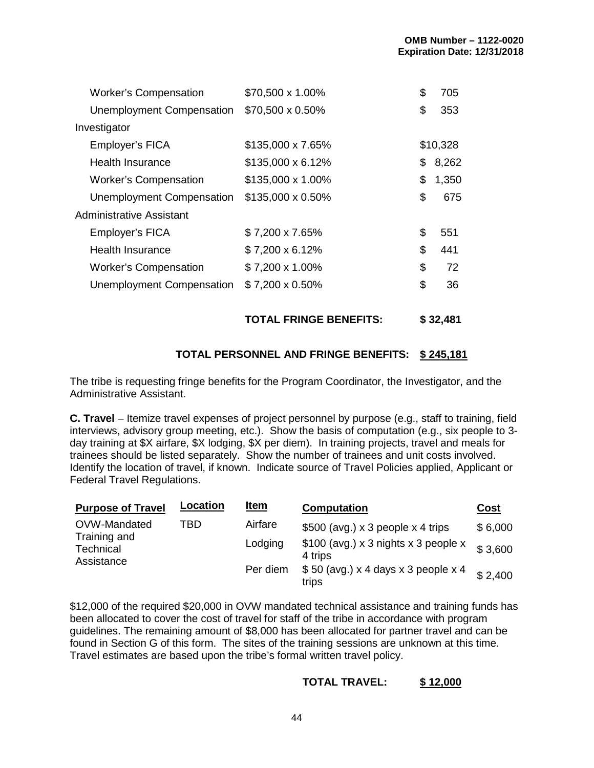| | | |
|---|---|---|
| Worker's Compensation | $70,500 x 1.00% | $ 705 |
| Unemployment Compensation | $70,500 x 0.50% | $ 353 |
| Investigator | | |
| Employer's FICA | $135,000 x 7.65% | $10,328 |
| Health Insurance | $135,000 x 6.12% | $ 8,262 |
| Worker's Compensation | $135,000 x 1.00% | $ 1,350 |
| Unemployment Compensation | $135,000 x 0.50% | $ 675 |
| Administrative Assistant | | |
| Employer's FICA | $ 7,200 x 7.65% | $ 551 |
| Health Insurance | $ 7,200 x 6.12% | $ 441 |
| Worker's Compensation | $ 7,200 x 1.00% | $ 72 |
| Unemployment Compensation | $ 7,200 x 0.50% | $ 36 |

**TOTAL FRINGE BENEFITS: $ 32,481**

**TOTAL PERSONNEL AND FRINGE BENEFITS: $ 245,181**

The tribe is requesting fringe benefits for the Program Coordinator, the Investigator, and the Administrative Assistant.

**C. Travel** – Itemize travel expenses of project personnel by purpose (e.g., staff to training, field interviews, advisory group meeting, etc.). Show the basis of computation (e.g., six people to 3-day training at $X airfare, $X lodging, $X per diem). In training projects, travel and meals for trainees should be listed separately. Show the number of trainees and unit costs involved. Identify the location of travel, if known. Indicate source of Travel Policies applied, Applicant or Federal Travel Regulations.

| Purpose of Travel | Location | Item | Computation | Cost |
|---|---|---|---|---|
| OVW-Mandated Training and Technical Assistance | TBD | Airfare | $500 (avg.) x 3 people x 4 trips | $ 6,000 |
| | | Lodging | $100 (avg.) x 3 nights x 3 people x 4 trips | $ 3,600 |
| | | Per diem | $ 50 (avg.) x 4 days x 3 people x 4 trips | $ 2,400 |

$12,000 of the required $20,000 in OVW mandated technical assistance and training funds has been allocated to cover the cost of travel for staff of the tribe in accordance with program guidelines. The remaining amount of $8,000 has been allocated for partner travel and can be found in Section G of this form. The sites of the training sessions are unknown at this time. Travel estimates are based upon the tribe's formal written travel policy.

**TOTAL TRAVEL: $ 12,000**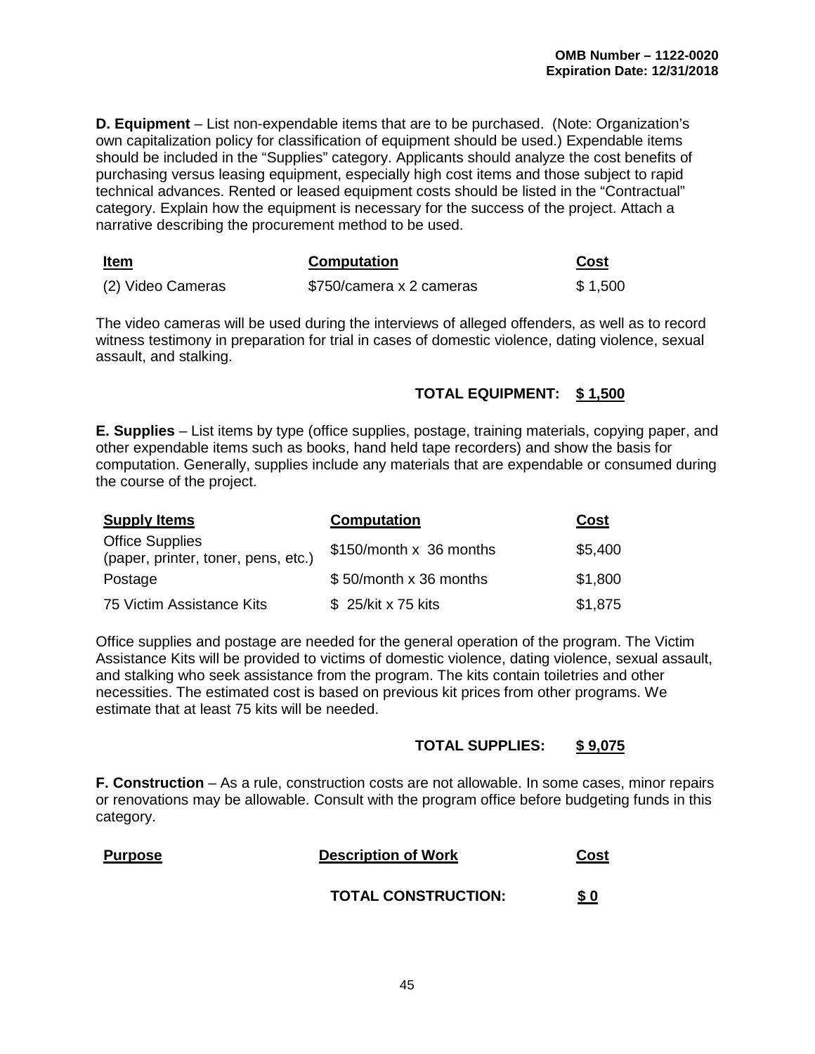**OMB Number – 1122-0020**
**Expiration Date: 12/31/2018**

**D. Equipment** – List non-expendable items that are to be purchased. (Note: Organization's own capitalization policy for classification of equipment should be used.) Expendable items should be included in the "Supplies" category. Applicants should analyze the cost benefits of purchasing versus leasing equipment, especially high cost items and those subject to rapid technical advances. Rented or leased equipment costs should be listed in the "Contractual" category. Explain how the equipment is necessary for the success of the project. Attach a narrative describing the procurement method to be used.

| Item | Computation | Cost |
|---|---|---|
| (2) Video Cameras | $750/camera x 2 cameras | $ 1,500 |

The video cameras will be used during the interviews of alleged offenders, as well as to record witness testimony in preparation for trial in cases of domestic violence, dating violence, sexual assault, and stalking.

**TOTAL EQUIPMENT: $ 1,500**

**E. Supplies** – List items by type (office supplies, postage, training materials, copying paper, and other expendable items such as books, hand held tape recorders) and show the basis for computation. Generally, supplies include any materials that are expendable or consumed during the course of the project.

| Supply Items | Computation | Cost |
|---|---|---|
| Office Supplies (paper, printer, toner, pens, etc.) | $150/month x 36 months | $5,400 |
| Postage | $ 50/month x 36 months | $1,800 |
| 75 Victim Assistance Kits | $ 25/kit x 75 kits | $1,875 |

Office supplies and postage are needed for the general operation of the program. The Victim Assistance Kits will be provided to victims of domestic violence, dating violence, sexual assault, and stalking who seek assistance from the program. The kits contain toiletries and other necessities. The estimated cost is based on previous kit prices from other programs. We estimate that at least 75 kits will be needed.

**TOTAL SUPPLIES: $ 9,075**

**F. Construction** – As a rule, construction costs are not allowable. In some cases, minor repairs or renovations may be allowable. Consult with the program office before budgeting funds in this category.

| Purpose | Description of Work | Cost |
|---|---|---|

**TOTAL CONSTRUCTION: $ 0**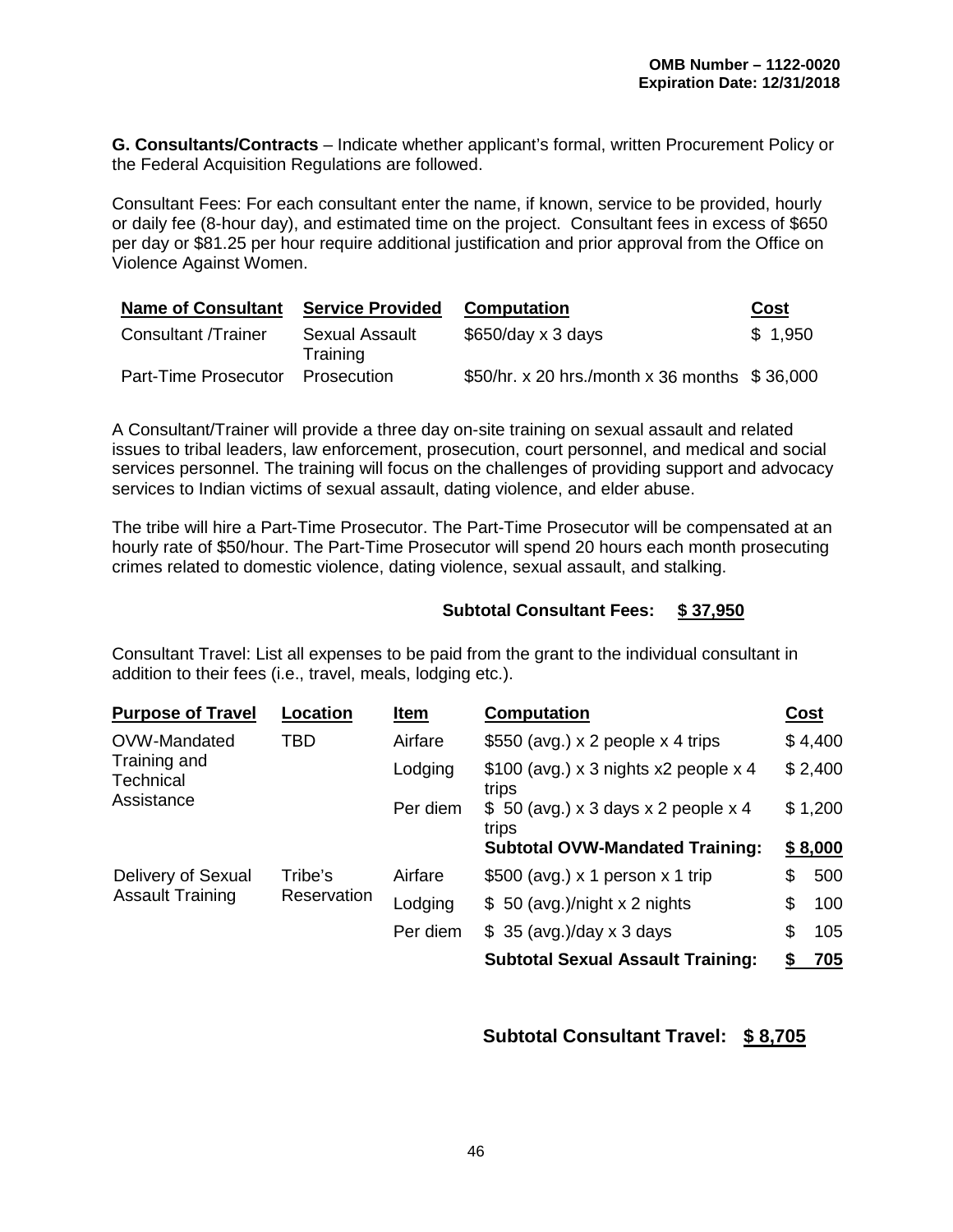**G. Consultants/Contracts** – Indicate whether applicant's formal, written Procurement Policy or the Federal Acquisition Regulations are followed.

Consultant Fees: For each consultant enter the name, if known, service to be provided, hourly or daily fee (8-hour day), and estimated time on the project. Consultant fees in excess of $650 per day or $81.25 per hour require additional justification and prior approval from the Office on Violence Against Women.

| Name of Consultant | Service Provided | Computation | Cost |
|---|---|---|---|
| Consultant /Trainer | Sexual Assault Training | $650/day x 3 days | $ 1,950 |
| Part-Time Prosecutor | Prosecution | $50/hr. x 20 hrs./month x 36 months | $ 36,000 |

A Consultant/Trainer will provide a three day on-site training on sexual assault and related issues to tribal leaders, law enforcement, prosecution, court personnel, and medical and social services personnel. The training will focus on the challenges of providing support and advocacy services to Indian victims of sexual assault, dating violence, and elder abuse.

The tribe will hire a Part-Time Prosecutor. The Part-Time Prosecutor will be compensated at an hourly rate of $50/hour. The Part-Time Prosecutor will spend 20 hours each month prosecuting crimes related to domestic violence, dating violence, sexual assault, and stalking.

**Subtotal Consultant Fees: $ 37,950**

Consultant Travel: List all expenses to be paid from the grant to the individual consultant in addition to their fees (i.e., travel, meals, lodging etc.).

| Purpose of Travel | Location | Item | Computation | Cost |
|---|---|---|---|---|
| OVW-Mandated Training and Technical Assistance | TBD | Airfare | $550 (avg.) x 2 people x 4 trips | $ 4,400 |
| | | Lodging | $100 (avg.) x 3 nights x2 people x 4 trips | $ 2,400 |
| | | Per diem | $ 50 (avg.) x 3 days x 2 people x 4 trips | $ 1,200 |
| | | | **Subtotal OVW-Mandated Training:** | **$ 8,000** |
| Delivery of Sexual Assault Training | Tribe's Reservation | Airfare | $500 (avg.) x 1 person x 1 trip | $ 500 |
| | | Lodging | $ 50 (avg.)/night x 2 nights | $ 100 |
| | | Per diem | $ 35 (avg.)/day x 3 days | $ 105 |
| | | | **Subtotal Sexual Assault Training:** | **$ 705** |

**Subtotal Consultant Travel: $ 8,705**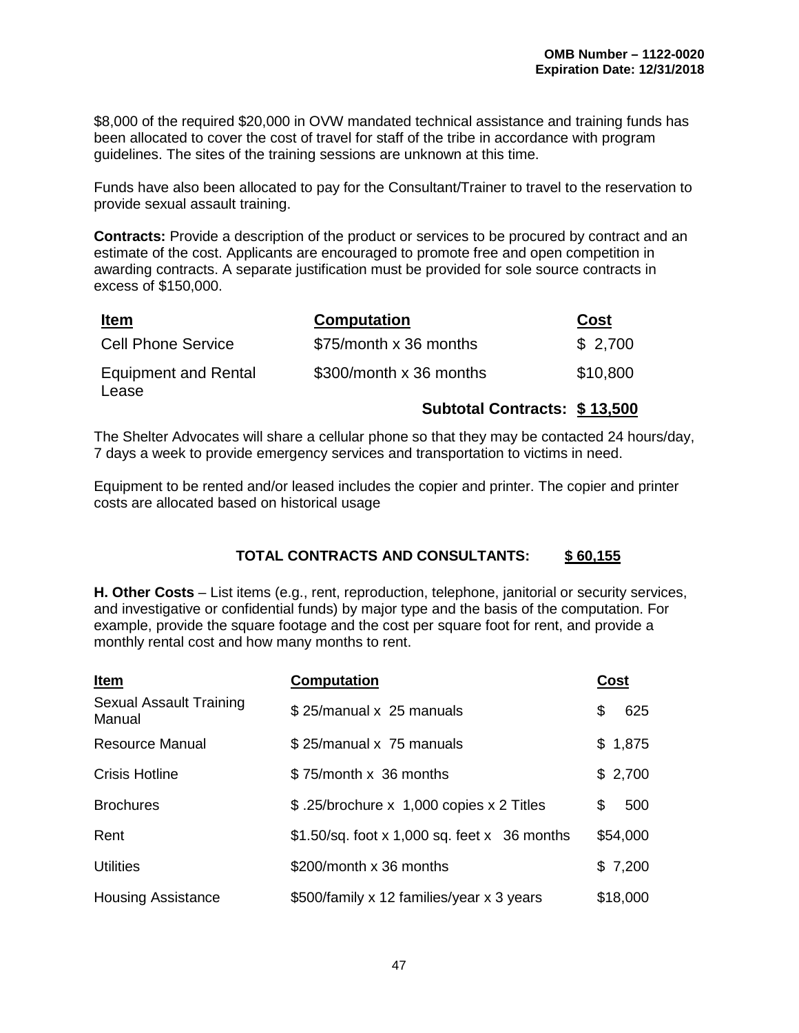$8,000 of the required $20,000 in OVW mandated technical assistance and training funds has been allocated to cover the cost of travel for staff of the tribe in accordance with program guidelines. The sites of the training sessions are unknown at this time.

Funds have also been allocated to pay for the Consultant/Trainer to travel to the reservation to provide sexual assault training.

**Contracts:** Provide a description of the product or services to be procured by contract and an estimate of the cost. Applicants are encouraged to promote free and open competition in awarding contracts. A separate justification must be provided for sole source contracts in excess of $150,000.

| Item | Computation | Cost |
|---|---|---|
| Cell Phone Service | $75/month x 36 months | $ 2,700 |
| Equipment and Rental Lease | $300/month x 36 months | $10,800 |
| | **Subtotal Contracts:** | **$ 13,500** |

The Shelter Advocates will share a cellular phone so that they may be contacted 24 hours/day, 7 days a week to provide emergency services and transportation to victims in need.

Equipment to be rented and/or leased includes the copier and printer. The copier and printer costs are allocated based on historical usage

**TOTAL CONTRACTS AND CONSULTANTS: $ 60,155**

**H. Other Costs** – List items (e.g., rent, reproduction, telephone, janitorial or security services, and investigative or confidential funds) by major type and the basis of the computation. For example, provide the square footage and the cost per square foot for rent, and provide a monthly rental cost and how many months to rent.

| Item | Computation | Cost |
|---|---|---|
| Sexual Assault Training Manual | $ 25/manual x 25 manuals | $ 625 |
| Resource Manual | $ 25/manual x 75 manuals | $ 1,875 |
| Crisis Hotline | $ 75/month x 36 months | $ 2,700 |
| Brochures | $ .25/brochure x 1,000 copies x 2 Titles | $ 500 |
| Rent | $1.50/sq. foot x 1,000 sq. feet x 36 months | $54,000 |
| Utilities | $200/month x 36 months | $ 7,200 |
| Housing Assistance | $500/family x 12 families/year x 3 years | $18,000 |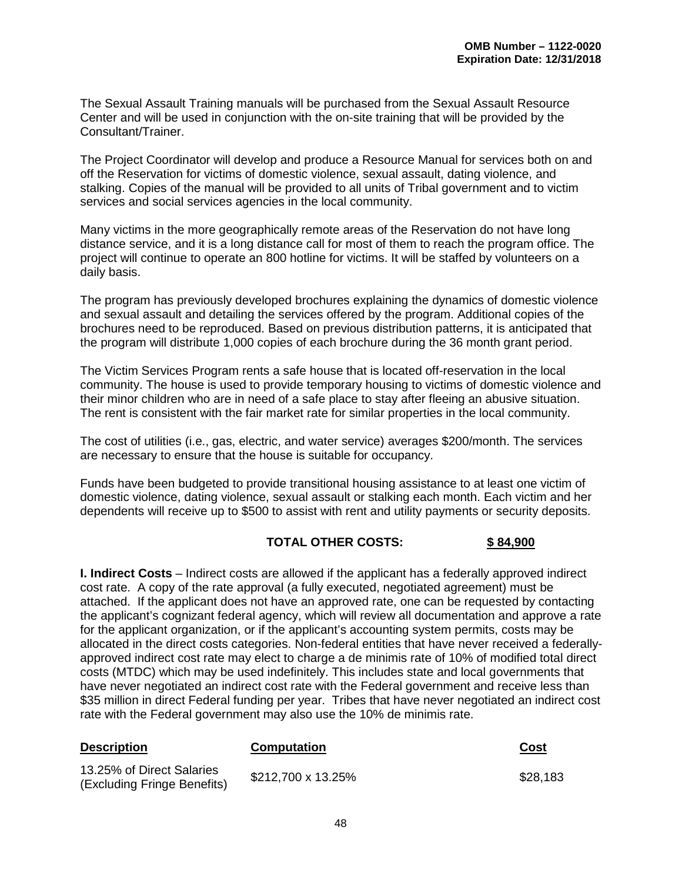The Sexual Assault Training manuals will be purchased from the Sexual Assault Resource Center and will be used in conjunction with the on-site training that will be provided by the Consultant/Trainer.

The Project Coordinator will develop and produce a Resource Manual for services both on and off the Reservation for victims of domestic violence, sexual assault, dating violence, and stalking. Copies of the manual will be provided to all units of Tribal government and to victim services and social services agencies in the local community.

Many victims in the more geographically remote areas of the Reservation do not have long distance service, and it is a long distance call for most of them to reach the program office. The project will continue to operate an 800 hotline for victims. It will be staffed by volunteers on a daily basis.

The program has previously developed brochures explaining the dynamics of domestic violence and sexual assault and detailing the services offered by the program. Additional copies of the brochures need to be reproduced. Based on previous distribution patterns, it is anticipated that the program will distribute 1,000 copies of each brochure during the 36 month grant period.

The Victim Services Program rents a safe house that is located off-reservation in the local community. The house is used to provide temporary housing to victims of domestic violence and their minor children who are in need of a safe place to stay after fleeing an abusive situation. The rent is consistent with the fair market rate for similar properties in the local community.

The cost of utilities (i.e., gas, electric, and water service) averages $200/month. The services are necessary to ensure that the house is suitable for occupancy.

Funds have been budgeted to provide transitional housing assistance to at least one victim of domestic violence, dating violence, sexual assault or stalking each month. Each victim and her dependents will receive up to $500 to assist with rent and utility payments or security deposits.

**TOTAL OTHER COSTS: $ 84,900**

**I. Indirect Costs** – Indirect costs are allowed if the applicant has a federally approved indirect cost rate. A copy of the rate approval (a fully executed, negotiated agreement) must be attached. If the applicant does not have an approved rate, one can be requested by contacting the applicant's cognizant federal agency, which will review all documentation and approve a rate for the applicant organization, or if the applicant's accounting system permits, costs may be allocated in the direct costs categories. Non-federal entities that have never received a federally-approved indirect cost rate may elect to charge a de minimis rate of 10% of modified total direct costs (MTDC) which may be used indefinitely. This includes state and local governments that have never negotiated an indirect cost rate with the Federal government and receive less than $35 million in direct Federal funding per year. Tribes that have never negotiated an indirect cost rate with the Federal government may also use the 10% de minimis rate.

| Description | Computation | Cost |
|---|---|---|
| 13.25% of Direct Salaries (Excluding Fringe Benefits) | $212,700 x 13.25% | $28,183 |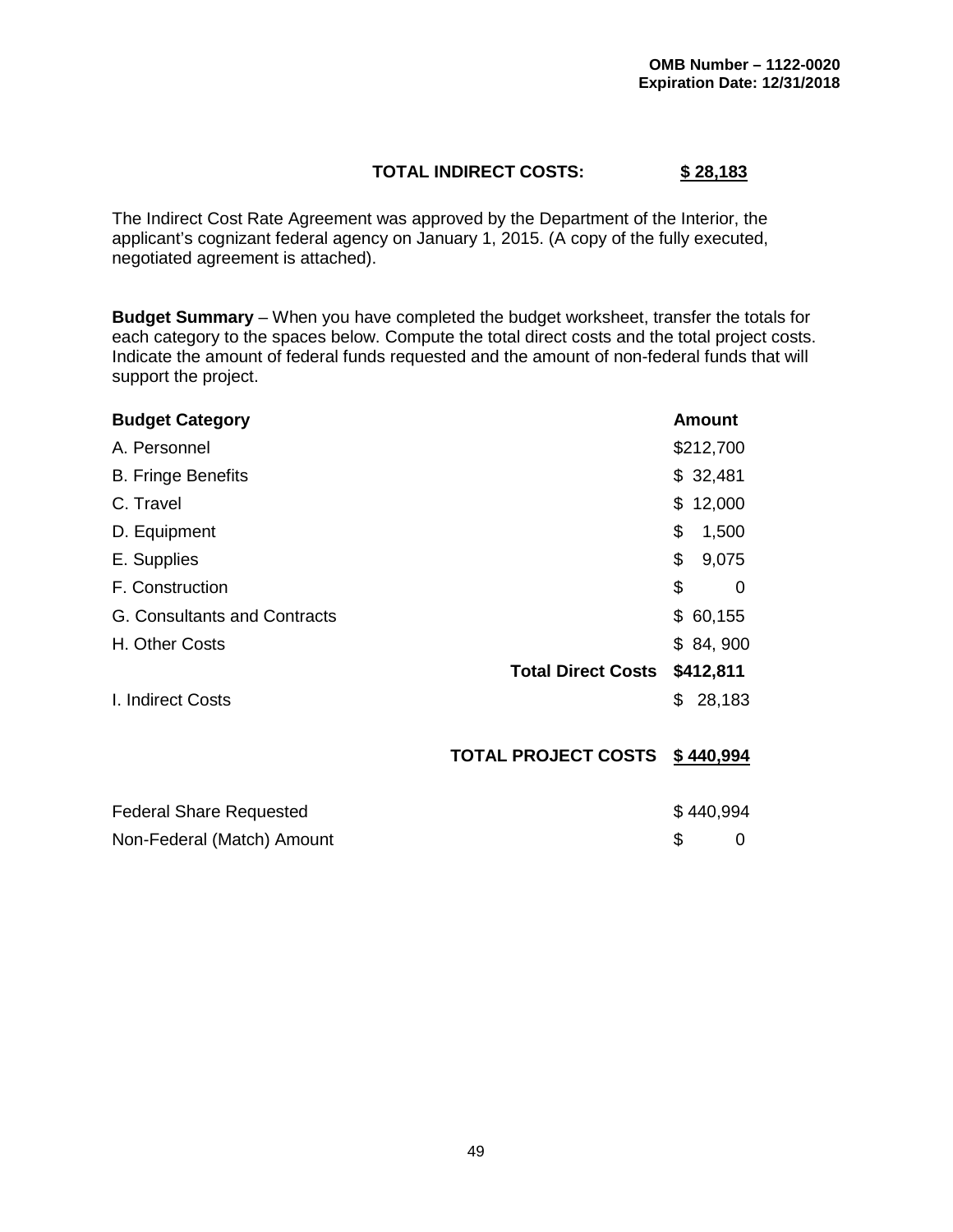OMB Number – 1122-0020
Expiration Date: 12/31/2018

**TOTAL INDIRECT COSTS:** **$ 28,183**

The Indirect Cost Rate Agreement was approved by the Department of the Interior, the applicant's cognizant federal agency on January 1, 2015. (A copy of the fully executed, negotiated agreement is attached).

**Budget Summary** – When you have completed the budget worksheet, transfer the totals for each category to the spaces below. Compute the total direct costs and the total project costs. Indicate the amount of federal funds requested and the amount of non-federal funds that will support the project.

| **Budget Category** | | **Amount** |
|---|---|---|
| A. Personnel | | $212,700 |
| B. Fringe Benefits | | $ 32,481 |
| C. Travel | | $ 12,000 |
| D. Equipment | | $ 1,500 |
| E. Supplies | | $ 9,075 |
| F. Construction | | $ 0 |
| G. Consultants and Contracts | | $ 60,155 |
| H. Other Costs | | $ 84, 900 |
| | **Total Direct Costs** | $412,811 |
| I. Indirect Costs | | $ 28,183 |
| | **TOTAL PROJECT COSTS** | **$ 440,994** |
| Federal Share Requested | | $ 440,994 |
| Non-Federal (Match) Amount | | $ 0 |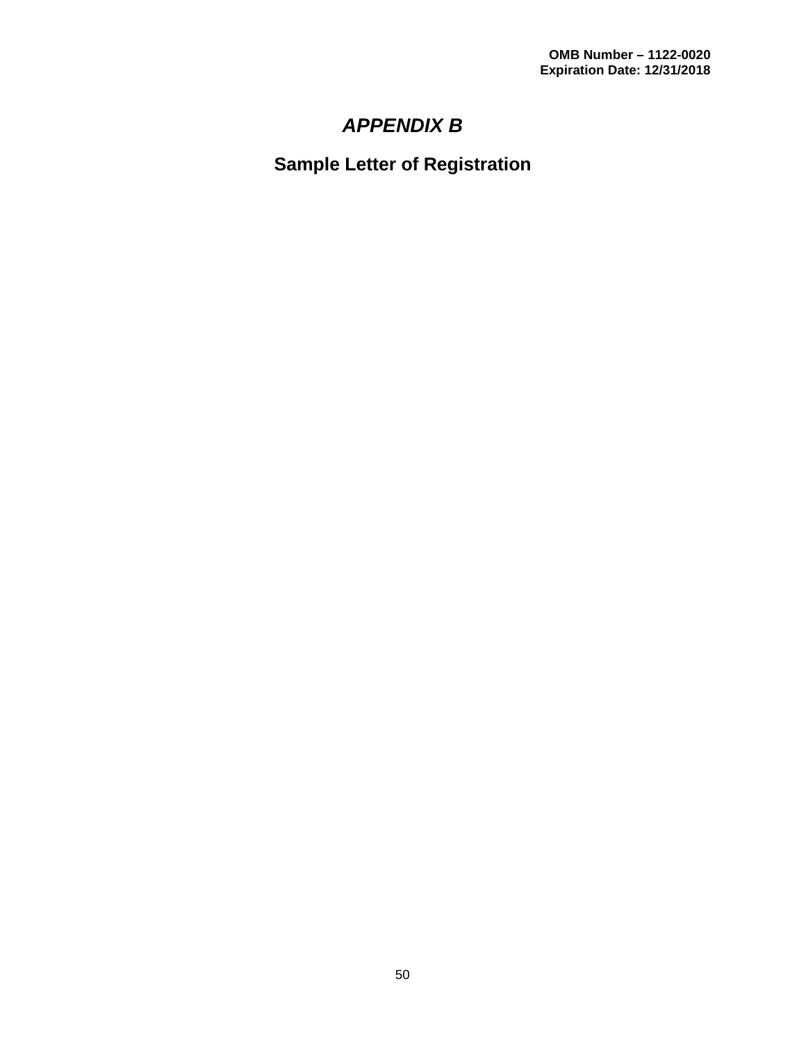OMB Number – 1122-0020
Expiration Date: 12/31/2018

# *APPENDIX B*

## Sample Letter of Registration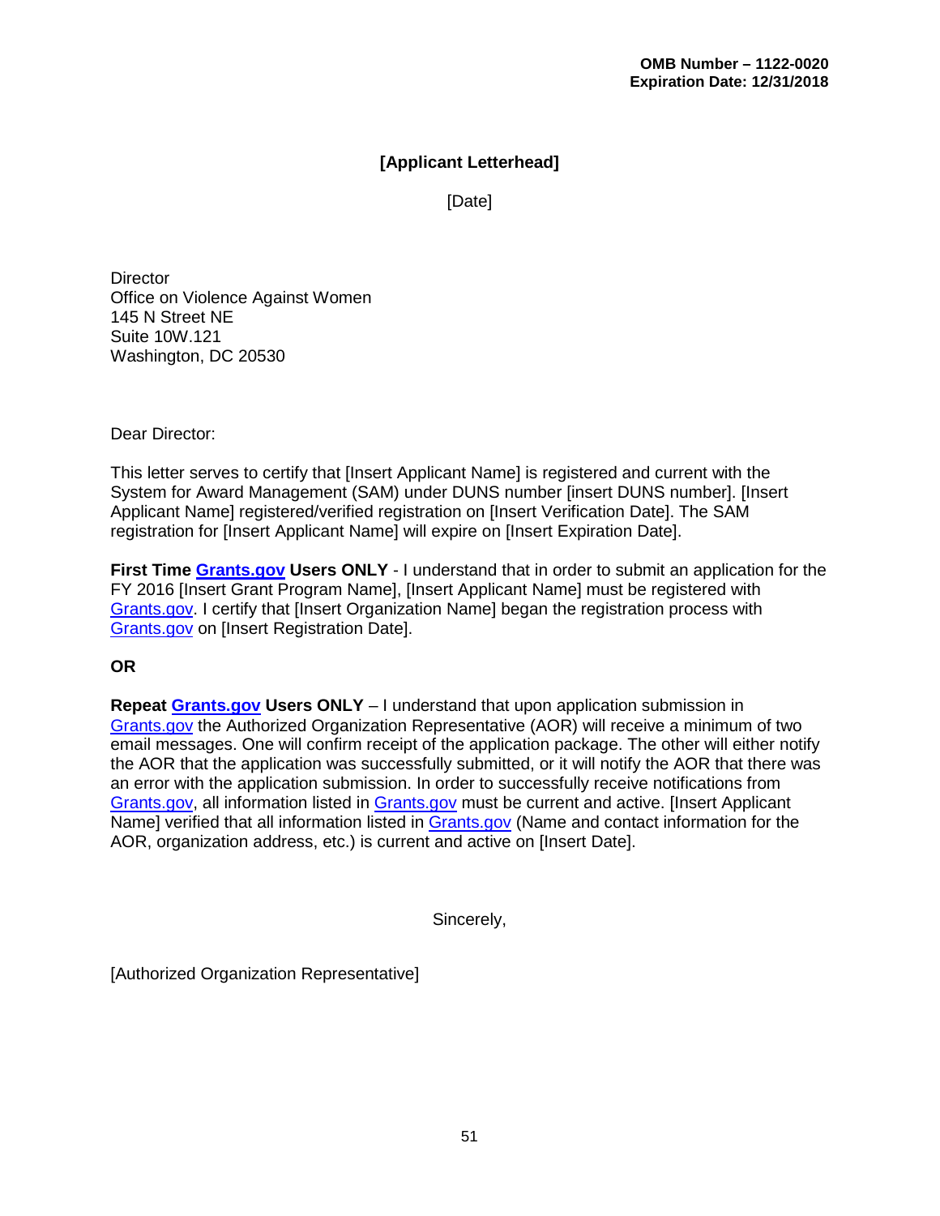**OMB Number – 1122-0020**
**Expiration Date: 12/31/2018**

**[Applicant Letterhead]**

[Date]

Director
Office on Violence Against Women
145 N Street NE
Suite 10W.121
Washington, DC 20530

Dear Director:

This letter serves to certify that [Insert Applicant Name] is registered and current with the System for Award Management (SAM) under DUNS number [insert DUNS number]. [Insert Applicant Name] registered/verified registration on [Insert Verification Date]. The SAM registration for [Insert Applicant Name] will expire on [Insert Expiration Date].

**First Time Grants.gov Users ONLY** - I understand that in order to submit an application for the FY 2016 [Insert Grant Program Name], [Insert Applicant Name] must be registered with Grants.gov. I certify that [Insert Organization Name] began the registration process with Grants.gov on [Insert Registration Date].

**OR**

**Repeat Grants.gov Users ONLY** – I understand that upon application submission in Grants.gov the Authorized Organization Representative (AOR) will receive a minimum of two email messages. One will confirm receipt of the application package. The other will either notify the AOR that the application was successfully submitted, or it will notify the AOR that there was an error with the application submission. In order to successfully receive notifications from Grants.gov, all information listed in Grants.gov must be current and active. [Insert Applicant Name] verified that all information listed in Grants.gov (Name and contact information for the AOR, organization address, etc.) is current and active on [Insert Date].

Sincerely,

[Authorized Organization Representative]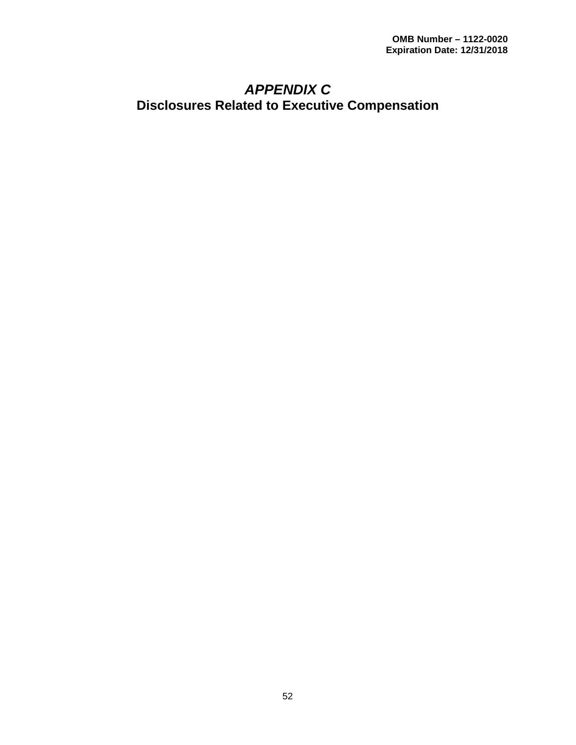# *APPENDIX C*

## Disclosures Related to Executive Compensation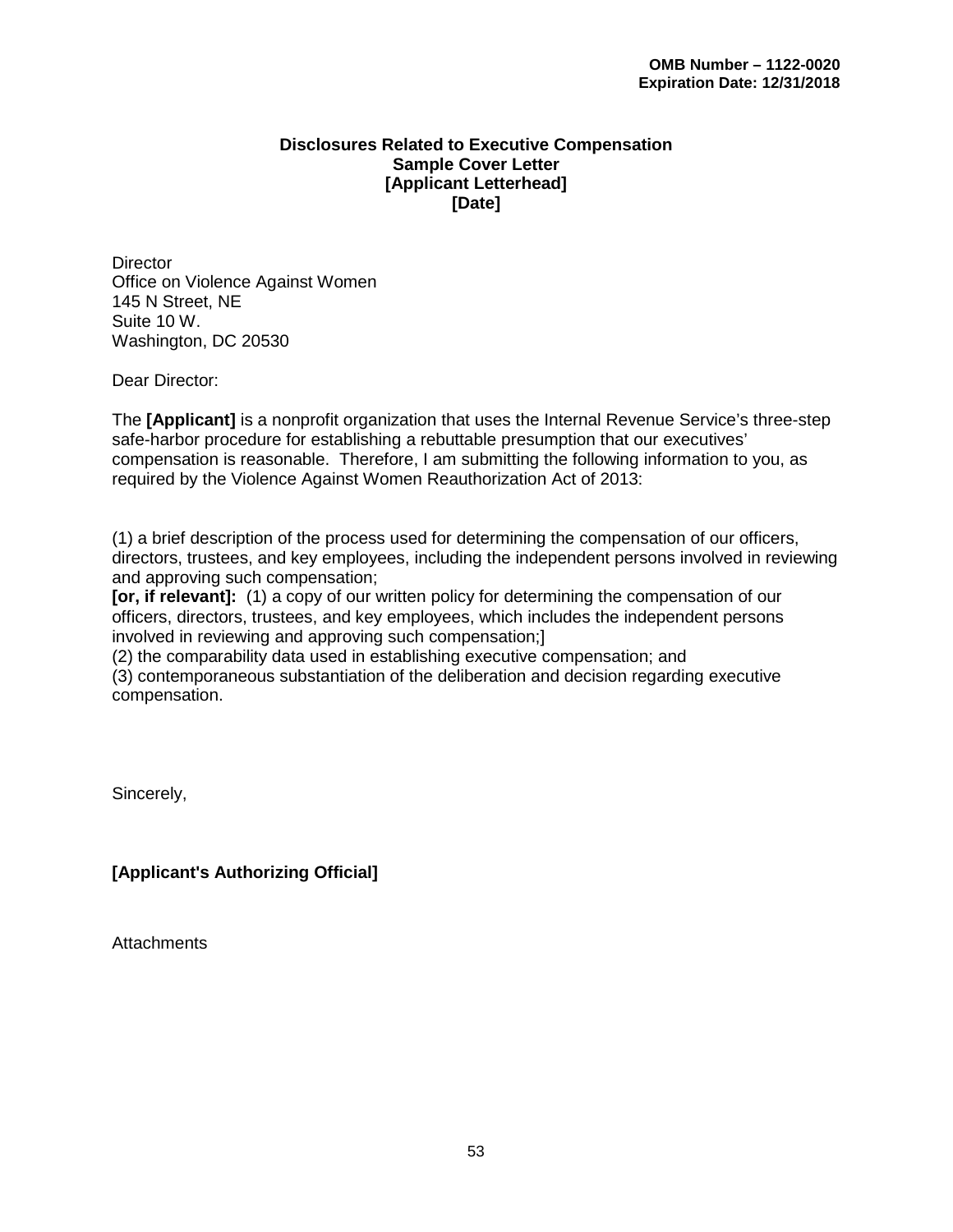**OMB Number – 1122-0020**
**Expiration Date: 12/31/2018**

**Disclosures Related to Executive Compensation**
**Sample Cover Letter**
**[Applicant Letterhead]**
**[Date]**

Director
Office on Violence Against Women
145 N Street, NE
Suite 10 W.
Washington, DC 20530

Dear Director:

The **[Applicant]** is a nonprofit organization that uses the Internal Revenue Service's three-step safe-harbor procedure for establishing a rebuttable presumption that our executives' compensation is reasonable. Therefore, I am submitting the following information to you, as required by the Violence Against Women Reauthorization Act of 2013:

(1) a brief description of the process used for determining the compensation of our officers, directors, trustees, and key employees, including the independent persons involved in reviewing and approving such compensation;
**[or, if relevant]:** (1) a copy of our written policy for determining the compensation of our officers, directors, trustees, and key employees, which includes the independent persons involved in reviewing and approving such compensation;]
(2) the comparability data used in establishing executive compensation; and
(3) contemporaneous substantiation of the deliberation and decision regarding executive compensation.

Sincerely,

**[Applicant's Authorizing Official]**

Attachments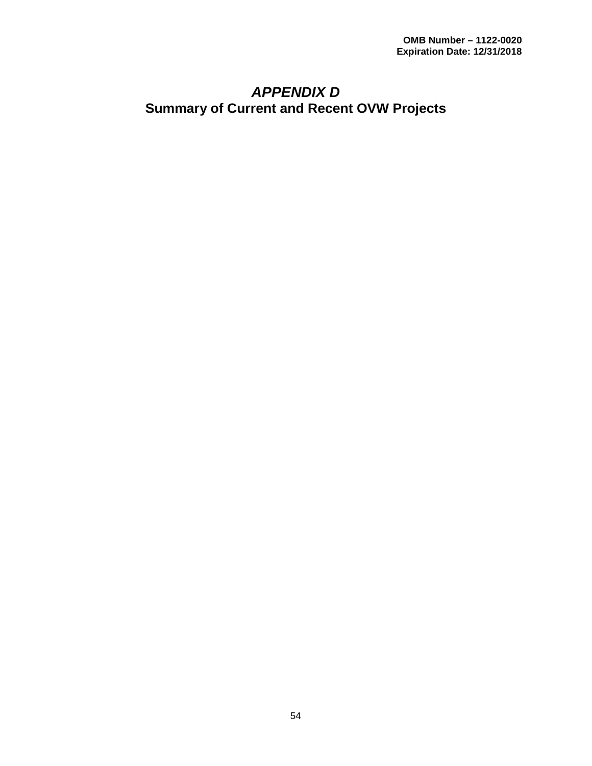OMB Number – 1122-0020
Expiration Date: 12/31/2018

# *APPENDIX D*
# Summary of Current and Recent OVW Projects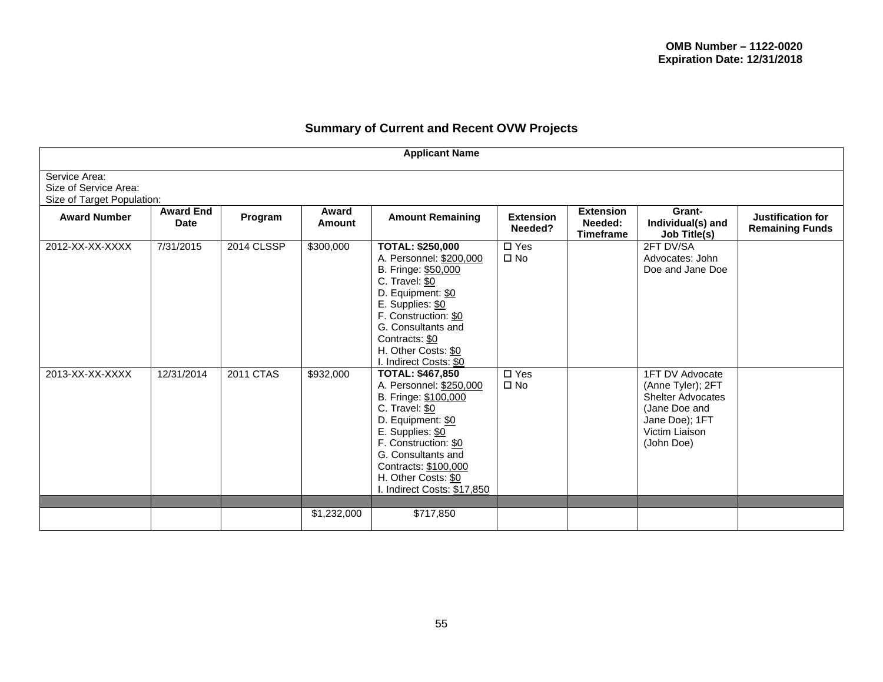**OMB Number – 1122-0020**
**Expiration Date: 12/31/2018**

## Summary of Current and Recent OVW Projects

| **Applicant Name** | | | | | | | | |
|---|---|---|---|---|---|---|---|---|
| Service Area:<br>Size of Service Area:<br>Size of Target Population: | | | | | | | | |
| **Award Number** | **Award End Date** | **Program** | **Award Amount** | **Amount Remaining** | **Extension Needed?** | **Extension Needed: Timeframe** | **Grant-Individual(s) and Job Title(s)** | **Justification for Remaining Funds** |
| 2012-XX-XX-XXXX | 7/31/2015 | 2014 CLSSP | $300,000 | **TOTAL: $250,000**<br>A. Personnel: $200,000<br>B. Fringe: $50,000<br>C. Travel: $0<br>D. Equipment: $0<br>E. Supplies: $0<br>F. Construction: $0<br>G. Consultants and Contracts: $0<br>H. Other Costs: $0<br>I. Indirect Costs: $0 | ☐ Yes<br>☐ No | | 2FT DV/SA Advocates: John Doe and Jane Doe | |
| 2013-XX-XX-XXXX | 12/31/2014 | 2011 CTAS | $932,000 | **TOTAL: $467,850**<br>A. Personnel: $250,000<br>B. Fringe: $100,000<br>C. Travel: $0<br>D. Equipment: $0<br>E. Supplies: $0<br>F. Construction: $0<br>G. Consultants and Contracts: $100,000<br>H. Other Costs: $0<br>I. Indirect Costs: $17,850 | ☐ Yes<br>☐ No | | 1FT DV Advocate (Anne Tyler); 2FT Shelter Advocates (Jane Doe and Jane Doe); 1FT Victim Liaison (John Doe) | |
| | | | | | | | | |
| | | | $1,232,000 | $717,850 | | | | |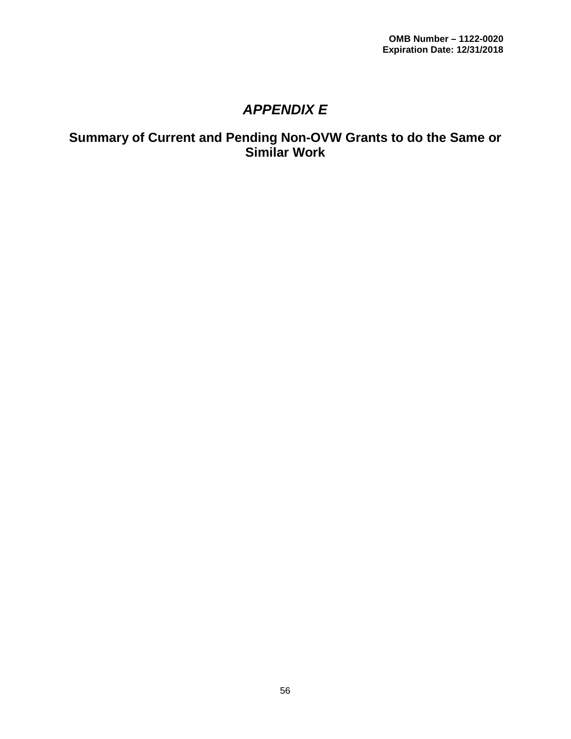OMB Number – 1122-0020
Expiration Date: 12/31/2018

# *APPENDIX E*

## Summary of Current and Pending Non-OVW Grants to do the Same or Similar Work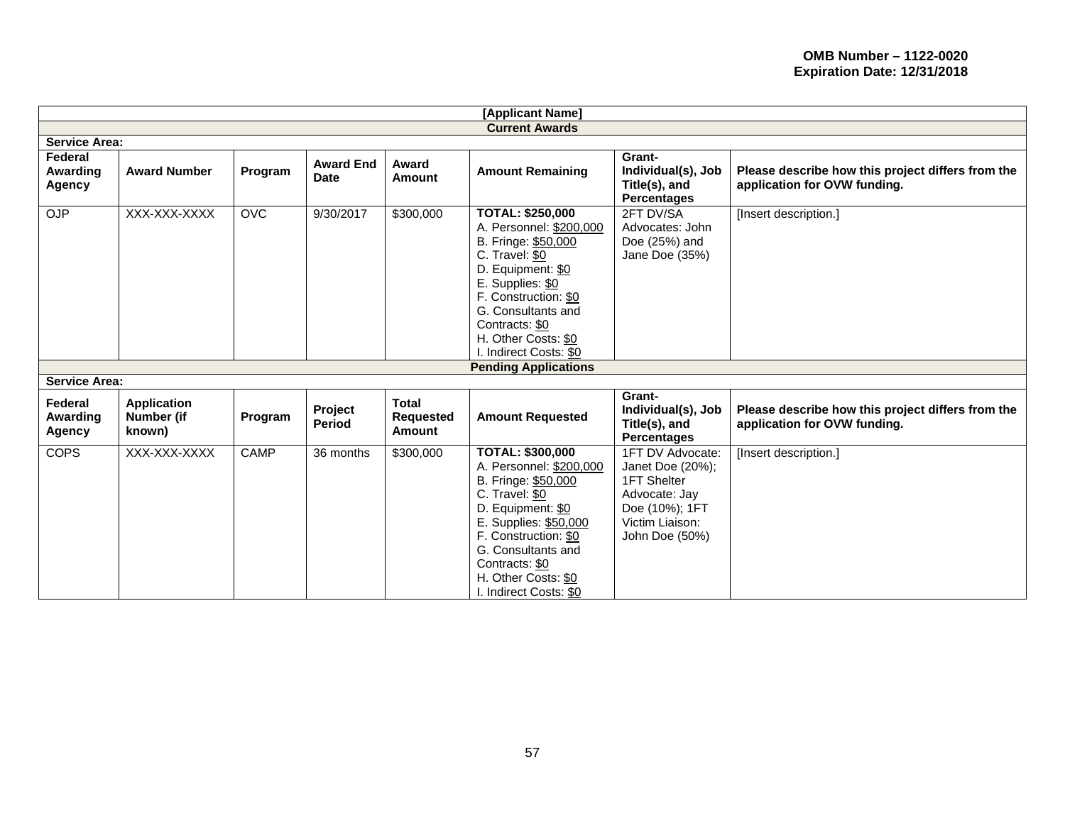OMB Number – 1122-0020
Expiration Date: 12/31/2018

| [Applicant Name] | | | | | | | |
|---|---|---|---|---|---|---|---|
| **Current Awards** | | | | | | | |
| **Service Area:** | | | | | | | |
| **Federal Awarding Agency** | **Award Number** | **Program** | **Award End Date** | **Award Amount** | **Amount Remaining** | **Grant-Individual(s), Job Title(s), and Percentages** | **Please describe how this project differs from the application for OVW funding.** |
| OJP | XXX-XXX-XXXX | OVC | 9/30/2017 | $300,000 | **TOTAL: $250,000**<br>A. Personnel: $200,000<br>B. Fringe: $50,000<br>C. Travel: $0<br>D. Equipment: $0<br>E. Supplies: $0<br>F. Construction: $0<br>G. Consultants and Contracts: $0<br>H. Other Costs: $0<br>I. Indirect Costs: $0 | 2FT DV/SA Advocates: John Doe (25%) and Jane Doe (35%) | [Insert description.] |
| **Pending Applications** | | | | | | | |
| **Service Area:** | | | | | | | |
| **Federal Awarding Agency** | **Application Number (if known)** | **Program** | **Project Period** | **Total Requested Amount** | **Amount Requested** | **Grant-Individual(s), Job Title(s), and Percentages** | **Please describe how this project differs from the application for OVW funding.** |
| COPS | XXX-XXX-XXXX | CAMP | 36 months | $300,000 | **TOTAL: $300,000**<br>A. Personnel: $200,000<br>B. Fringe: $50,000<br>C. Travel: $0<br>D. Equipment: $0<br>E. Supplies: $50,000<br>F. Construction: $0<br>G. Consultants and Contracts: $0<br>H. Other Costs: $0<br>I. Indirect Costs: $0 | 1FT DV Advocate: Janet Doe (20%); 1FT Shelter Advocate: Jay Doe (10%); 1FT Victim Liaison: John Doe (50%) | [Insert description.] |